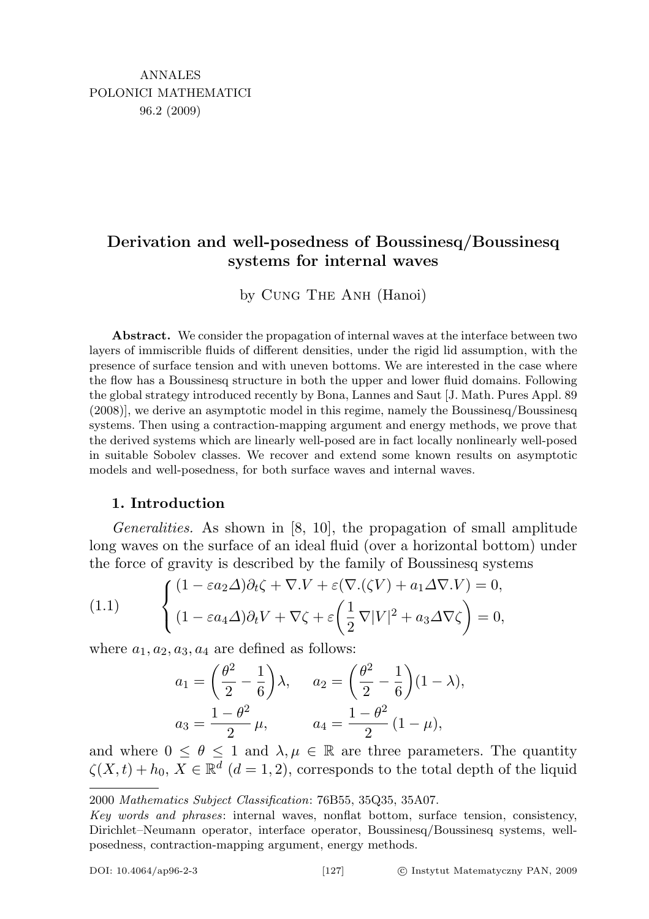ANNALES
POLONICI MATHEMATICI
96.2 (2009)

# Derivation and well-posedness of Boussinesq/Boussinesq systems for internal waves

by Cung The Anh (Hanoi)

**Abstract.** We consider the propagation of internal waves at the interface between two layers of immiscrible fluids of different densities, under the rigid lid assumption, with the presence of surface tension and with uneven bottoms. We are interested in the case where the flow has a Boussinesq structure in both the upper and lower fluid domains. Following the global strategy introduced recently by Bona, Lannes and Saut [J. Math. Pures Appl. 89 (2008)], we derive an asymptotic model in this regime, namely the Boussinesq/Boussinesq systems. Then using a contraction-mapping argument and energy methods, we prove that the derived systems which are linearly well-posed are in fact locally nonlinearly well-posed in suitable Sobolev classes. We recover and extend some known results on asymptotic models and well-posedness, for both surface waves and internal waves.

## 1. Introduction

*Generalities.* As shown in [8, 10], the propagation of small amplitude long waves on the surface of an ideal fluid (over a horizontal bottom) under the force of gravity is described by the family of Boussinesq systems

$$
(1.1)\qquad \begin{cases} (1-\varepsilon a_2\Delta)\partial_t\zeta+\nabla.V+\varepsilon(\nabla.(\zeta V)+a_1\Delta\nabla.V)=0,\\ (1-\varepsilon a_4\Delta)\partial_t V+\nabla\zeta+\varepsilon\Big(\dfrac{1}{2}\nabla|V|^2+a_3\Delta\nabla\zeta\Big)=0,\end{cases}
$$

where $a_1, a_2, a_3, a_4$ are defined as follows:

$$
a_1=\Big(\frac{\theta^2}{2}-\frac{1}{6}\Big)\lambda,\qquad a_2=\Big(\frac{\theta^2}{2}-\frac{1}{6}\Big)(1-\lambda),
$$

$$
a_3=\frac{1-\theta^2}{2}\,\mu,\qquad a_4=\frac{1-\theta^2}{2}\,(1-\mu),
$$

and where $0\le\theta\le 1$ and $\lambda,\mu\in\mathbb{R}$ are three parameters. The quantity $\zeta(X,t)+h_0$, $X\in\mathbb{R}^d$ $(d=1,2)$, corresponds to the total depth of the liquid

---

2000 *Mathematics Subject Classification*: 76B55, 35Q35, 35A07.

*Key words and phrases*: internal waves, nonflat bottom, surface tension, consistency, Dirichlet–Neumann operator, interface operator, Boussinesq/Boussinesq systems, well-posedness, contraction-mapping argument, energy methods.

DOI: 10.4064/ap96-2-3 © Instytut Matematyczny PAN, 2009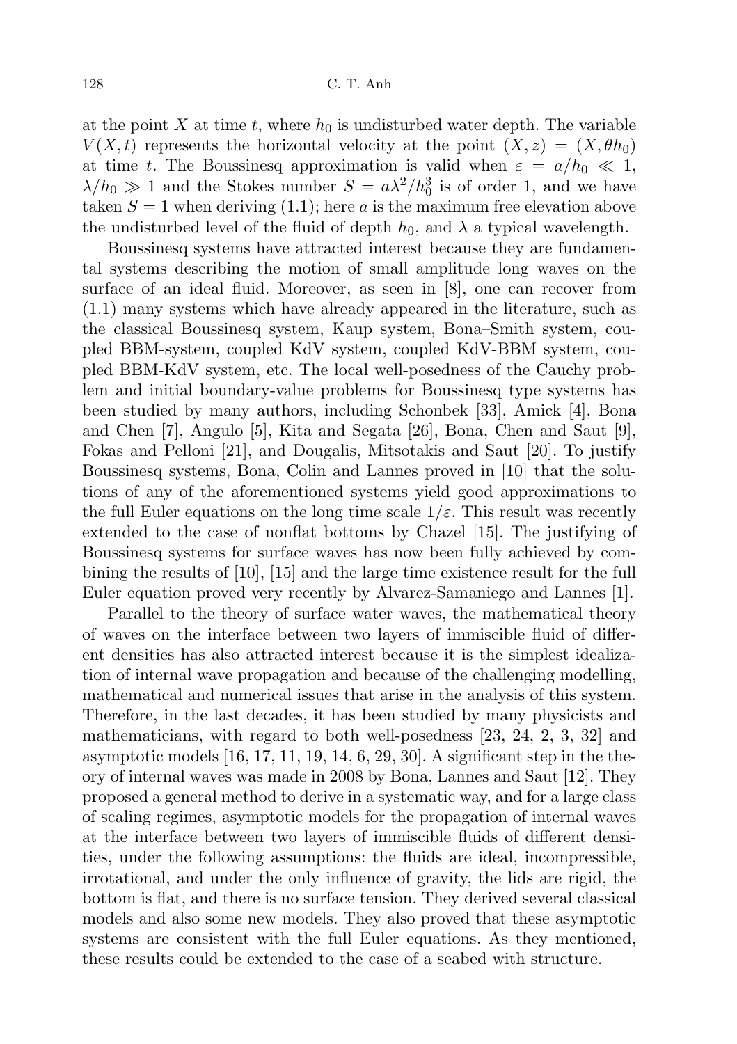at the point $X$ at time $t$, where $h_0$ is undisturbed water depth. The variable $V(X,t)$ represents the horizontal velocity at the point $(X,z) = (X,\theta h_0)$ at time $t$. The Boussinesq approximation is valid when $\varepsilon = a/h_0 \ll 1$, $\lambda/h_0 \gg 1$ and the Stokes number $S = a\lambda^2/h_0^3$ is of order 1, and we have taken $S = 1$ when deriving (1.1); here $a$ is the maximum free elevation above the undisturbed level of the fluid of depth $h_0$, and $\lambda$ a typical wavelength.

Boussinesq systems have attracted interest because they are fundamental systems describing the motion of small amplitude long waves on the surface of an ideal fluid. Moreover, as seen in [8], one can recover from (1.1) many systems which have already appeared in the literature, such as the classical Boussinesq system, Kaup system, Bona–Smith system, coupled BBM-system, coupled KdV system, coupled KdV-BBM system, coupled BBM-KdV system, etc. The local well-posedness of the Cauchy problem and initial boundary-value problems for Boussinesq type systems has been studied by many authors, including Schonbek [33], Amick [4], Bona and Chen [7], Angulo [5], Kita and Segata [26], Bona, Chen and Saut [9], Fokas and Pelloni [21], and Dougalis, Mitsotakis and Saut [20]. To justify Boussinesq systems, Bona, Colin and Lannes proved in [10] that the solutions of any of the aforementioned systems yield good approximations to the full Euler equations on the long time scale $1/\varepsilon$. This result was recently extended to the case of nonflat bottoms by Chazel [15]. The justifying of Boussinesq systems for surface waves has now been fully achieved by combining the results of [10], [15] and the large time existence result for the full Euler equation proved very recently by Alvarez-Samaniego and Lannes [1].

Parallel to the theory of surface water waves, the mathematical theory of waves on the interface between two layers of immiscible fluid of different densities has also attracted interest because it is the simplest idealization of internal wave propagation and because of the challenging modelling, mathematical and numerical issues that arise in the analysis of this system. Therefore, in the last decades, it has been studied by many physicists and mathematicians, with regard to both well-posedness [23, 24, 2, 3, 32] and asymptotic models [16, 17, 11, 19, 14, 6, 29, 30]. A significant step in the theory of internal waves was made in 2008 by Bona, Lannes and Saut [12]. They proposed a general method to derive in a systematic way, and for a large class of scaling regimes, asymptotic models for the propagation of internal waves at the interface between two layers of immiscible fluids of different densities, under the following assumptions: the fluids are ideal, incompressible, irrotational, and under the only influence of gravity, the lids are rigid, the bottom is flat, and there is no surface tension. They derived several classical models and also some new models. They also proved that these asymptotic systems are consistent with the full Euler equations. As they mentioned, these results could be extended to the case of a seabed with structure.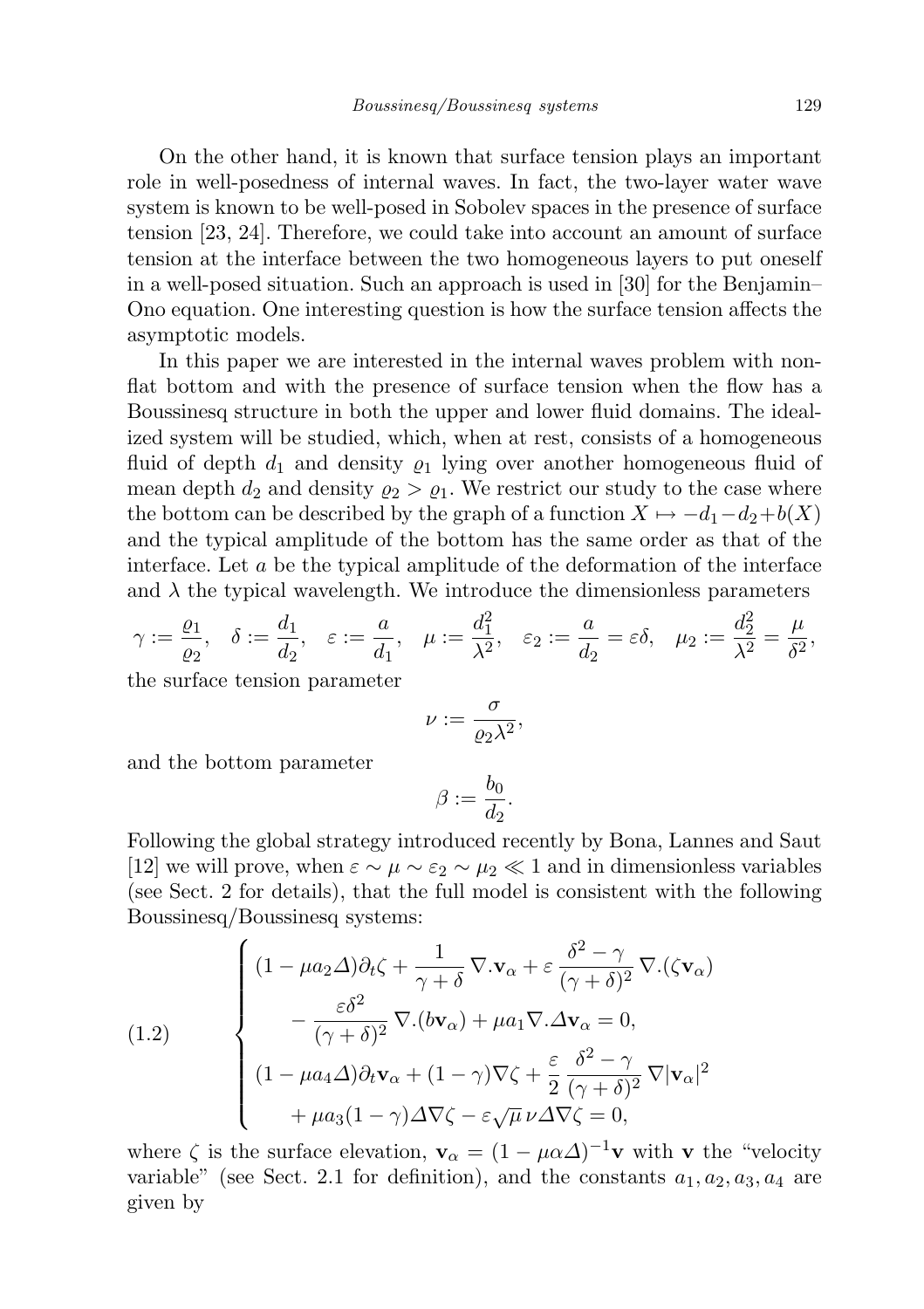On the other hand, it is known that surface tension plays an important role in well-posedness of internal waves. In fact, the two-layer water wave system is known to be well-posed in Sobolev spaces in the presence of surface tension [23, 24]. Therefore, we could take into account an amount of surface tension at the interface between the two homogeneous layers to put oneself in a well-posed situation. Such an approach is used in [30] for the Benjamin–Ono equation. One interesting question is how the surface tension affects the asymptotic models.

In this paper we are interested in the internal waves problem with non-flat bottom and with the presence of surface tension when the flow has a Boussinesq structure in both the upper and lower fluid domains. The idealized system will be studied, which, when at rest, consists of a homogeneous fluid of depth $d_1$ and density $\varrho_1$ lying over another homogeneous fluid of mean depth $d_2$ and density $\varrho_2 > \varrho_1$. We restrict our study to the case where the bottom can be described by the graph of a function $X \mapsto -d_1 - d_2 + b(X)$ and the typical amplitude of the bottom has the same order as that of the interface. Let $a$ be the typical amplitude of the deformation of the interface and $\lambda$ the typical wavelength. We introduce the dimensionless parameters

$$\gamma := \frac{\varrho_1}{\varrho_2}, \quad \delta := \frac{d_1}{d_2}, \quad \varepsilon := \frac{a}{d_1}, \quad \mu := \frac{d_1^2}{\lambda^2}, \quad \varepsilon_2 := \frac{a}{d_2} = \varepsilon\delta, \quad \mu_2 := \frac{d_2^2}{\lambda^2} = \frac{\mu}{\delta^2},$$

the surface tension parameter

$$\nu := \frac{\sigma}{\varrho_2 \lambda^2},$$

and the bottom parameter

$$\beta := \frac{b_0}{d_2}.$$

Following the global strategy introduced recently by Bona, Lannes and Saut [12] we will prove, when $\varepsilon \sim \mu \sim \varepsilon_2 \sim \mu_2 \ll 1$ and in dimensionless variables (see Sect. 2 for details), that the full model is consistent with the following Boussinesq/Boussinesq systems:

$$(1.2) \qquad \begin{cases} (1 - \mu a_2 \Delta)\partial_t \zeta + \dfrac{1}{\gamma + \delta} \nabla.\mathbf{v}_\alpha + \varepsilon \dfrac{\delta^2 - \gamma}{(\gamma + \delta)^2} \nabla.(\zeta \mathbf{v}_\alpha) \\ \qquad - \dfrac{\varepsilon \delta^2}{(\gamma + \delta)^2} \nabla.(b\mathbf{v}_\alpha) + \mu a_1 \nabla.\Delta \mathbf{v}_\alpha = 0, \\ (1 - \mu a_4 \Delta)\partial_t \mathbf{v}_\alpha + (1 - \gamma)\nabla\zeta + \dfrac{\varepsilon}{2} \dfrac{\delta^2 - \gamma}{(\gamma + \delta)^2} \nabla|\mathbf{v}_\alpha|^2 \\ \qquad + \mu a_3 (1 - \gamma)\Delta\nabla\zeta - \varepsilon\sqrt{\mu}\, \nu \Delta\nabla\zeta = 0, \end{cases}$$

where $\zeta$ is the surface elevation, $\mathbf{v}_\alpha = (1 - \mu\alpha\Delta)^{-1}\mathbf{v}$ with $\mathbf{v}$ the "velocity variable" (see Sect. 2.1 for definition), and the constants $a_1, a_2, a_3, a_4$ are given by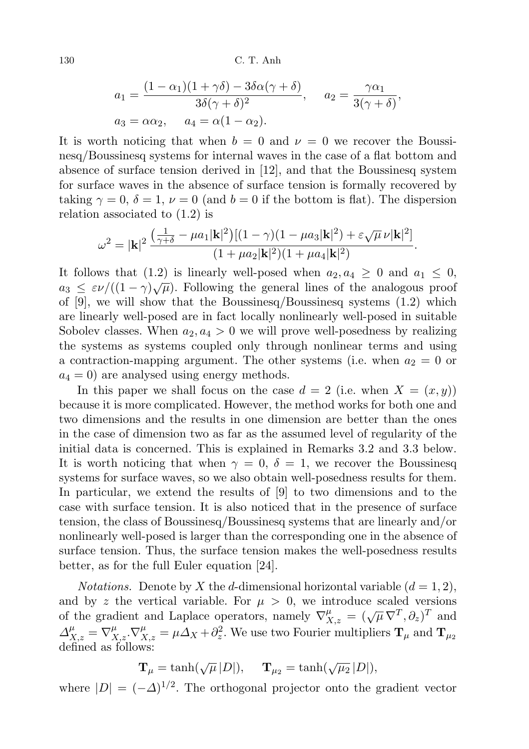$$a_1 = \frac{(1-\alpha_1)(1+\gamma\delta) - 3\delta\alpha(\gamma+\delta)}{3\delta(\gamma+\delta)^2}, \qquad a_2 = \frac{\gamma\alpha_1}{3(\gamma+\delta)},$$
$$a_3 = \alpha\alpha_2, \qquad a_4 = \alpha(1-\alpha_2).$$

It is worth noticing that when $b = 0$ and $\nu = 0$ we recover the Boussinesq/Boussinesq systems for internal waves in the case of a flat bottom and absence of surface tension derived in [12], and that the Boussinesq system for surface waves in the absence of surface tension is formally recovered by taking $\gamma = 0$, $\delta = 1$, $\nu = 0$ (and $b = 0$ if the bottom is flat). The dispersion relation associated to (1.2) is

$$\omega^2 = |\mathbf{k}|^2 \frac{\left(\frac{1}{\gamma+\delta} - \mu a_1|\mathbf{k}|^2\right)[(1-\gamma)(1-\mu a_3|\mathbf{k}|^2) + \varepsilon\sqrt{\mu}\,\nu|\mathbf{k}|^2]}{(1+\mu a_2|\mathbf{k}|^2)(1+\mu a_4|\mathbf{k}|^2)}.$$

It follows that (1.2) is linearly well-posed when $a_2, a_4 \geq 0$ and $a_1 \leq 0$, $a_3 \leq \varepsilon\nu/((1-\gamma)\sqrt{\mu})$. Following the general lines of the analogous proof of [9], we will show that the Boussinesq/Boussinesq systems (1.2) which are linearly well-posed are in fact locally nonlinearly well-posed in suitable Sobolev classes. When $a_2, a_4 > 0$ we will prove well-posedness by realizing the systems as systems coupled only through nonlinear terms and using a contraction-mapping argument. The other systems (i.e. when $a_2 = 0$ or $a_4 = 0$) are analysed using energy methods.

In this paper we shall focus on the case $d = 2$ (i.e. when $X = (x, y)$) because it is more complicated. However, the method works for both one and two dimensions and the results in one dimension are better than the ones in the case of dimension two as far as the assumed level of regularity of the initial data is concerned. This is explained in Remarks 3.2 and 3.3 below. It is worth noticing that when $\gamma = 0$, $\delta = 1$, we recover the Boussinesq systems for surface waves, so we also obtain well-posedness results for them. In particular, we extend the results of [9] to two dimensions and to the case with surface tension. It is also noticed that in the presence of surface tension, the class of Boussinesq/Boussinesq systems that are linearly and/or nonlinearly well-posed is larger than the corresponding one in the absence of surface tension. Thus, the surface tension makes the well-posedness results better, as for the full Euler equation [24].

*Notations.* Denote by $X$ the $d$-dimensional horizontal variable ($d = 1, 2$), and by $z$ the vertical variable. For $\mu > 0$, we introduce scaled versions of the gradient and Laplace operators, namely $\nabla^\mu_{X,z} = (\sqrt{\mu}\,\nabla^T, \partial_z)^T$ and $\Delta^\mu_{X,z} = \nabla^\mu_{X,z}.\nabla^\mu_{X,z} = \mu\Delta_X + \partial_z^2$. We use two Fourier multipliers $\mathbf{T}_\mu$ and $\mathbf{T}_{\mu_2}$ defined as follows:

$$\mathbf{T}_\mu = \tanh(\sqrt{\mu}\,|D|), \qquad \mathbf{T}_{\mu_2} = \tanh(\sqrt{\mu_2}\,|D|),$$

where $|D| = (-\Delta)^{1/2}$. The orthogonal projector onto the gradient vector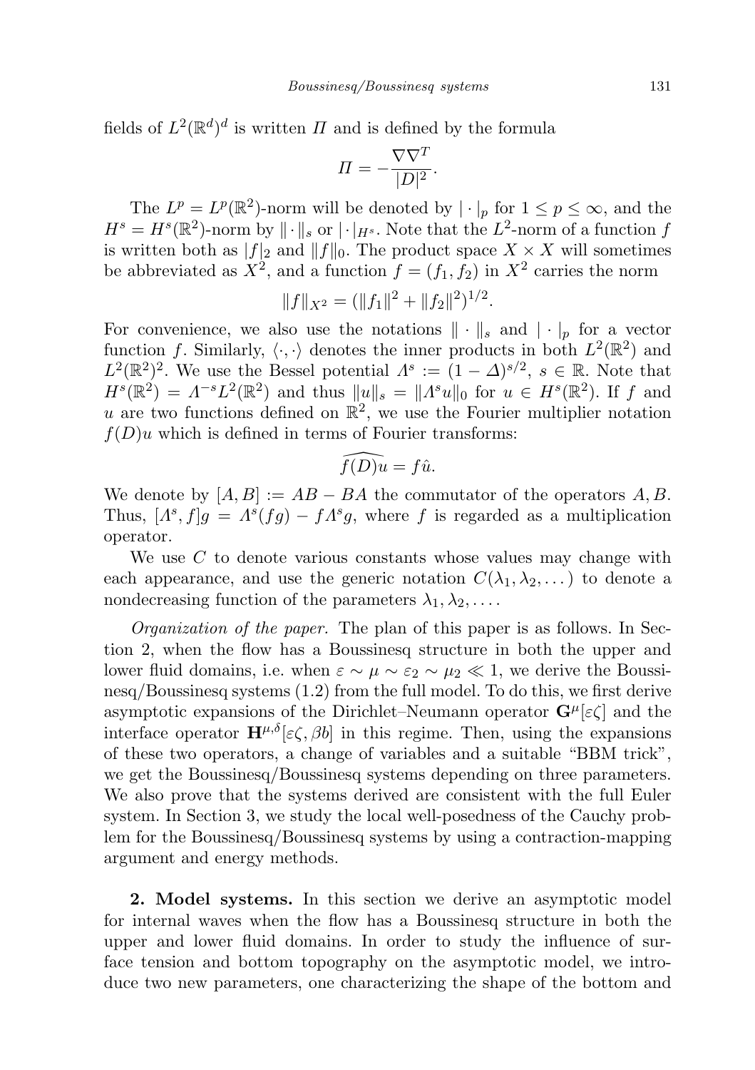fields of $L^2(\mathbb{R}^d)^d$ is written $\Pi$ and is defined by the formula

$$\Pi = -\frac{\nabla \nabla^T}{|D|^2}.$$

The $L^p = L^p(\mathbb{R}^2)$-norm will be denoted by $|\cdot|_p$ for $1 \le p \le \infty$, and the $H^s = H^s(\mathbb{R}^2)$-norm by $\|\cdot\|_s$ or $|\cdot|_{H^s}$. Note that the $L^2$-norm of a function $f$ is written both as $|f|_2$ and $\|f\|_0$. The product space $X \times X$ will sometimes be abbreviated as $X^2$, and a function $f = (f_1, f_2)$ in $X^2$ carries the norm

$$\|f\|_{X^2} = (\|f_1\|^2 + \|f_2\|^2)^{1/2}.$$

For convenience, we also use the notations $\|\cdot\|_s$ and $|\cdot|_p$ for a vector function $f$. Similarly, $\langle \cdot, \cdot \rangle$ denotes the inner products in both $L^2(\mathbb{R}^2)$ and $L^2(\mathbb{R}^2)^2$. We use the Bessel potential $\Lambda^s := (1-\Delta)^{s/2}$, $s \in \mathbb{R}$. Note that $H^s(\mathbb{R}^2) = \Lambda^{-s}L^2(\mathbb{R}^2)$ and thus $\|u\|_s = \|\Lambda^s u\|_0$ for $u \in H^s(\mathbb{R}^2)$. If $f$ and $u$ are two functions defined on $\mathbb{R}^2$, we use the Fourier multiplier notation $f(D)u$ which is defined in terms of Fourier transforms:

$$\widehat{f(D)u} = f\hat{u}.$$

We denote by $[A, B] := AB - BA$ the commutator of the operators $A, B$. Thus, $[\Lambda^s, f]g = \Lambda^s(fg) - f\Lambda^s g$, where $f$ is regarded as a multiplication operator.

We use $C$ to denote various constants whose values may change with each appearance, and use the generic notation $C(\lambda_1, \lambda_2, \dots)$ to denote a nondecreasing function of the parameters $\lambda_1, \lambda_2, \dots$.

*Organization of the paper.* The plan of this paper is as follows. In Section 2, when the flow has a Boussinesq structure in both the upper and lower fluid domains, i.e. when $\varepsilon \sim \mu \sim \varepsilon_2 \sim \mu_2 \ll 1$, we derive the Boussinesq/Boussinesq systems (1.2) from the full model. To do this, we first derive asymptotic expansions of the Dirichlet–Neumann operator $\mathbf{G}^{\mu}[\varepsilon\zeta]$ and the interface operator $\mathbf{H}^{\mu,\delta}[\varepsilon\zeta, \beta b]$ in this regime. Then, using the expansions of these two operators, a change of variables and a suitable "BBM trick", we get the Boussinesq/Boussinesq systems depending on three parameters. We also prove that the systems derived are consistent with the full Euler system. In Section 3, we study the local well-posedness of the Cauchy problem for the Boussinesq/Boussinesq systems by using a contraction-mapping argument and energy methods.

## 2. Model systems.

In this section we derive an asymptotic model for internal waves when the flow has a Boussinesq structure in both the upper and lower fluid domains. In order to study the influence of surface tension and bottom topography on the asymptotic model, we introduce two new parameters, one characterizing the shape of the bottom and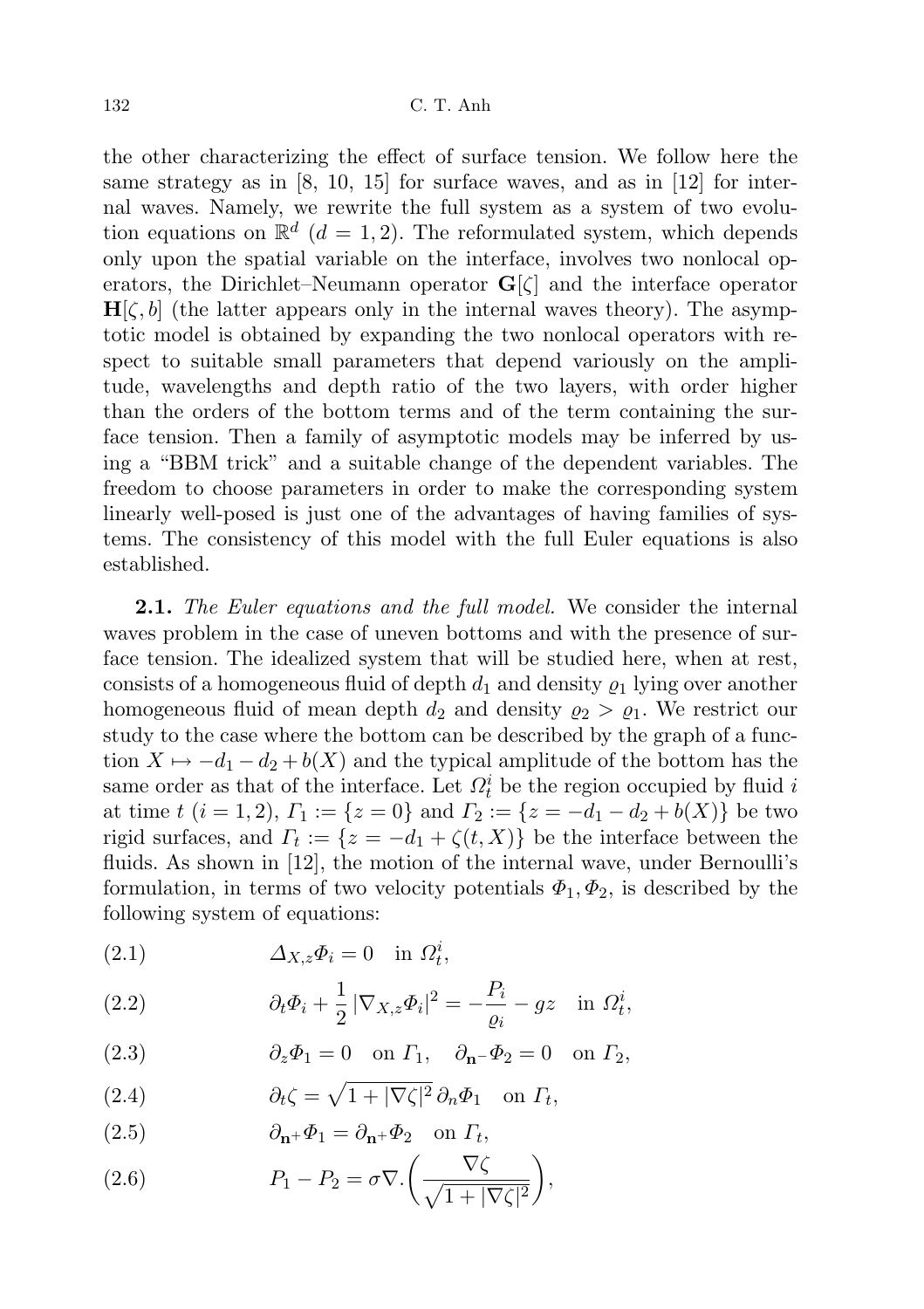the other characterizing the effect of surface tension. We follow here the same strategy as in [8, 10, 15] for surface waves, and as in [12] for internal waves. Namely, we rewrite the full system as a system of two evolution equations on $\mathbb{R}^d$ ($d = 1, 2$). The reformulated system, which depends only upon the spatial variable on the interface, involves two nonlocal operators, the Dirichlet–Neumann operator $\mathbf{G}[\zeta]$ and the interface operator $\mathbf{H}[\zeta, b]$ (the latter appears only in the internal waves theory). The asymptotic model is obtained by expanding the two nonlocal operators with respect to suitable small parameters that depend variously on the amplitude, wavelengths and depth ratio of the two layers, with order higher than the orders of the bottom terms and of the term containing the surface tension. Then a family of asymptotic models may be inferred by using a "BBM trick" and a suitable change of the dependent variables. The freedom to choose parameters in order to make the corresponding system linearly well-posed is just one of the advantages of having families of systems. The consistency of this model with the full Euler equations is also established.

**2.1.** *The Euler equations and the full model.* We consider the internal waves problem in the case of uneven bottoms and with the presence of surface tension. The idealized system that will be studied here, when at rest, consists of a homogeneous fluid of depth $d_1$ and density $\varrho_1$ lying over another homogeneous fluid of mean depth $d_2$ and density $\varrho_2 > \varrho_1$. We restrict our study to the case where the bottom can be described by the graph of a function $X \mapsto -d_1 - d_2 + b(X)$ and the typical amplitude of the bottom has the same order as that of the interface. Let $\Omega_t^i$ be the region occupied by fluid $i$ at time $t$ ($i = 1, 2$), $\Gamma_1 := \{z = 0\}$ and $\Gamma_2 := \{z = -d_1 - d_2 + b(X)\}$ be two rigid surfaces, and $\Gamma_t := \{z = -d_1 + \zeta(t, X)\}$ be the interface between the fluids. As shown in [12], the motion of the internal wave, under Bernoulli's formulation, in terms of two velocity potentials $\Phi_1, \Phi_2$, is described by the following system of equations:

$$\Delta_{X,z}\Phi_i = 0 \quad \text{in } \Omega_t^i, \tag{2.1}$$

$$\partial_t \Phi_i + \frac{1}{2}|\nabla_{X,z}\Phi_i|^2 = -\frac{P_i}{\varrho_i} - gz \quad \text{in } \Omega_t^i, \tag{2.2}$$

$$\partial_z \Phi_1 = 0 \quad \text{on } \Gamma_1, \quad \partial_{\mathbf{n}^-}\Phi_2 = 0 \quad \text{on } \Gamma_2, \tag{2.3}$$

$$\partial_t \zeta = \sqrt{1 + |\nabla\zeta|^2}\,\partial_n \Phi_1 \quad \text{on } \Gamma_t, \tag{2.4}$$

$$\partial_{\mathbf{n}^+}\Phi_1 = \partial_{\mathbf{n}^+}\Phi_2 \quad \text{on } \Gamma_t, \tag{2.5}$$

$$P_1 - P_2 = \sigma\nabla.\bigg(\frac{\nabla\zeta}{\sqrt{1 + |\nabla\zeta|^2}}\bigg), \tag{2.6}$$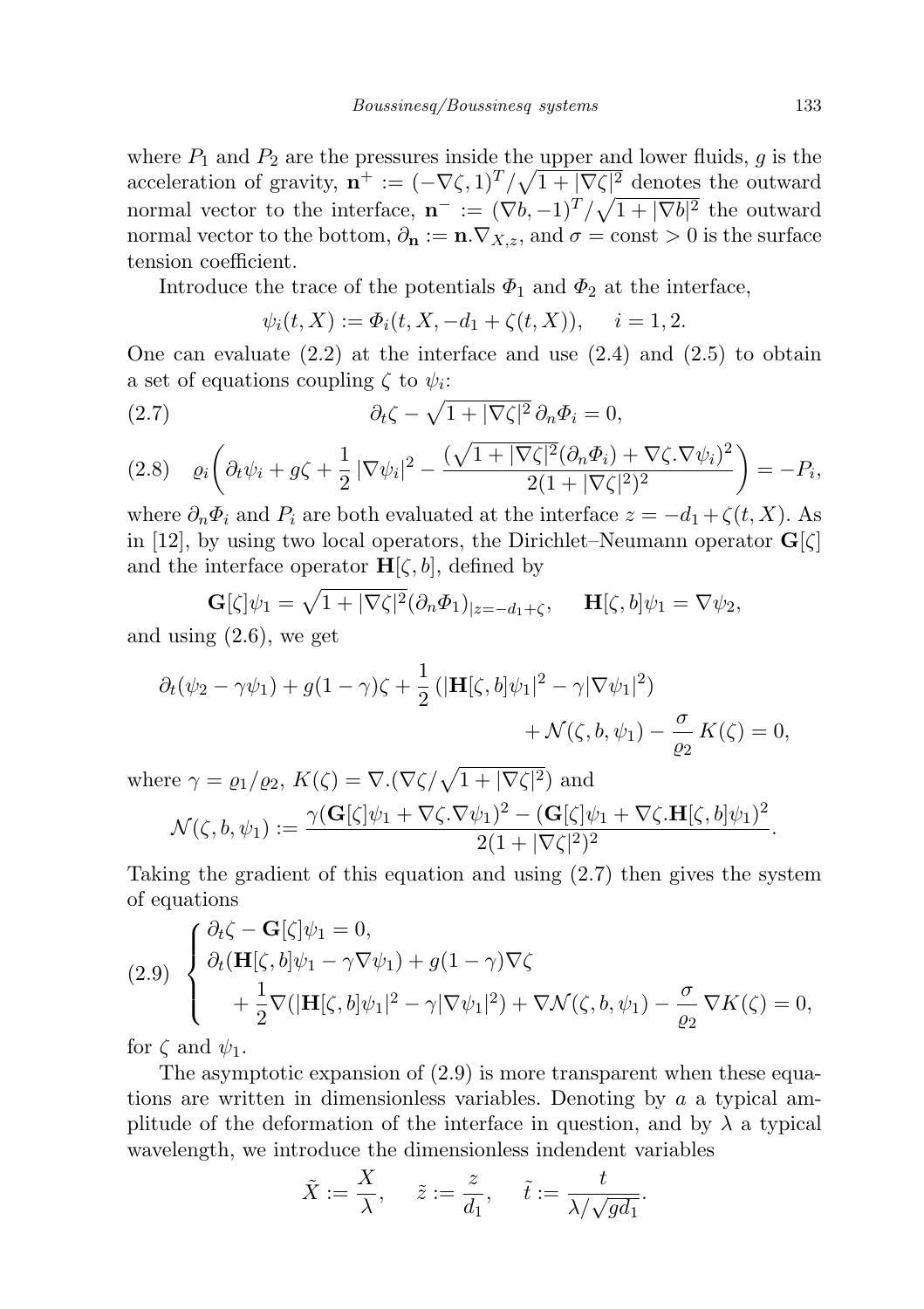where $P_1$ and $P_2$ are the pressures inside the upper and lower fluids, $g$ is the acceleration of gravity, $\mathbf{n}^+ := (-\nabla\zeta, 1)^T/\sqrt{1+|\nabla\zeta|^2}$ denotes the outward normal vector to the interface, $\mathbf{n}^- := (\nabla b, -1)^T/\sqrt{1+|\nabla b|^2}$ the outward normal vector to the bottom, $\partial_{\mathbf{n}} := \mathbf{n}.\nabla_{X,z}$, and $\sigma = \mathrm{const} > 0$ is the surface tension coefficient.

Introduce the trace of the potentials $\Phi_1$ and $\Phi_2$ at the interface,

$$\psi_i(t,X) := \Phi_i(t,X,-d_1+\zeta(t,X)), \qquad i = 1,2.$$

One can evaluate (2.2) at the interface and use (2.4) and (2.5) to obtain a set of equations coupling $\zeta$ to $\psi_i$:

$$\partial_t\zeta - \sqrt{1+|\nabla\zeta|^2}\,\partial_n\Phi_i = 0, \tag{2.7}$$

$$\varrho_i\bigg(\partial_t\psi_i + g\zeta + \frac{1}{2}\,|\nabla\psi_i|^2 - \frac{(\sqrt{1+|\nabla\zeta|^2}(\partial_n\Phi_i) + \nabla\zeta.\nabla\psi_i)^2}{2(1+|\nabla\zeta|^2)^2}\bigg) = -P_i, \tag{2.8}$$

where $\partial_n\Phi_i$ and $P_i$ are both evaluated at the interface $z = -d_1+\zeta(t,X)$. As in [12], by using two local operators, the Dirichlet–Neumann operator $\mathbf{G}[\zeta]$ and the interface operator $\mathbf{H}[\zeta,b]$, defined by

$$\mathbf{G}[\zeta]\psi_1 = \sqrt{1+|\nabla\zeta|^2}(\partial_n\Phi_1)_{|z=-d_1+\zeta}, \qquad \mathbf{H}[\zeta,b]\psi_1 = \nabla\psi_2,$$

and using (2.6), we get

$$\partial_t(\psi_2 - \gamma\psi_1) + g(1-\gamma)\zeta + \frac{1}{2}\,(|\mathbf{H}[\zeta,b]\psi_1|^2 - \gamma|\nabla\psi_1|^2) + \mathcal{N}(\zeta,b,\psi_1) - \frac{\sigma}{\varrho_2}\,K(\zeta) = 0,$$

where $\gamma = \varrho_1/\varrho_2$, $K(\zeta) = \nabla.(\nabla\zeta/\sqrt{1+|\nabla\zeta|^2})$ and

$$\mathcal{N}(\zeta,b,\psi_1) := \frac{\gamma(\mathbf{G}[\zeta]\psi_1 + \nabla\zeta.\nabla\psi_1)^2 - (\mathbf{G}[\zeta]\psi_1 + \nabla\zeta.\mathbf{H}[\zeta,b]\psi_1)^2}{2(1+|\nabla\zeta|^2)^2}.$$

Taking the gradient of this equation and using (2.7) then gives the system of equations

$$\begin{cases} \partial_t\zeta - \mathbf{G}[\zeta]\psi_1 = 0, \\ \partial_t(\mathbf{H}[\zeta,b]\psi_1 - \gamma\nabla\psi_1) + g(1-\gamma)\nabla\zeta \\ \qquad + \dfrac{1}{2}\nabla(|\mathbf{H}[\zeta,b]\psi_1|^2 - \gamma|\nabla\psi_1|^2) + \nabla\mathcal{N}(\zeta,b,\psi_1) - \dfrac{\sigma}{\varrho_2}\,\nabla K(\zeta) = 0, \end{cases} \tag{2.9}$$

for $\zeta$ and $\psi_1$.

The asymptotic expansion of (2.9) is more transparent when these equations are written in dimensionless variables. Denoting by $a$ a typical amplitude of the deformation of the interface in question, and by $\lambda$ a typical wavelength, we introduce the dimensionless indendent variables

$$\tilde{X} := \frac{X}{\lambda}, \qquad \tilde{z} := \frac{z}{d_1}, \qquad \tilde{t} := \frac{t}{\lambda/\sqrt{gd_1}}.$$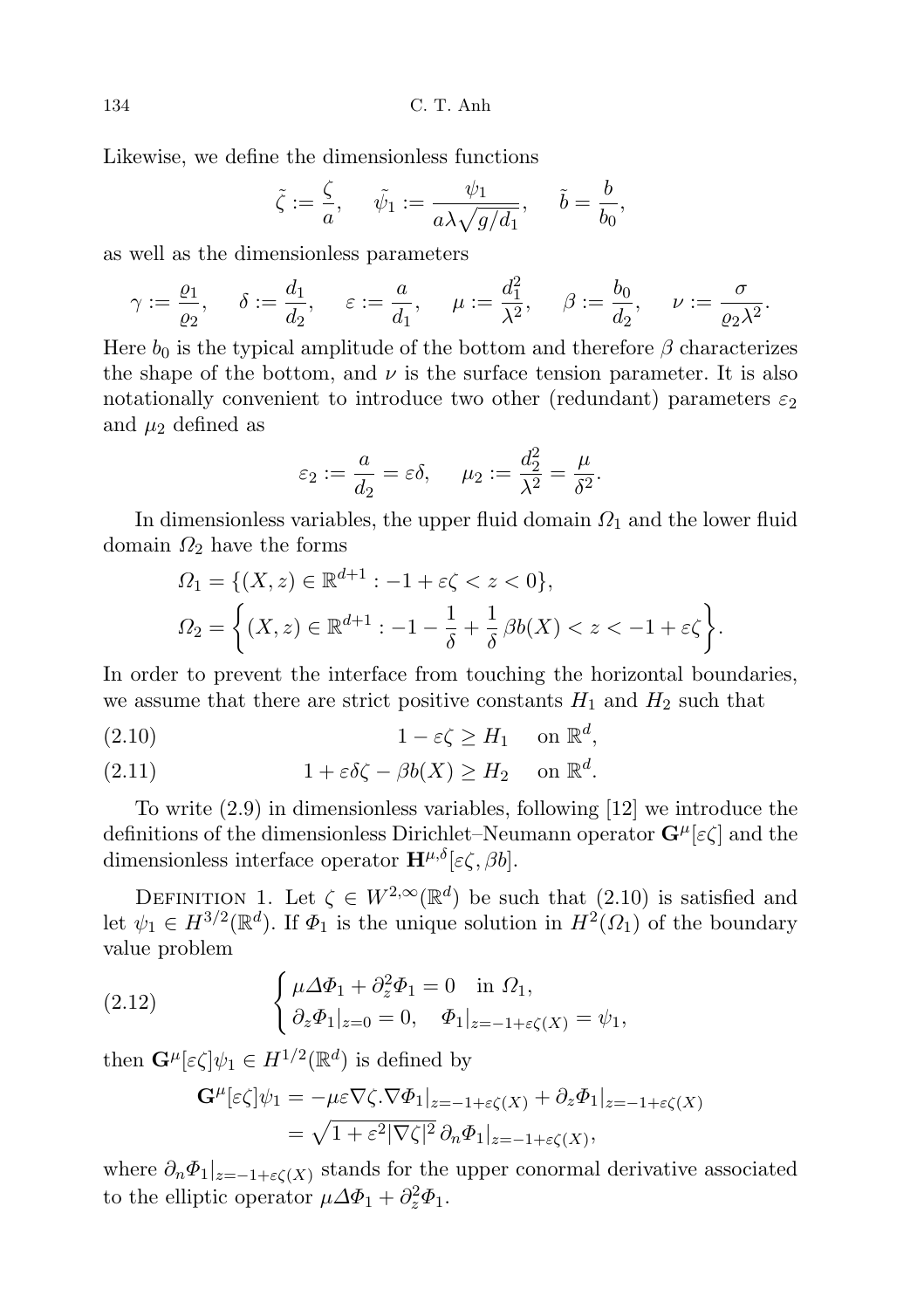Likewise, we define the dimensionless functions

$$\tilde{\zeta} := \frac{\zeta}{a}, \qquad \tilde{\psi}_1 := \frac{\psi_1}{a\lambda\sqrt{g/d_1}}, \qquad \tilde{b} = \frac{b}{b_0},$$

as well as the dimensionless parameters

$$\gamma := \frac{\varrho_1}{\varrho_2}, \qquad \delta := \frac{d_1}{d_2}, \qquad \varepsilon := \frac{a}{d_1}, \qquad \mu := \frac{d_1^2}{\lambda^2}, \qquad \beta := \frac{b_0}{d_2}, \qquad \nu := \frac{\sigma}{\varrho_2 \lambda^2}.$$

Here $b_0$ is the typical amplitude of the bottom and therefore $\beta$ characterizes the shape of the bottom, and $\nu$ is the surface tension parameter. It is also notationally convenient to introduce two other (redundant) parameters $\varepsilon_2$ and $\mu_2$ defined as

$$\varepsilon_2 := \frac{a}{d_2} = \varepsilon\delta, \qquad \mu_2 := \frac{d_2^2}{\lambda^2} = \frac{\mu}{\delta^2}.$$

In dimensionless variables, the upper fluid domain $\Omega_1$ and the lower fluid domain $\Omega_2$ have the forms

$$\Omega_1 = \{(X,z) \in \mathbb{R}^{d+1} : -1 + \varepsilon\zeta < z < 0\},$$

$$\Omega_2 = \left\{(X,z) \in \mathbb{R}^{d+1} : -1 - \frac{1}{\delta} + \frac{1}{\delta}\beta b(X) < z < -1 + \varepsilon\zeta\right\}.$$

In order to prevent the interface from touching the horizontal boundaries, we assume that there are strict positive constants $H_1$ and $H_2$ such that

$$1 - \varepsilon\zeta \geq H_1 \quad \text{on } \mathbb{R}^d, \tag{2.10}$$

$$1 + \varepsilon\delta\zeta - \beta b(X) \geq H_2 \quad \text{on } \mathbb{R}^d. \tag{2.11}$$

To write (2.9) in dimensionless variables, following [12] we introduce the definitions of the dimensionless Dirichlet–Neumann operator $\mathbf{G}^\mu[\varepsilon\zeta]$ and the dimensionless interface operator $\mathbf{H}^{\mu,\delta}[\varepsilon\zeta, \beta b]$.

Definition 1. Let $\zeta \in W^{2,\infty}(\mathbb{R}^d)$ be such that (2.10) is satisfied and let $\psi_1 \in H^{3/2}(\mathbb{R}^d)$. If $\Phi_1$ is the unique solution in $H^2(\Omega_1)$ of the boundary value problem

$$\begin{cases} \mu\Delta\Phi_1 + \partial_z^2\Phi_1 = 0 & \text{in } \Omega_1, \\ \partial_z\Phi_1|_{z=0} = 0, \quad \Phi_1|_{z=-1+\varepsilon\zeta(X)} = \psi_1, \end{cases} \tag{2.12}$$

then $\mathbf{G}^\mu[\varepsilon\zeta]\psi_1 \in H^{1/2}(\mathbb{R}^d)$ is defined by

$$\begin{aligned} \mathbf{G}^\mu[\varepsilon\zeta]\psi_1 &= -\mu\varepsilon\nabla\zeta.\nabla\Phi_1|_{z=-1+\varepsilon\zeta(X)} + \partial_z\Phi_1|_{z=-1+\varepsilon\zeta(X)} \\ &= \sqrt{1+\varepsilon^2|\nabla\zeta|^2}\,\partial_n\Phi_1|_{z=-1+\varepsilon\zeta(X)}, \end{aligned}$$

where $\partial_n\Phi_1|_{z=-1+\varepsilon\zeta(X)}$ stands for the upper conormal derivative associated to the elliptic operator $\mu\Delta\Phi_1 + \partial_z^2\Phi_1$.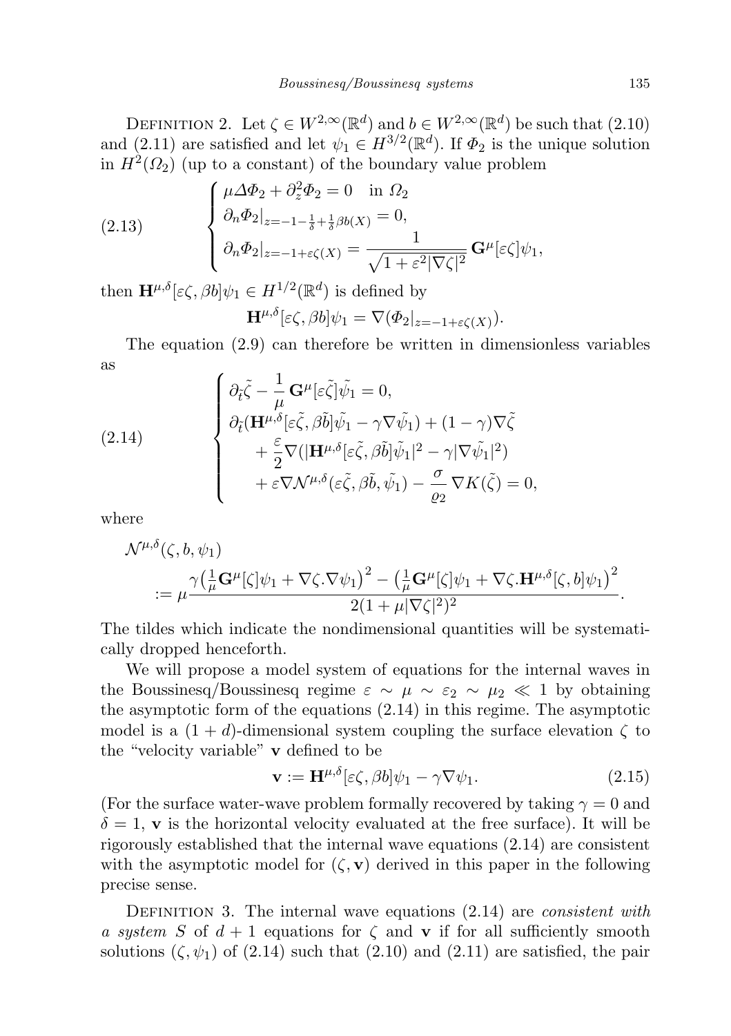DEFINITION 2. Let $\zeta \in W^{2,\infty}(\mathbb{R}^d)$ and $b \in W^{2,\infty}(\mathbb{R}^d)$ be such that (2.10) and (2.11) are satisfied and let $\psi_1 \in H^{3/2}(\mathbb{R}^d)$. If $\Phi_2$ is the unique solution in $H^2(\Omega_2)$ (up to a constant) of the boundary value problem

$$
\begin{cases}
\mu \Delta \Phi_2 + \partial_z^2 \Phi_2 = 0 \quad \text{in } \Omega_2 \\
\partial_n \Phi_2|_{z=-1-\frac{1}{\delta}+\frac{1}{\delta}\beta b(X)} = 0, \\
\partial_n \Phi_2|_{z=-1+\varepsilon\zeta(X)} = \dfrac{1}{\sqrt{1+\varepsilon^2|\nabla\zeta|^2}}\, \mathbf{G}^\mu[\varepsilon\zeta]\psi_1,
\end{cases}
\tag{2.13}
$$

then $\mathbf{H}^{\mu,\delta}[\varepsilon\zeta, \beta b]\psi_1 \in H^{1/2}(\mathbb{R}^d)$ is defined by

$$
\mathbf{H}^{\mu,\delta}[\varepsilon\zeta, \beta b]\psi_1 = \nabla(\Phi_2|_{z=-1+\varepsilon\zeta(X)}).
$$

The equation (2.9) can therefore be written in dimensionless variables as

$$
\begin{cases}
\partial_{\tilde{t}}\tilde{\zeta} - \dfrac{1}{\mu}\, \mathbf{G}^\mu[\varepsilon\tilde{\zeta}]\tilde{\psi_1} = 0, \\
\partial_{\tilde{t}}(\mathbf{H}^{\mu,\delta}[\varepsilon\tilde{\zeta}, \beta\tilde{b}]\tilde{\psi_1} - \gamma\nabla\tilde{\psi_1}) + (1-\gamma)\nabla\tilde{\zeta} \\
\quad + \dfrac{\varepsilon}{2}\nabla(|\mathbf{H}^{\mu,\delta}[\varepsilon\tilde{\zeta}, \beta\tilde{b}]\tilde{\psi_1}|^2 - \gamma|\nabla\tilde{\psi_1}|^2) \\
\quad + \varepsilon\nabla\mathcal{N}^{\mu,\delta}(\varepsilon\tilde{\zeta}, \beta\tilde{b}, \tilde{\psi_1}) - \dfrac{\sigma}{\varrho_2}\, \nabla K(\tilde{\zeta}) = 0,
\end{cases}
\tag{2.14}
$$

where

$$
\mathcal{N}^{\mu,\delta}(\zeta, b, \psi_1) := \mu \frac{\gamma\big(\frac{1}{\mu}\mathbf{G}^\mu[\zeta]\psi_1 + \nabla\zeta.\nabla\psi_1\big)^2 - \big(\frac{1}{\mu}\mathbf{G}^\mu[\zeta]\psi_1 + \nabla\zeta.\mathbf{H}^{\mu,\delta}[\zeta, b]\psi_1\big)^2}{2(1+\mu|\nabla\zeta|^2)^2}.
$$

The tildes which indicate the nondimensional quantities will be systematically dropped henceforth.

We will propose a model system of equations for the internal waves in the Boussinesq/Boussinesq regime $\varepsilon \sim \mu \sim \varepsilon_2 \sim \mu_2 \ll 1$ by obtaining the asymptotic form of the equations (2.14) in this regime. The asymptotic model is a $(1+d)$-dimensional system coupling the surface elevation $\zeta$ to the "velocity variable" $\mathbf{v}$ defined to be

$$
\mathbf{v} := \mathbf{H}^{\mu,\delta}[\varepsilon\zeta, \beta b]\psi_1 - \gamma\nabla\psi_1. \tag{2.15}
$$

(For the surface water-wave problem formally recovered by taking $\gamma = 0$ and $\delta = 1$, $\mathbf{v}$ is the horizontal velocity evaluated at the free surface). It will be rigorously established that the internal wave equations (2.14) are consistent with the asymptotic model for $(\zeta, \mathbf{v})$ derived in this paper in the following precise sense.

DEFINITION 3. The internal wave equations (2.14) are *consistent with a system $S$* of $d+1$ equations for $\zeta$ and $\mathbf{v}$ if for all sufficiently smooth solutions $(\zeta, \psi_1)$ of (2.14) such that (2.10) and (2.11) are satisfied, the pair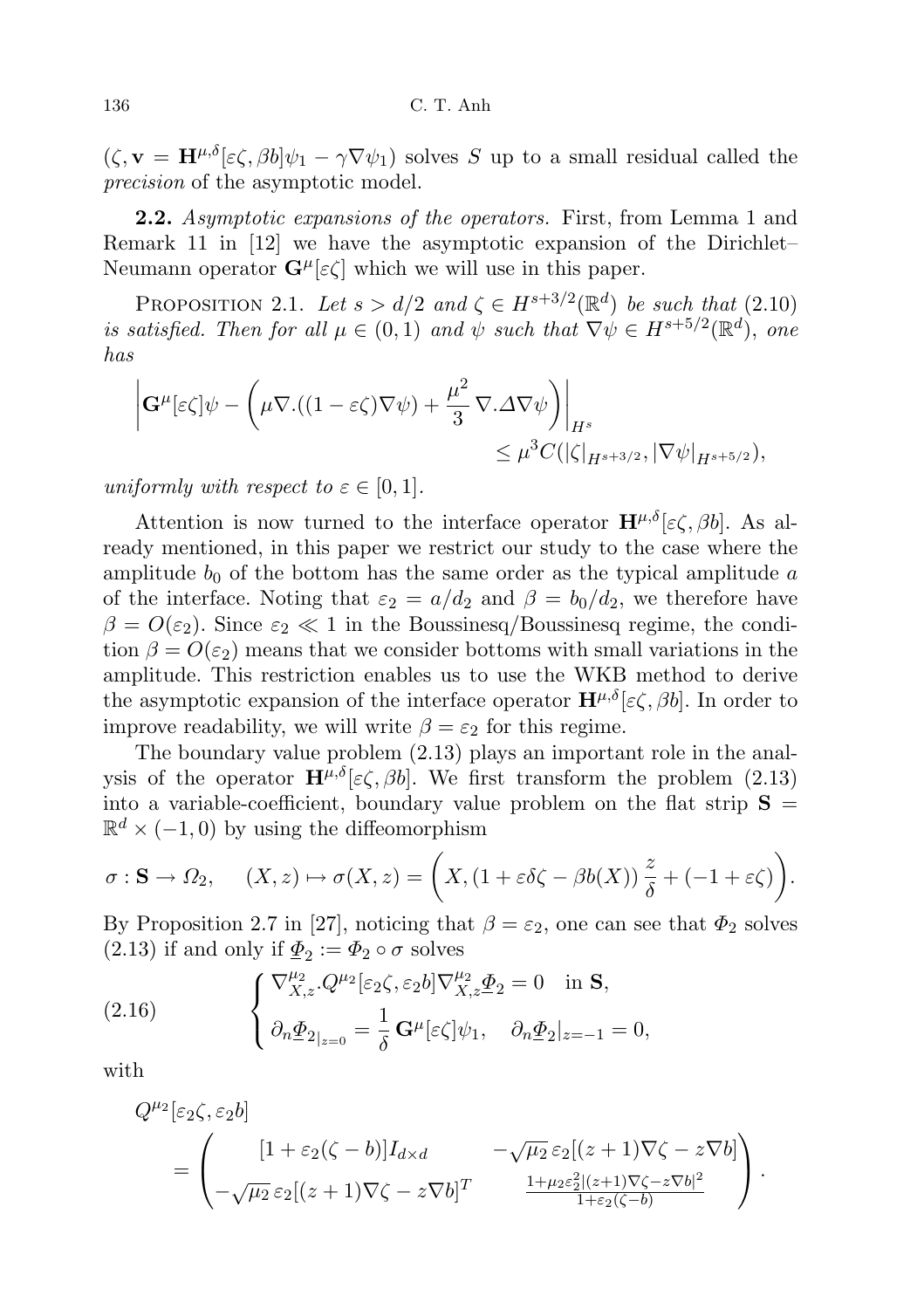$(\zeta, \mathbf{v} = \mathbf{H}^{\mu,\delta}[\varepsilon\zeta, \beta b]\psi_1 - \gamma\nabla\psi_1)$ solves $S$ up to a small residual called the *precision* of the asymptotic model.

**2.2.** *Asymptotic expansions of the operators.* First, from Lemma 1 and Remark 11 in [12] we have the asymptotic expansion of the Dirichlet–Neumann operator $\mathbf{G}^\mu[\varepsilon\zeta]$ which we will use in this paper.

PROPOSITION 2.1. *Let $s > d/2$ and $\zeta \in H^{s+3/2}(\mathbb{R}^d)$ be such that (2.10) is satisfied. Then for all $\mu \in (0,1)$ and $\psi$ such that $\nabla\psi \in H^{s+5/2}(\mathbb{R}^d)$, one has*

$$\left|\mathbf{G}^\mu[\varepsilon\zeta]\psi - \left(\mu\nabla.((1-\varepsilon\zeta)\nabla\psi) + \frac{\mu^2}{3}\nabla.\Delta\nabla\psi\right)\right|_{H^s} \leq \mu^3 C(|\zeta|_{H^{s+3/2}}, |\nabla\psi|_{H^{s+5/2}}),$$

*uniformly with respect to $\varepsilon \in [0,1]$.*

Attention is now turned to the interface operator $\mathbf{H}^{\mu,\delta}[\varepsilon\zeta, \beta b]$. As already mentioned, in this paper we restrict our study to the case where the amplitude $b_0$ of the bottom has the same order as the typical amplitude $a$ of the interface. Noting that $\varepsilon_2 = a/d_2$ and $\beta = b_0/d_2$, we therefore have $\beta = O(\varepsilon_2)$. Since $\varepsilon_2 \ll 1$ in the Boussinesq/Boussinesq regime, the condition $\beta = O(\varepsilon_2)$ means that we consider bottoms with small variations in the amplitude. This restriction enables us to use the WKB method to derive the asymptotic expansion of the interface operator $\mathbf{H}^{\mu,\delta}[\varepsilon\zeta, \beta b]$. In order to improve readability, we will write $\beta = \varepsilon_2$ for this regime.

The boundary value problem (2.13) plays an important role in the analysis of the operator $\mathbf{H}^{\mu,\delta}[\varepsilon\zeta, \beta b]$. We first transform the problem (2.13) into a variable-coefficient, boundary value problem on the flat strip $\mathbf{S} = \mathbb{R}^d \times (-1, 0)$ by using the diffeomorphism

$$\sigma : \mathbf{S} \to \Omega_2, \quad (X,z) \mapsto \sigma(X,z) = \left(X, (1 + \varepsilon\delta\zeta - \beta b(X))\,\frac{z}{\delta} + (-1 + \varepsilon\zeta)\right).$$

By Proposition 2.7 in [27], noticing that $\beta = \varepsilon_2$, one can see that $\Phi_2$ solves (2.13) if and only if $\underline{\Phi}_2 := \Phi_2 \circ \sigma$ solves

$$\tag{2.16} \begin{cases} \nabla^{\mu_2}_{X,z}.Q^{\mu_2}[\varepsilon_2\zeta, \varepsilon_2 b]\nabla^{\mu_2}_{X,z}\underline{\Phi}_2 = 0 \quad \text{in } \mathbf{S}, \\ \partial_n\underline{\Phi}_2{}_{|_{z=0}} = \dfrac{1}{\delta}\,\mathbf{G}^\mu[\varepsilon\zeta]\psi_1, \quad \partial_n\underline{\Phi}_2|_{z=-1} = 0, \end{cases}$$

with

$$Q^{\mu_2}[\varepsilon_2\zeta, \varepsilon_2 b] = \begin{pmatrix} [1 + \varepsilon_2(\zeta - b)]I_{d\times d} & -\sqrt{\mu_2}\,\varepsilon_2[(z+1)\nabla\zeta - z\nabla b] \\ -\sqrt{\mu_2}\,\varepsilon_2[(z+1)\nabla\zeta - z\nabla b]^T & \frac{1 + \mu_2\varepsilon_2^2|(z+1)\nabla\zeta - z\nabla b|^2}{1 + \varepsilon_2(\zeta - b)} \end{pmatrix}.$$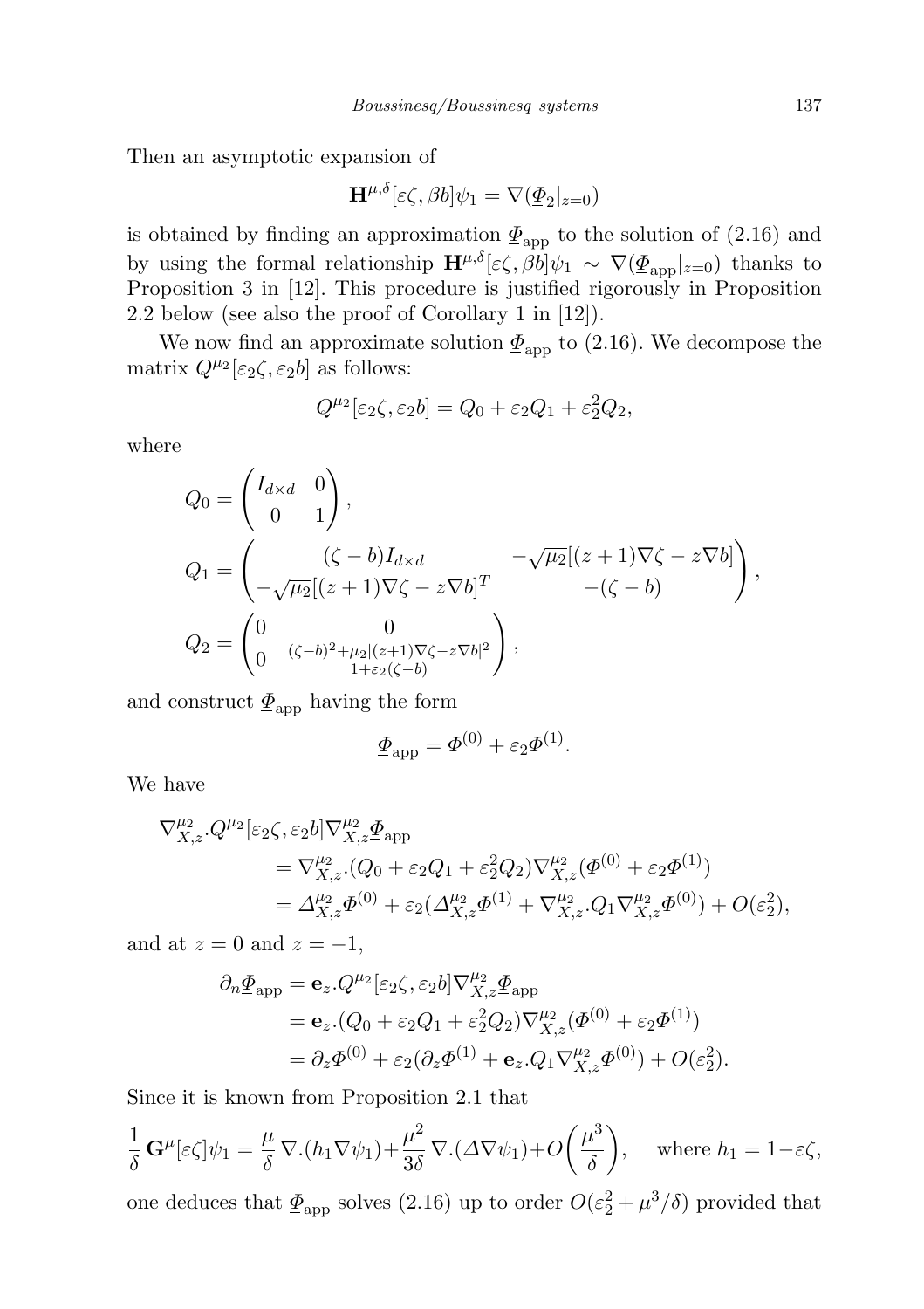Then an asymptotic expansion of

$$\mathbf{H}^{\mu,\delta}[\varepsilon\zeta,\beta b]\psi_1 = \nabla(\underline{\Phi}_2|_{z=0})$$

is obtained by finding an approximation $\underline{\Phi}_{\rm app}$ to the solution of (2.16) and by using the formal relationship $\mathbf{H}^{\mu,\delta}[\varepsilon\zeta,\beta b]\psi_1 \sim \nabla(\underline{\Phi}_{\rm app}|_{z=0})$ thanks to Proposition 3 in [12]. This procedure is justified rigorously in Proposition 2.2 below (see also the proof of Corollary 1 in [12]).

We now find an approximate solution $\underline{\Phi}_{\rm app}$ to (2.16). We decompose the matrix $Q^{\mu_2}[\varepsilon_2\zeta,\varepsilon_2 b]$ as follows:

$$Q^{\mu_2}[\varepsilon_2\zeta,\varepsilon_2 b] = Q_0 + \varepsilon_2 Q_1 + \varepsilon_2^2 Q_2,$$

where

$$Q_0 = \begin{pmatrix} I_{d\times d} & 0 \\ 0 & 1 \end{pmatrix},$$

$$Q_1 = \begin{pmatrix} (\zeta - b)I_{d\times d} & -\sqrt{\mu_2}[(z+1)\nabla\zeta - z\nabla b] \\ -\sqrt{\mu_2}[(z+1)\nabla\zeta - z\nabla b]^T & -(\zeta - b) \end{pmatrix},$$

$$Q_2 = \begin{pmatrix} 0 & 0 \\ 0 & \frac{(\zeta-b)^2 + \mu_2|(z+1)\nabla\zeta - z\nabla b|^2}{1+\varepsilon_2(\zeta-b)} \end{pmatrix},$$

and construct $\underline{\Phi}_{\rm app}$ having the form

$$\underline{\Phi}_{\rm app} = \Phi^{(0)} + \varepsilon_2\Phi^{(1)}.$$

We have

$$\begin{aligned}
\nabla^{\mu_2}_{X,z}.Q^{\mu_2}[\varepsilon_2\zeta,\varepsilon_2 b]\nabla^{\mu_2}_{X,z}\underline{\Phi}_{\rm app}
&= \nabla^{\mu_2}_{X,z}.(Q_0 + \varepsilon_2 Q_1 + \varepsilon_2^2 Q_2)\nabla^{\mu_2}_{X,z}(\Phi^{(0)} + \varepsilon_2\Phi^{(1)}) \\
&= \Delta^{\mu_2}_{X,z}\Phi^{(0)} + \varepsilon_2(\Delta^{\mu_2}_{X,z}\Phi^{(1)} + \nabla^{\mu_2}_{X,z}.Q_1\nabla^{\mu_2}_{X,z}\Phi^{(0)}) + O(\varepsilon_2^2),
\end{aligned}$$

and at $z=0$ and $z=-1$,

$$\begin{aligned}
\partial_n\underline{\Phi}_{\rm app} &= \mathbf{e}_z.Q^{\mu_2}[\varepsilon_2\zeta,\varepsilon_2 b]\nabla^{\mu_2}_{X,z}\underline{\Phi}_{\rm app} \\
&= \mathbf{e}_z.(Q_0 + \varepsilon_2 Q_1 + \varepsilon_2^2 Q_2)\nabla^{\mu_2}_{X,z}(\Phi^{(0)} + \varepsilon_2\Phi^{(1)}) \\
&= \partial_z\Phi^{(0)} + \varepsilon_2(\partial_z\Phi^{(1)} + \mathbf{e}_z.Q_1\nabla^{\mu_2}_{X,z}\Phi^{(0)}) + O(\varepsilon_2^2).
\end{aligned}$$

Since it is known from Proposition 2.1 that

$$\frac{1}{\delta}\,\mathbf{G}^{\mu}[\varepsilon\zeta]\psi_1 = \frac{\mu}{\delta}\,\nabla.(h_1\nabla\psi_1) + \frac{\mu^2}{3\delta}\,\nabla.(\Delta\nabla\psi_1) + O\bigg(\frac{\mu^3}{\delta}\bigg), \quad \text{where } h_1 = 1-\varepsilon\zeta,$$

one deduces that $\underline{\Phi}_{\rm app}$ solves (2.16) up to order $O(\varepsilon_2^2 + \mu^3/\delta)$ provided that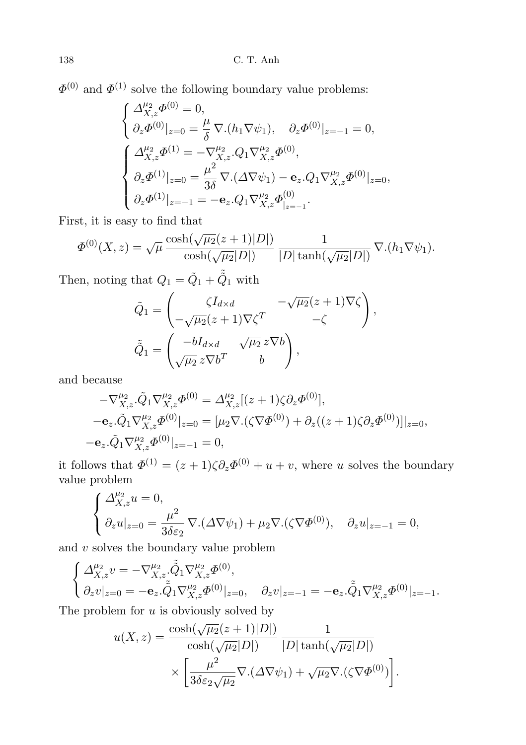$\Phi^{(0)}$ and $\Phi^{(1)}$ solve the following boundary value problems:

$$
\begin{cases}
\Delta^{\mu_2}_{X,z}\Phi^{(0)} = 0, \\
\partial_z \Phi^{(0)}|_{z=0} = \dfrac{\mu}{\delta}\,\nabla.(h_1\nabla\psi_1), \quad \partial_z\Phi^{(0)}|_{z=-1} = 0,
\end{cases}
$$

$$
\begin{cases}
\Delta^{\mu_2}_{X,z}\Phi^{(1)} = -\nabla^{\mu_2}_{X,z}.Q_1\nabla^{\mu_2}_{X,z}\Phi^{(0)}, \\
\partial_z\Phi^{(1)}|_{z=0} = \dfrac{\mu^2}{3\delta}\,\nabla.(\Delta\nabla\psi_1) - \mathbf{e}_z.Q_1\nabla^{\mu_2}_{X,z}\Phi^{(0)}|_{z=0}, \\
\partial_z\Phi^{(1)}|_{z=-1} = -\mathbf{e}_z.Q_1\nabla^{\mu_2}_{X,z}\Phi^{(0)}_{|_{z=-1}}.
\end{cases}
$$

First, it is easy to find that

$$
\Phi^{(0)}(X,z) = \sqrt{\mu}\,\frac{\cosh(\sqrt{\mu_2}(z+1)|D|)}{\cosh(\sqrt{\mu_2}|D|)}\,\frac{1}{|D|\tanh(\sqrt{\mu_2}|D|)}\,\nabla.(h_1\nabla\psi_1).
$$

Then, noting that $Q_1 = \tilde{Q}_1 + \tilde{\tilde{Q}}_1$ with

$$
\tilde{Q}_1 = \begin{pmatrix} \zeta I_{d\times d} & -\sqrt{\mu_2}(z+1)\nabla\zeta \\ -\sqrt{\mu_2}(z+1)\nabla\zeta^T & -\zeta \end{pmatrix},
$$

$$
\tilde{\tilde{Q}}_1 = \begin{pmatrix} -bI_{d\times d} & \sqrt{\mu_2}\,z\nabla b \\ \sqrt{\mu_2}\,z\nabla b^T & b \end{pmatrix},
$$

and because

$$
\begin{aligned}
-\nabla^{\mu_2}_{X,z}.\tilde{Q}_1\nabla^{\mu_2}_{X,z}\Phi^{(0)} &= \Delta^{\mu_2}_{X,z}[(z+1)\zeta\partial_z\Phi^{(0)}], \\
-\mathbf{e}_z.\tilde{Q}_1\nabla^{\mu_2}_{X,z}\Phi^{(0)}|_{z=0} &= [\mu_2\nabla.(\zeta\nabla\Phi^{(0)}) + \partial_z((z+1)\zeta\partial_z\Phi^{(0)})]|_{z=0}, \\
-\mathbf{e}_z.\tilde{Q}_1\nabla^{\mu_2}_{X,z}\Phi^{(0)}|_{z=-1} &= 0,
\end{aligned}
$$

it follows that $\Phi^{(1)} = (z+1)\zeta\partial_z\Phi^{(0)} + u + v$, where $u$ solves the boundary value problem

$$
\begin{cases}
\Delta^{\mu_2}_{X,z}u = 0, \\
\partial_z u|_{z=0} = \dfrac{\mu^2}{3\delta\varepsilon_2}\,\nabla.(\Delta\nabla\psi_1) + \mu_2\nabla.(\zeta\nabla\Phi^{(0)}), \quad \partial_z u|_{z=-1} = 0,
\end{cases}
$$

and $v$ solves the boundary value problem

$$
\begin{cases}
\Delta^{\mu_2}_{X,z}v = -\nabla^{\mu_2}_{X,z}.\tilde{\tilde{Q}}_1\nabla^{\mu_2}_{X,z}\Phi^{(0)}, \\
\partial_z v|_{z=0} = -\mathbf{e}_z.\tilde{\tilde{Q}}_1\nabla^{\mu_2}_{X,z}\Phi^{(0)}|_{z=0}, \quad \partial_z v|_{z=-1} = -\mathbf{e}_z.\tilde{\tilde{Q}}_1\nabla^{\mu_2}_{X,z}\Phi^{(0)}|_{z=-1}.
\end{cases}
$$

The problem for $u$ is obviously solved by

$$
\begin{aligned}
u(X,z) = {} & \frac{\cosh(\sqrt{\mu_2}(z+1)|D|)}{\cosh(\sqrt{\mu_2}|D|)}\,\frac{1}{|D|\tanh(\sqrt{\mu_2}|D|)} \\
& \times\left[\frac{\mu^2}{3\delta\varepsilon_2\sqrt{\mu_2}}\nabla.(\Delta\nabla\psi_1) + \sqrt{\mu_2}\nabla.(\zeta\nabla\Phi^{(0)})\right].
\end{aligned}
$$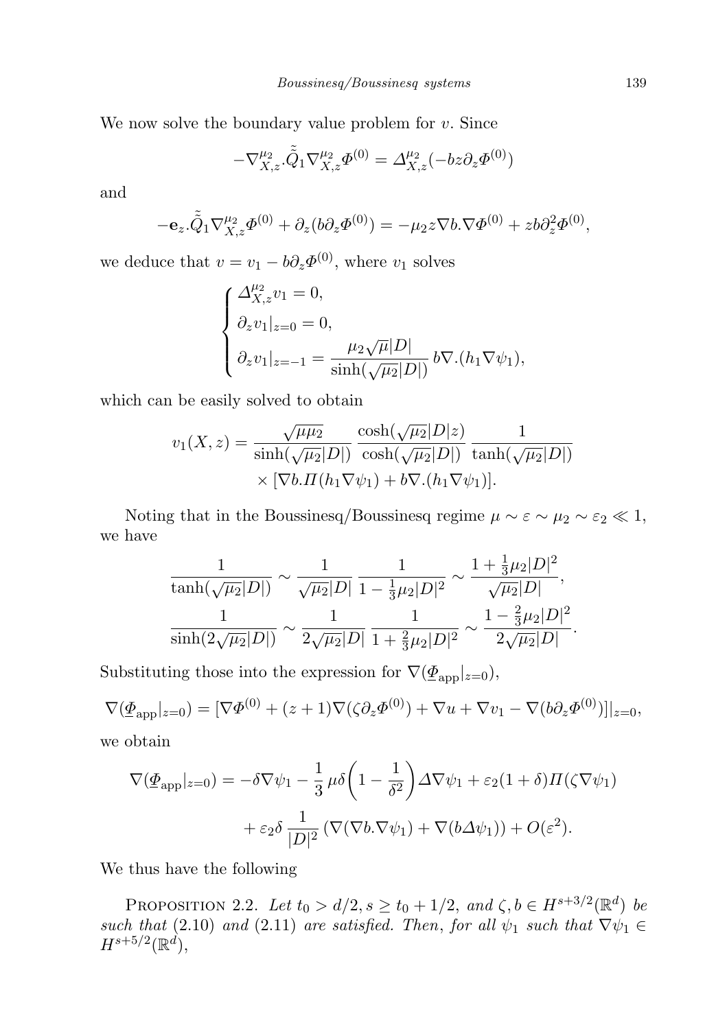We now solve the boundary value problem for $v$. Since

$$-\nabla^{\mu_2}_{X,z}.\tilde{\tilde{Q}}_1 \nabla^{\mu_2}_{X,z}\Phi^{(0)} = \Delta^{\mu_2}_{X,z}(-bz\partial_z\Phi^{(0)})$$

and

$$-\mathbf{e}_z.\tilde{\tilde{Q}}_1\nabla^{\mu_2}_{X,z}\Phi^{(0)} + \partial_z(b\partial_z\Phi^{(0)}) = -\mu_2 z\nabla b.\nabla\Phi^{(0)} + zb\partial_z^2\Phi^{(0)},$$

we deduce that $v = v_1 - b\partial_z\Phi^{(0)}$, where $v_1$ solves

$$\begin{cases} \Delta^{\mu_2}_{X,z} v_1 = 0, \\ \partial_z v_1|_{z=0} = 0, \\ \partial_z v_1|_{z=-1} = \dfrac{\mu_2\sqrt{\mu}|D|}{\sinh(\sqrt{\mu_2}|D|)}\, b\nabla.(h_1\nabla\psi_1), \end{cases}$$

which can be easily solved to obtain

$$\begin{aligned} v_1(X,z) = \frac{\sqrt{\mu\mu_2}}{\sinh(\sqrt{\mu_2}|D|)}\, \frac{\cosh(\sqrt{\mu_2}|D|z)}{\cosh(\sqrt{\mu_2}|D|)}\, \frac{1}{\tanh(\sqrt{\mu_2}|D|)} \\ \times [\nabla b.\Pi(h_1\nabla\psi_1) + b\nabla.(h_1\nabla\psi_1)]. \end{aligned}$$

Noting that in the Boussinesq/Boussinesq regime $\mu \sim \varepsilon \sim \mu_2 \sim \varepsilon_2 \ll 1$, we have

$$\begin{aligned} \frac{1}{\tanh(\sqrt{\mu_2}|D|)} &\sim \frac{1}{\sqrt{\mu_2}|D|}\, \frac{1}{1 - \frac{1}{3}\mu_2|D|^2} \sim \frac{1 + \frac{1}{3}\mu_2|D|^2}{\sqrt{\mu_2}|D|}, \\ \frac{1}{\sinh(2\sqrt{\mu_2}|D|)} &\sim \frac{1}{2\sqrt{\mu_2}|D|}\, \frac{1}{1 + \frac{2}{3}\mu_2|D|^2} \sim \frac{1 - \frac{2}{3}\mu_2|D|^2}{2\sqrt{\mu_2}|D|}. \end{aligned}$$

Substituting those into the expression for $\nabla(\underline{\Phi}_{\rm app}|_{z=0})$,

$$\nabla(\underline{\Phi}_{\rm app}|_{z=0}) = [\nabla\Phi^{(0)} + (z+1)\nabla(\zeta\partial_z\Phi^{(0)}) + \nabla u + \nabla v_1 - \nabla(b\partial_z\Phi^{(0)})]|_{z=0},$$

we obtain

$$\begin{aligned} \nabla(\underline{\Phi}_{\rm app}|_{z=0}) = -\delta\nabla\psi_1 - \frac{1}{3}\,\mu\delta\left(1 - \frac{1}{\delta^2}\right)\Delta\nabla\psi_1 + \varepsilon_2(1+\delta)\Pi(\zeta\nabla\psi_1) \\ + \varepsilon_2\delta\,\frac{1}{|D|^2}\,(\nabla(\nabla b.\nabla\psi_1) + \nabla(b\Delta\psi_1)) + O(\varepsilon^2). \end{aligned}$$

We thus have the following

Proposition 2.2. *Let $t_0 > d/2, s \geq t_0 + 1/2$, and $\zeta, b \in H^{s+3/2}(\mathbb{R}^d)$ be such that* (2.10) *and* (2.11) *are satisfied. Then, for all $\psi_1$ such that $\nabla\psi_1 \in H^{s+5/2}(\mathbb{R}^d)$,*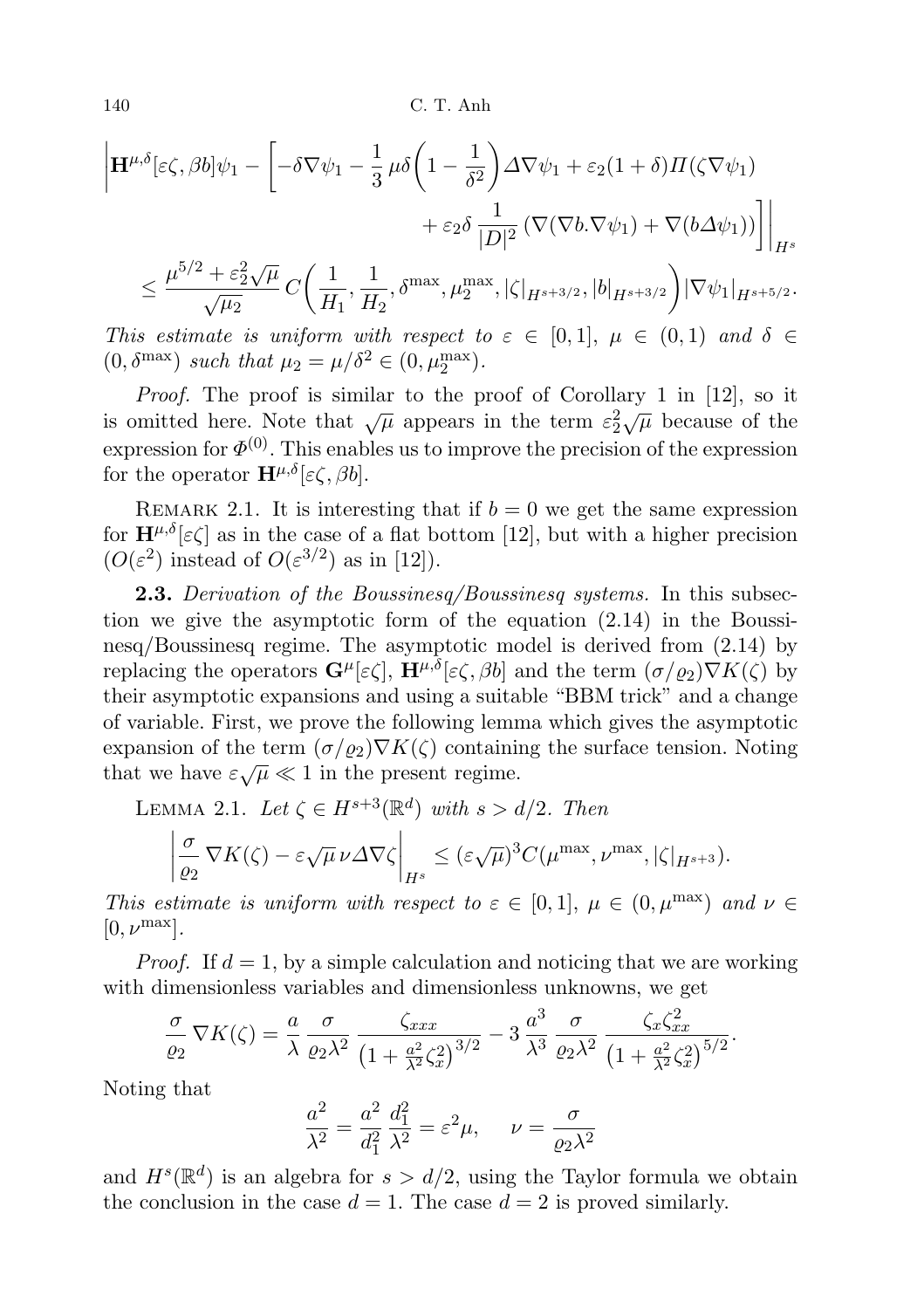$$
\left| \mathbf{H}^{\mu,\delta}[\varepsilon\zeta, \beta b]\psi_1 - \left[ -\delta\nabla\psi_1 - \frac{1}{3}\,\mu\delta\left(1 - \frac{1}{\delta^2}\right)\Delta\nabla\psi_1 + \varepsilon_2(1+\delta)\Pi(\zeta\nabla\psi_1) + \varepsilon_2\delta\,\frac{1}{|D|^2}\left(\nabla(\nabla b.\nabla\psi_1) + \nabla(b\Delta\psi_1)\right)\right]\right|_{H^s}
$$

$$
\leq \frac{\mu^{5/2} + \varepsilon_2^2\sqrt{\mu}}{\sqrt{\mu_2}}\, C\left(\frac{1}{H_1}, \frac{1}{H_2}, \delta^{\max}, \mu_2^{\max}, |\zeta|_{H^{s+3/2}}, |b|_{H^{s+3/2}}\right)|\nabla\psi_1|_{H^{s+5/2}}.
$$

*This estimate is uniform with respect to $\varepsilon \in [0,1]$, $\mu \in (0,1)$ and $\delta \in (0,\delta^{\max})$ such that $\mu_2 = \mu/\delta^2 \in (0,\mu_2^{\max})$.*

*Proof.* The proof is similar to the proof of Corollary 1 in [12], so it is omitted here. Note that $\sqrt{\mu}$ appears in the term $\varepsilon_2^2\sqrt{\mu}$ because of the expression for $\Phi^{(0)}$. This enables us to improve the precision of the expression for the operator $\mathbf{H}^{\mu,\delta}[\varepsilon\zeta,\beta b]$.

REMARK 2.1. It is interesting that if $b = 0$ we get the same expression for $\mathbf{H}^{\mu,\delta}[\varepsilon\zeta]$ as in the case of a flat bottom [12], but with a higher precision ($O(\varepsilon^2)$ instead of $O(\varepsilon^{3/2})$ as in [12]).

**2.3.** *Derivation of the Boussinesq/Boussinesq systems.* In this subsection we give the asymptotic form of the equation (2.14) in the Boussinesq/Boussinesq regime. The asymptotic model is derived from (2.14) by replacing the operators $\mathbf{G}^{\mu}[\varepsilon\zeta]$, $\mathbf{H}^{\mu,\delta}[\varepsilon\zeta,\beta b]$ and the term $(\sigma/\varrho_2)\nabla K(\zeta)$ by their asymptotic expansions and using a suitable "BBM trick" and a change of variable. First, we prove the following lemma which gives the asymptotic expansion of the term $(\sigma/\varrho_2)\nabla K(\zeta)$ containing the surface tension. Noting that we have $\varepsilon\sqrt{\mu} \ll 1$ in the present regime.

LEMMA 2.1. *Let $\zeta \in H^{s+3}(\mathbb{R}^d)$ with $s > d/2$. Then*

$$
\left|\frac{\sigma}{\varrho_2}\,\nabla K(\zeta) - \varepsilon\sqrt{\mu}\,\nu\Delta\nabla\zeta\right|_{H^s} \leq (\varepsilon\sqrt{\mu})^3 C(\mu^{\max}, \nu^{\max}, |\zeta|_{H^{s+3}}).
$$

*This estimate is uniform with respect to $\varepsilon \in [0,1]$, $\mu \in (0,\mu^{\max})$ and $\nu \in [0,\nu^{\max}]$.*

*Proof.* If $d = 1$, by a simple calculation and noticing that we are working with dimensionless variables and dimensionless unknowns, we get

$$
\frac{\sigma}{\varrho_2}\,\nabla K(\zeta) = \frac{a}{\lambda}\,\frac{\sigma}{\varrho_2\lambda^2}\,\frac{\zeta_{xxx}}{\left(1+\frac{a^2}{\lambda^2}\zeta_x^2\right)^{3/2}} - 3\,\frac{a^3}{\lambda^3}\,\frac{\sigma}{\varrho_2\lambda^2}\,\frac{\zeta_x\zeta_{xx}^2}{\left(1+\frac{a^2}{\lambda^2}\zeta_x^2\right)^{5/2}}.
$$

Noting that

$$
\frac{a^2}{\lambda^2} = \frac{a^2}{d_1^2}\,\frac{d_1^2}{\lambda^2} = \varepsilon^2\mu, \qquad \nu = \frac{\sigma}{\varrho_2\lambda^2}
$$

and $H^s(\mathbb{R}^d)$ is an algebra for $s > d/2$, using the Taylor formula we obtain the conclusion in the case $d = 1$. The case $d = 2$ is proved similarly.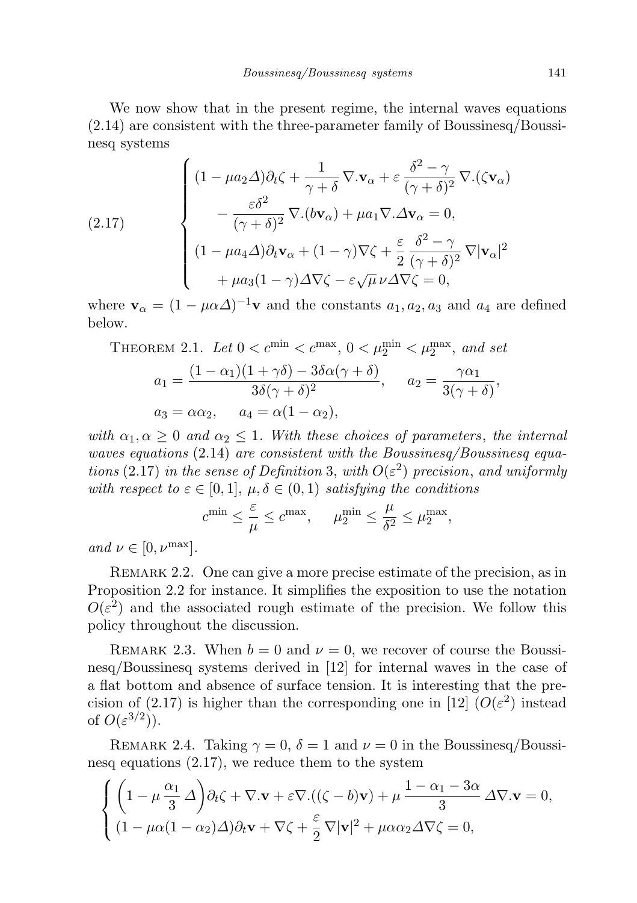We now show that in the present regime, the internal waves equations (2.14) are consistent with the three-parameter family of Boussinesq/Boussinesq systems

$$
(2.17)\qquad
\begin{cases}
(1-\mu a_2 \Delta)\partial_t \zeta + \dfrac{1}{\gamma+\delta}\,\nabla.\mathbf{v}_\alpha + \varepsilon\,\dfrac{\delta^2-\gamma}{(\gamma+\delta)^2}\,\nabla.(\zeta \mathbf{v}_\alpha) \\
\qquad - \dfrac{\varepsilon\delta^2}{(\gamma+\delta)^2}\,\nabla.(b\mathbf{v}_\alpha) + \mu a_1 \nabla.\Delta \mathbf{v}_\alpha = 0,\\
(1-\mu a_4 \Delta)\partial_t \mathbf{v}_\alpha + (1-\gamma)\nabla\zeta + \dfrac{\varepsilon}{2}\,\dfrac{\delta^2-\gamma}{(\gamma+\delta)^2}\,\nabla|\mathbf{v}_\alpha|^2 \\
\qquad + \mu a_3(1-\gamma)\Delta\nabla\zeta - \varepsilon\sqrt{\mu}\,\nu\Delta\nabla\zeta = 0,
\end{cases}
$$

where $\mathbf{v}_\alpha = (1-\mu\alpha\Delta)^{-1}\mathbf{v}$ and the constants $a_1, a_2, a_3$ and $a_4$ are defined below.

Theorem 2.1. *Let $0 < c^{\min} < c^{\max}$, $0 < \mu_2^{\min} < \mu_2^{\max}$, and set*

$$
a_1 = \frac{(1-\alpha_1)(1+\gamma\delta) - 3\delta\alpha(\gamma+\delta)}{3\delta(\gamma+\delta)^2}, \qquad a_2 = \frac{\gamma\alpha_1}{3(\gamma+\delta)},
$$
$$
a_3 = \alpha\alpha_2, \qquad a_4 = \alpha(1-\alpha_2),
$$

*with $\alpha_1, \alpha \geq 0$ and $\alpha_2 \leq 1$. With these choices of parameters, the internal waves equations (2.14) are consistent with the Boussinesq/Boussinesq equations (2.17) in the sense of Definition 3, with $O(\varepsilon^2)$ precision, and uniformly with respect to $\varepsilon \in [0,1]$, $\mu, \delta \in (0,1)$ satisfying the conditions*

$$
c^{\min} \leq \frac{\varepsilon}{\mu} \leq c^{\max}, \qquad \mu_2^{\min} \leq \frac{\mu}{\delta^2} \leq \mu_2^{\max},
$$

*and $\nu \in [0, \nu^{\max}]$.*

Remark 2.2. One can give a more precise estimate of the precision, as in Proposition 2.2 for instance. It simplifies the exposition to use the notation $O(\varepsilon^2)$ and the associated rough estimate of the precision. We follow this policy throughout the discussion.

Remark 2.3. When $b = 0$ and $\nu = 0$, we recover of course the Boussinesq/Boussinesq systems derived in [12] for internal waves in the case of a flat bottom and absence of surface tension. It is interesting that the precision of (2.17) is higher than the corresponding one in [12] ($O(\varepsilon^2)$ instead of $O(\varepsilon^{3/2})$).

Remark 2.4. Taking $\gamma = 0$, $\delta = 1$ and $\nu = 0$ in the Boussinesq/Boussinesq equations (2.17), we reduce them to the system

$$
\begin{cases}
\left(1-\mu\,\dfrac{\alpha_1}{3}\,\Delta\right)\partial_t\zeta + \nabla.\mathbf{v} + \varepsilon\nabla.((\zeta-b)\mathbf{v}) + \mu\,\dfrac{1-\alpha_1-3\alpha}{3}\,\Delta\nabla.\mathbf{v} = 0,\\
(1-\mu\alpha(1-\alpha_2)\Delta)\partial_t\mathbf{v} + \nabla\zeta + \dfrac{\varepsilon}{2}\,\nabla|\mathbf{v}|^2 + \mu\alpha\alpha_2\Delta\nabla\zeta = 0,
\end{cases}
$$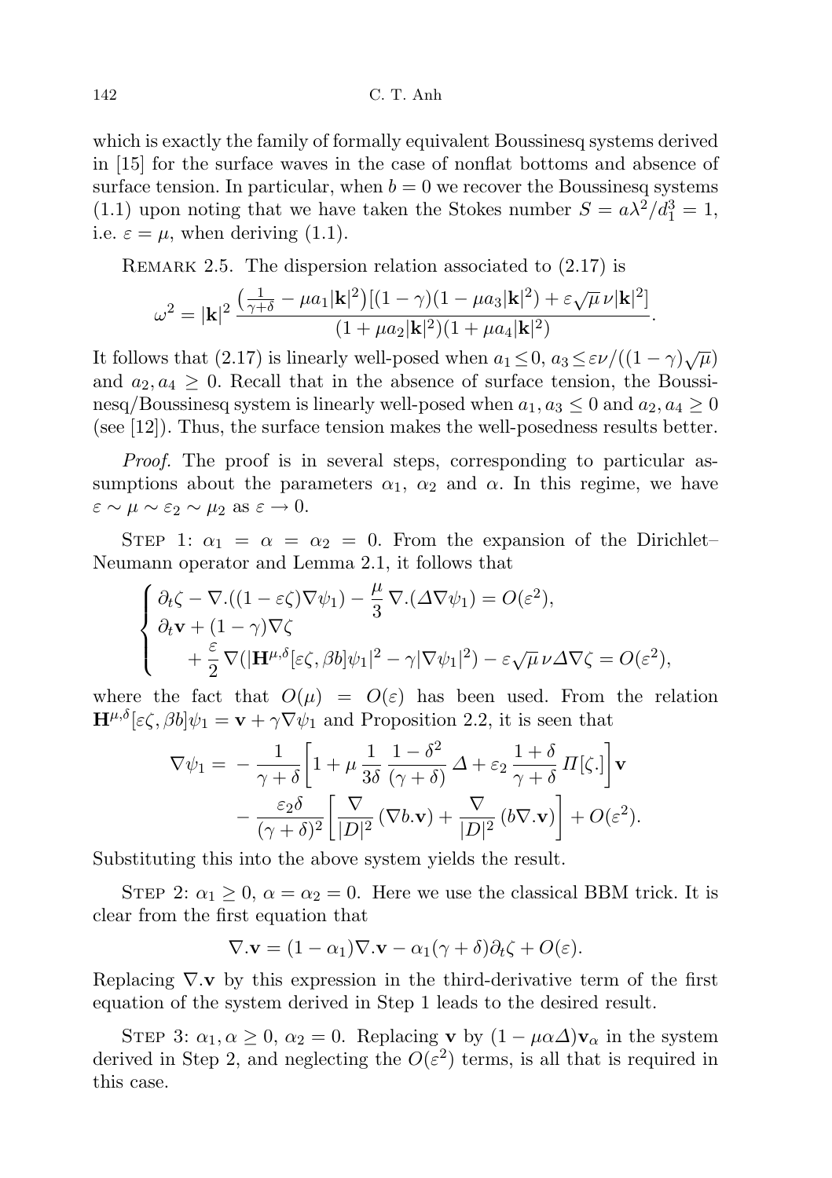which is exactly the family of formally equivalent Boussinesq systems derived in [15] for the surface waves in the case of nonflat bottoms and absence of surface tension. In particular, when $b = 0$ we recover the Boussinesq systems (1.1) upon noting that we have taken the Stokes number $S = a\lambda^2/d_1^3 = 1$, i.e. $\varepsilon = \mu$, when deriving (1.1).

Remark 2.5. The dispersion relation associated to (2.17) is

$$\omega^2 = |\mathbf{k}|^2 \frac{\left(\frac{1}{\gamma+\delta} - \mu a_1 |\mathbf{k}|^2\right)[(1-\gamma)(1-\mu a_3|\mathbf{k}|^2) + \varepsilon\sqrt{\mu}\,\nu|\mathbf{k}|^2]}{(1+\mu a_2|\mathbf{k}|^2)(1+\mu a_4|\mathbf{k}|^2)}.$$

It follows that (2.17) is linearly well-posed when $a_1 \le 0$, $a_3 \le \varepsilon\nu/((1-\gamma)\sqrt{\mu})$ and $a_2, a_4 \ge 0$. Recall that in the absence of surface tension, the Boussinesq/Boussinesq system is linearly well-posed when $a_1, a_3 \le 0$ and $a_2, a_4 \ge 0$ (see [12]). Thus, the surface tension makes the well-posedness results better.

*Proof.* The proof is in several steps, corresponding to particular assumptions about the parameters $\alpha_1$, $\alpha_2$ and $\alpha$. In this regime, we have $\varepsilon \sim \mu \sim \varepsilon_2 \sim \mu_2$ as $\varepsilon \to 0$.

Step 1: $\alpha_1 = \alpha = \alpha_2 = 0$. From the expansion of the Dirichlet–Neumann operator and Lemma 2.1, it follows that

$$\begin{cases} \partial_t \zeta - \nabla.((1-\varepsilon\zeta)\nabla\psi_1) - \dfrac{\mu}{3}\nabla.(\Delta\nabla\psi_1) = O(\varepsilon^2), \\ \partial_t \mathbf{v} + (1-\gamma)\nabla\zeta \\ \qquad + \dfrac{\varepsilon}{2}\nabla(|\mathbf{H}^{\mu,\delta}[\varepsilon\zeta,\beta b]\psi_1|^2 - \gamma|\nabla\psi_1|^2) - \varepsilon\sqrt{\mu}\,\nu\Delta\nabla\zeta = O(\varepsilon^2), \end{cases}$$

where the fact that $O(\mu) = O(\varepsilon)$ has been used. From the relation $\mathbf{H}^{\mu,\delta}[\varepsilon\zeta,\beta b]\psi_1 = \mathbf{v} + \gamma\nabla\psi_1$ and Proposition 2.2, it is seen that

$$\begin{aligned} \nabla\psi_1 = &- \frac{1}{\gamma+\delta}\left[1 + \mu\,\frac{1}{3\delta}\,\frac{1-\delta^2}{(\gamma+\delta)}\,\Delta + \varepsilon_2\,\frac{1+\delta}{\gamma+\delta}\,\Pi[\zeta.]\right]\mathbf{v} \\ &- \frac{\varepsilon_2\delta}{(\gamma+\delta)^2}\left[\frac{\nabla}{|D|^2}(\nabla b.\mathbf{v}) + \frac{\nabla}{|D|^2}(b\nabla.\mathbf{v})\right] + O(\varepsilon^2). \end{aligned}$$

Substituting this into the above system yields the result.

Step 2: $\alpha_1 \ge 0$, $\alpha = \alpha_2 = 0$. Here we use the classical BBM trick. It is clear from the first equation that

$$\nabla.\mathbf{v} = (1-\alpha_1)\nabla.\mathbf{v} - \alpha_1(\gamma+\delta)\partial_t\zeta + O(\varepsilon).$$

Replacing $\nabla.\mathbf{v}$ by this expression in the third-derivative term of the first equation of the system derived in Step 1 leads to the desired result.

Step 3: $\alpha_1, \alpha \ge 0$, $\alpha_2 = 0$. Replacing $\mathbf{v}$ by $(1-\mu\alpha\Delta)\mathbf{v}_\alpha$ in the system derived in Step 2, and neglecting the $O(\varepsilon^2)$ terms, is all that is required in this case.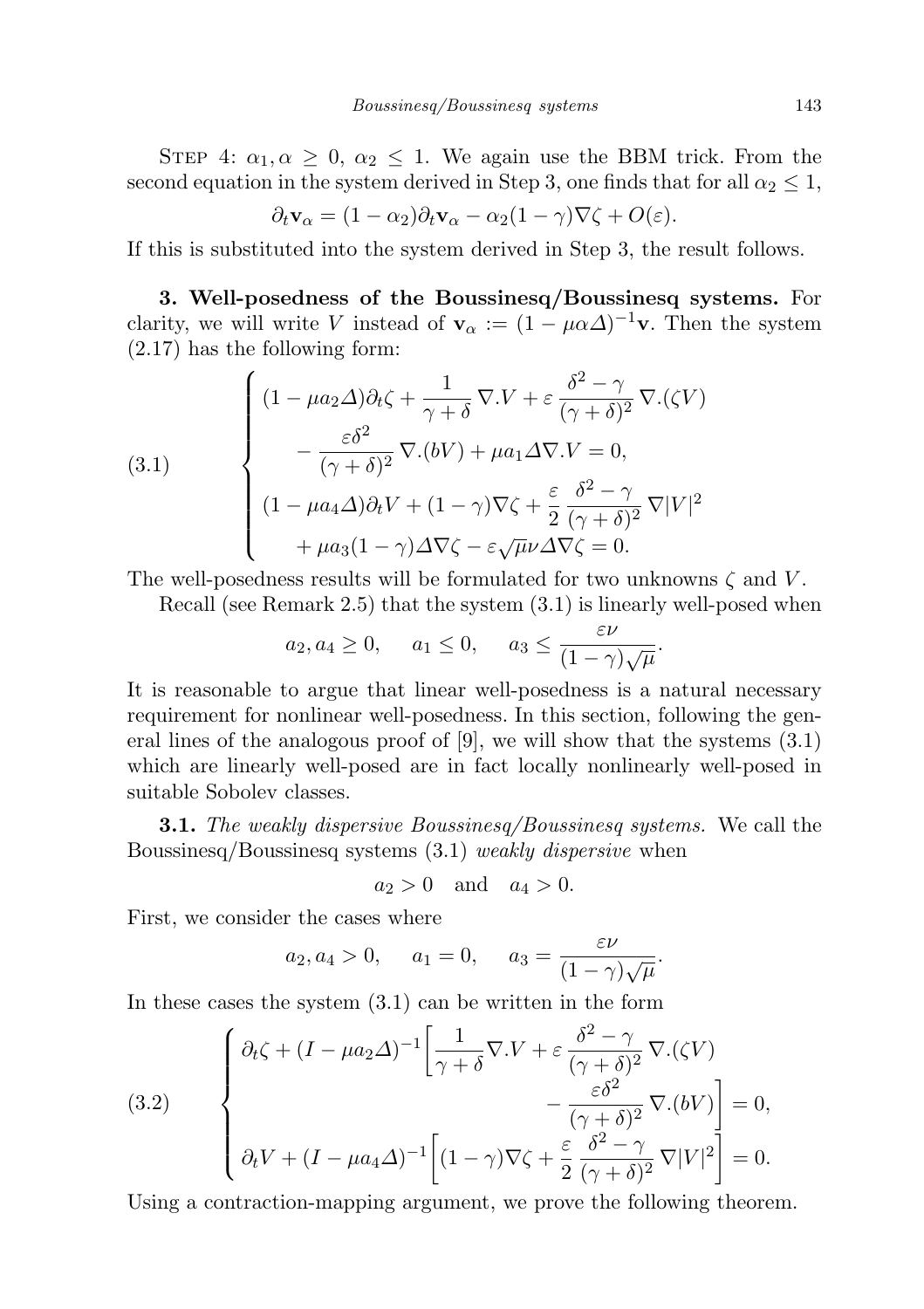STEP 4: $\alpha_1, \alpha \geq 0$, $\alpha_2 \leq 1$. We again use the BBM trick. From the second equation in the system derived in Step 3, one finds that for all $\alpha_2 \leq 1$,

$$\partial_t \mathbf{v}_\alpha = (1-\alpha_2)\partial_t \mathbf{v}_\alpha - \alpha_2(1-\gamma)\nabla\zeta + O(\varepsilon).$$

If this is substituted into the system derived in Step 3, the result follows.

## 3. Well-posedness of the Boussinesq/Boussinesq systems.

For clarity, we will write $V$ instead of $\mathbf{v}_\alpha := (1-\mu\alpha\Delta)^{-1}\mathbf{v}$. Then the system (2.17) has the following form:

$$\tag{3.1} \begin{cases} (1-\mu a_2\Delta)\partial_t\zeta + \dfrac{1}{\gamma+\delta}\,\nabla . V + \varepsilon\,\dfrac{\delta^2-\gamma}{(\gamma+\delta)^2}\,\nabla.(\zeta V) \\ \qquad - \dfrac{\varepsilon\delta^2}{(\gamma+\delta)^2}\,\nabla.(bV) + \mu a_1\Delta\nabla . V = 0, \\ (1-\mu a_4\Delta)\partial_t V + (1-\gamma)\nabla\zeta + \dfrac{\varepsilon}{2}\,\dfrac{\delta^2-\gamma}{(\gamma+\delta)^2}\,\nabla|V|^2 \\ \qquad + \mu a_3(1-\gamma)\Delta\nabla\zeta - \varepsilon\sqrt{\mu}\nu\Delta\nabla\zeta = 0. \end{cases}$$

The well-posedness results will be formulated for two unknowns $\zeta$ and $V$.

Recall (see Remark 2.5) that the system (3.1) is linearly well-posed when

$$a_2, a_4 \geq 0, \quad a_1 \leq 0, \quad a_3 \leq \frac{\varepsilon\nu}{(1-\gamma)\sqrt{\mu}}.$$

It is reasonable to argue that linear well-posedness is a natural necessary requirement for nonlinear well-posedness. In this section, following the general lines of the analogous proof of [9], we will show that the systems (3.1) which are linearly well-posed are in fact locally nonlinearly well-posed in suitable Sobolev classes.

**3.1.** *The weakly dispersive Boussinesq/Boussinesq systems.* We call the Boussinesq/Boussinesq systems (3.1) *weakly dispersive* when

$$a_2 > 0 \quad \text{and} \quad a_4 > 0.$$

First, we consider the cases where

$$a_2, a_4 > 0, \quad a_1 = 0, \quad a_3 = \frac{\varepsilon\nu}{(1-\gamma)\sqrt{\mu}}.$$

In these cases the system (3.1) can be written in the form

$$\tag{3.2} \begin{cases} \partial_t\zeta + (I-\mu a_2\Delta)^{-1}\Big[\dfrac{1}{\gamma+\delta}\nabla . V + \varepsilon\,\dfrac{\delta^2-\gamma}{(\gamma+\delta)^2}\,\nabla.(\zeta V) \\ \qquad\qquad\qquad\qquad\qquad - \dfrac{\varepsilon\delta^2}{(\gamma+\delta)^2}\,\nabla.(bV)\Big] = 0, \\ \partial_t V + (I-\mu a_4\Delta)^{-1}\Big[(1-\gamma)\nabla\zeta + \dfrac{\varepsilon}{2}\,\dfrac{\delta^2-\gamma}{(\gamma+\delta)^2}\,\nabla|V|^2\Big] = 0. \end{cases}$$

Using a contraction-mapping argument, we prove the following theorem.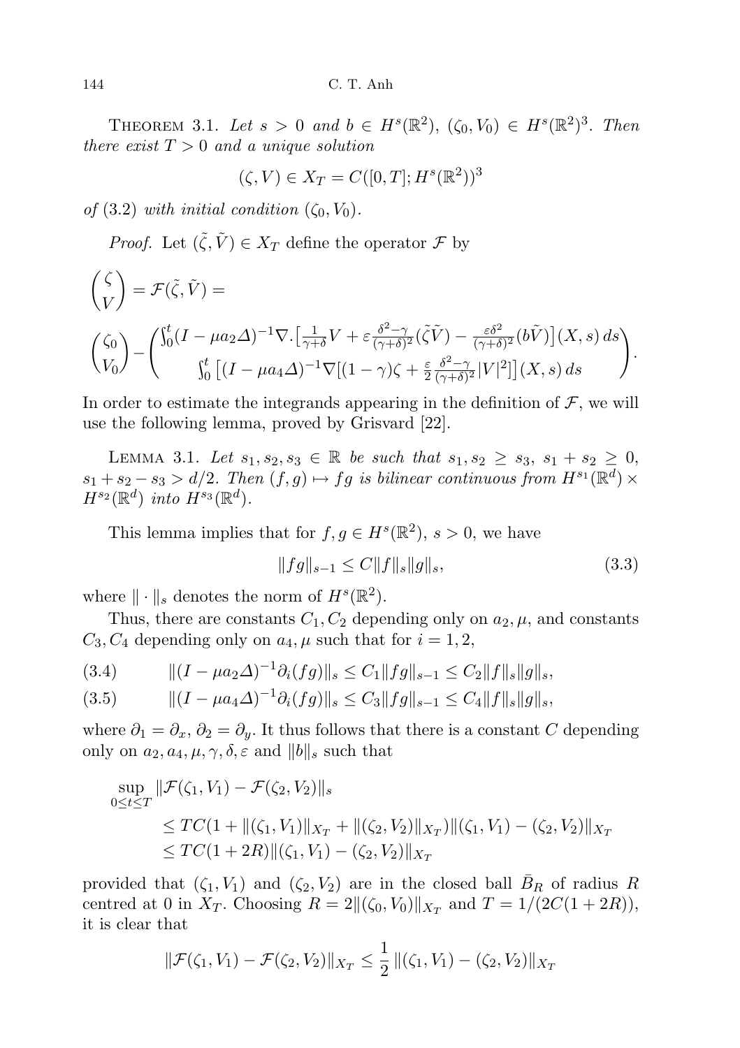THEOREM 3.1. *Let $s > 0$ and $b \in H^s(\mathbb{R}^2)$, $(\zeta_0, V_0) \in H^s(\mathbb{R}^2)^3$. Then there exist $T > 0$ and a unique solution*

$$(\zeta, V) \in X_T = C([0,T]; H^s(\mathbb{R}^2))^3$$

*of* (3.2) *with initial condition $(\zeta_0, V_0)$.*

*Proof.* Let $(\tilde{\zeta}, \tilde{V}) \in X_T$ define the operator $\mathcal{F}$ by

$$\begin{pmatrix} \zeta \\ V \end{pmatrix} = \mathcal{F}(\tilde{\zeta}, \tilde{V}) =$$

$$\begin{pmatrix} \zeta_0 \\ V_0 \end{pmatrix} - \begin{pmatrix} \int_0^t (I - \mu a_2 \Delta)^{-1} \nabla . \big[\frac{1}{\gamma+\delta} V + \varepsilon \frac{\delta^2 - \gamma}{(\gamma+\delta)^2} (\tilde{\zeta}\tilde{V}) - \frac{\varepsilon\delta^2}{(\gamma+\delta)^2} (b\tilde{V})\big](X,s)\, ds \\ \int_0^t \big[(I - \mu a_4 \Delta)^{-1} \nabla [(1-\gamma)\zeta + \frac{\varepsilon}{2} \frac{\delta^2-\gamma}{(\gamma+\delta)^2} |V|^2]\big](X,s)\, ds \end{pmatrix}.$$

In order to estimate the integrands appearing in the definition of $\mathcal{F}$, we will use the following lemma, proved by Grisvard [22].

LEMMA 3.1. *Let $s_1, s_2, s_3 \in \mathbb{R}$ be such that $s_1, s_2 \geq s_3$, $s_1 + s_2 \geq 0$, $s_1 + s_2 - s_3 > d/2$. Then $(f,g) \mapsto fg$ is bilinear continuous from $H^{s_1}(\mathbb{R}^d) \times H^{s_2}(\mathbb{R}^d)$ into $H^{s_3}(\mathbb{R}^d)$.*

This lemma implies that for $f, g \in H^s(\mathbb{R}^2)$, $s > 0$, we have

$$\|fg\|_{s-1} \leq C \|f\|_s \|g\|_s, \tag{3.3}$$

where $\|\cdot\|_s$ denotes the norm of $H^s(\mathbb{R}^2)$.

Thus, there are constants $C_1, C_2$ depending only on $a_2, \mu$, and constants $C_3, C_4$ depending only on $a_4, \mu$ such that for $i = 1, 2$,

$$\|(I - \mu a_2 \Delta)^{-1} \partial_i (fg)\|_s \leq C_1 \|fg\|_{s-1} \leq C_2 \|f\|_s \|g\|_s, \tag{3.4}$$

$$\|(I - \mu a_4 \Delta)^{-1} \partial_i (fg)\|_s \leq C_3 \|fg\|_{s-1} \leq C_4 \|f\|_s \|g\|_s, \tag{3.5}$$

where $\partial_1 = \partial_x$, $\partial_2 = \partial_y$. It thus follows that there is a constant $C$ depending only on $a_2, a_4, \mu, \gamma, \delta, \varepsilon$ and $\|b\|_s$ such that

$$\begin{aligned}
\sup_{0 \leq t \leq T} &\|\mathcal{F}(\zeta_1, V_1) - \mathcal{F}(\zeta_2, V_2)\|_s \\
&\leq TC(1 + \|(\zeta_1, V_1)\|_{X_T} + \|(\zeta_2, V_2)\|_{X_T}) \|(\zeta_1, V_1) - (\zeta_2, V_2)\|_{X_T} \\
&\leq TC(1 + 2R) \|(\zeta_1, V_1) - (\zeta_2, V_2)\|_{X_T}
\end{aligned}$$

provided that $(\zeta_1, V_1)$ and $(\zeta_2, V_2)$ are in the closed ball $\bar{B}_R$ of radius $R$ centred at 0 in $X_T$. Choosing $R = 2\|(\zeta_0, V_0)\|_{X_T}$ and $T = 1/(2C(1+2R))$, it is clear that

$$\|\mathcal{F}(\zeta_1, V_1) - \mathcal{F}(\zeta_2, V_2)\|_{X_T} \leq \frac{1}{2} \|(\zeta_1, V_1) - (\zeta_2, V_2)\|_{X_T}$$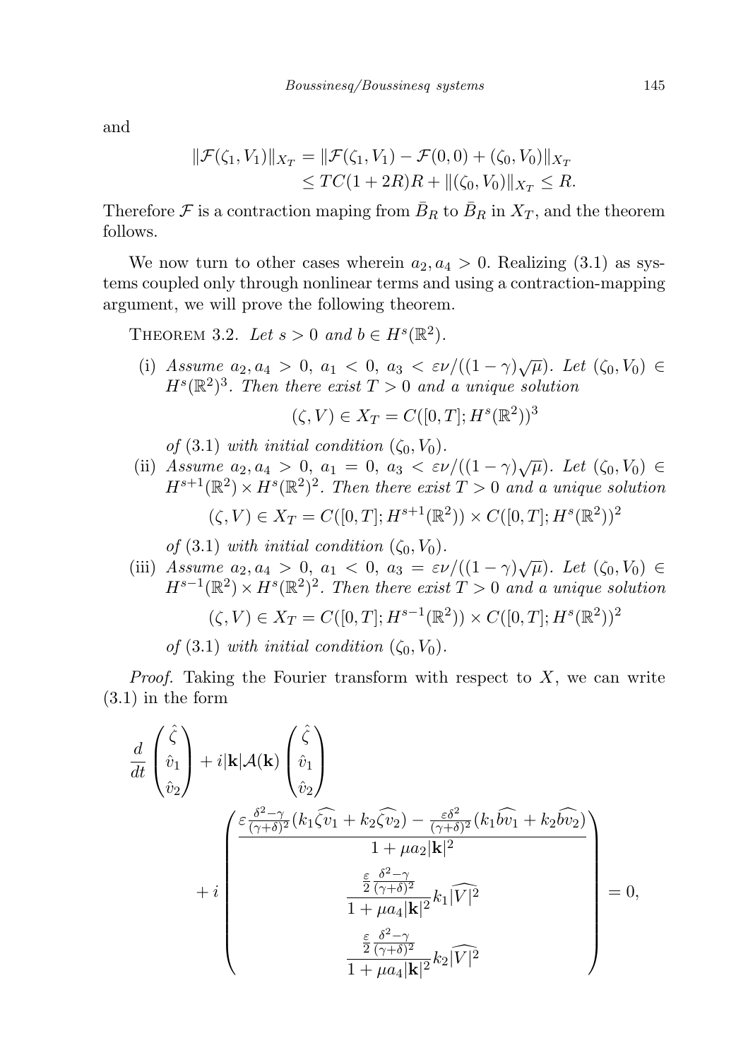and

$$
\begin{aligned}
\|\mathcal{F}(\zeta_1, V_1)\|_{X_T} &= \|\mathcal{F}(\zeta_1, V_1) - \mathcal{F}(0,0) + (\zeta_0, V_0)\|_{X_T} \\
&\leq TC(1+2R)R + \|(\zeta_0, V_0)\|_{X_T} \leq R.
\end{aligned}
$$

Therefore $\mathcal{F}$ is a contraction maping from $\bar{B}_R$ to $\bar{B}_R$ in $X_T$, and the theorem follows.

We now turn to other cases wherein $a_2, a_4 > 0$. Realizing (3.1) as systems coupled only through nonlinear terms and using a contraction-mapping argument, we will prove the following theorem.

THEOREM 3.2. *Let $s > 0$ and $b \in H^s(\mathbb{R}^2)$.*

(i) *Assume $a_2, a_4 > 0$, $a_1 < 0$, $a_3 < \varepsilon\nu/((1-\gamma)\sqrt{\mu})$. Let $(\zeta_0, V_0) \in H^s(\mathbb{R}^2)^3$. Then there exist $T > 0$ and a unique solution*

$$(\zeta, V) \in X_T = C([0,T]; H^s(\mathbb{R}^2))^3$$

*of* (3.1) *with initial condition $(\zeta_0, V_0)$.*

(ii) *Assume $a_2, a_4 > 0$, $a_1 = 0$, $a_3 < \varepsilon\nu/((1-\gamma)\sqrt{\mu})$. Let $(\zeta_0, V_0) \in H^{s+1}(\mathbb{R}^2) \times H^s(\mathbb{R}^2)^2$. Then there exist $T > 0$ and a unique solution*

$$(\zeta, V) \in X_T = C([0,T]; H^{s+1}(\mathbb{R}^2)) \times C([0,T]; H^s(\mathbb{R}^2))^2$$

*of* (3.1) *with initial condition $(\zeta_0, V_0)$.*

(iii) *Assume $a_2, a_4 > 0$, $a_1 < 0$, $a_3 = \varepsilon\nu/((1-\gamma)\sqrt{\mu})$. Let $(\zeta_0, V_0) \in H^{s-1}(\mathbb{R}^2) \times H^s(\mathbb{R}^2)^2$. Then there exist $T > 0$ and a unique solution*

$$(\zeta, V) \in X_T = C([0,T]; H^{s-1}(\mathbb{R}^2)) \times C([0,T]; H^s(\mathbb{R}^2))^2$$

*of* (3.1) *with initial condition $(\zeta_0, V_0)$.*

*Proof.* Taking the Fourier transform with respect to $X$, we can write (3.1) in the form

$$
\frac{d}{dt}\begin{pmatrix} \hat{\zeta} \\ \hat{v}_1 \\ \hat{v}_2 \end{pmatrix} + i|\mathbf{k}|\mathcal{A}(\mathbf{k})\begin{pmatrix} \hat{\zeta} \\ \hat{v}_1 \\ \hat{v}_2 \end{pmatrix}
+ i\begin{pmatrix} \dfrac{\varepsilon\frac{\delta^2-\gamma}{(\gamma+\delta)^2}(k_1\widehat{\zeta v_1} + k_2\widehat{\zeta v_2}) - \frac{\varepsilon\delta^2}{(\gamma+\delta)^2}(k_1\widehat{bv_1} + k_2\widehat{bv_2})}{1+\mu a_2|\mathbf{k}|^2} \\ \dfrac{\frac{\varepsilon}{2}\frac{\delta^2-\gamma}{(\gamma+\delta)^2}}{1+\mu a_4|\mathbf{k}|^2}k_1\widehat{|V|^2} \\ \dfrac{\frac{\varepsilon}{2}\frac{\delta^2-\gamma}{(\gamma+\delta)^2}}{1+\mu a_4|\mathbf{k}|^2}k_2\widehat{|V|^2} \end{pmatrix} = 0,
$$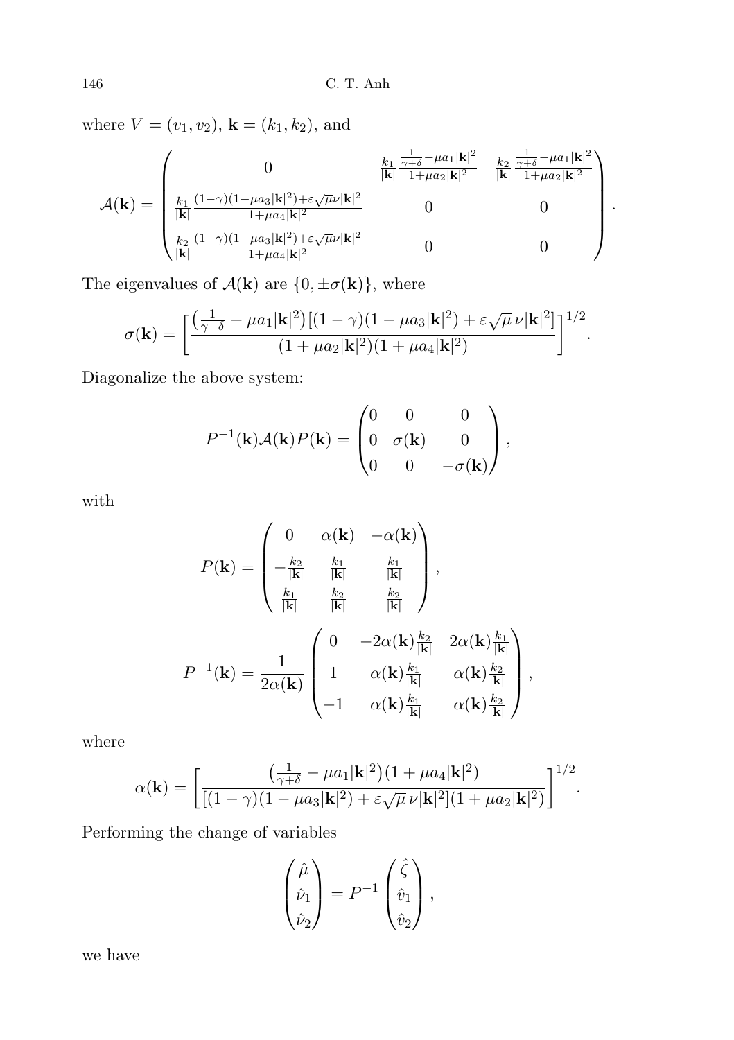where $V = (v_1, v_2)$, $\mathbf{k} = (k_1, k_2)$, and

$$\mathcal{A}(\mathbf{k}) = \begin{pmatrix} 0 & \frac{k_1}{|\mathbf{k}|}\frac{\frac{1}{\gamma+\delta} - \mu a_1 |\mathbf{k}|^2}{1+\mu a_2 |\mathbf{k}|^2} & \frac{k_2}{|\mathbf{k}|}\frac{\frac{1}{\gamma+\delta} - \mu a_1 |\mathbf{k}|^2}{1+\mu a_2 |\mathbf{k}|^2} \\ \frac{k_1}{|\mathbf{k}|}\frac{(1-\gamma)(1-\mu a_3|\mathbf{k}|^2)+\varepsilon\sqrt{\mu}\nu|\mathbf{k}|^2}{1+\mu a_4|\mathbf{k}|^2} & 0 & 0 \\ \frac{k_2}{|\mathbf{k}|}\frac{(1-\gamma)(1-\mu a_3|\mathbf{k}|^2)+\varepsilon\sqrt{\mu}\nu|\mathbf{k}|^2}{1+\mu a_4|\mathbf{k}|^2} & 0 & 0 \end{pmatrix}.$$

The eigenvalues of $\mathcal{A}(\mathbf{k})$ are $\{0, \pm\sigma(\mathbf{k})\}$, where

$$\sigma(\mathbf{k}) = \left[\frac{\left(\frac{1}{\gamma+\delta} - \mu a_1 |\mathbf{k}|^2\right)\left[(1-\gamma)(1-\mu a_3|\mathbf{k}|^2) + \varepsilon\sqrt{\mu}\,\nu|\mathbf{k}|^2\right]}{(1+\mu a_2|\mathbf{k}|^2)(1+\mu a_4|\mathbf{k}|^2)}\right]^{1/2}.$$

Diagonalize the above system:

$$P^{-1}(\mathbf{k})\mathcal{A}(\mathbf{k})P(\mathbf{k}) = \begin{pmatrix} 0 & 0 & 0 \\ 0 & \sigma(\mathbf{k}) & 0 \\ 0 & 0 & -\sigma(\mathbf{k}) \end{pmatrix},$$

with

$$P(\mathbf{k}) = \begin{pmatrix} 0 & \alpha(\mathbf{k}) & -\alpha(\mathbf{k}) \\ -\frac{k_2}{|\mathbf{k}|} & \frac{k_1}{|\mathbf{k}|} & \frac{k_1}{|\mathbf{k}|} \\ \frac{k_1}{|\mathbf{k}|} & \frac{k_2}{|\mathbf{k}|} & \frac{k_2}{|\mathbf{k}|} \end{pmatrix},$$

$$P^{-1}(\mathbf{k}) = \frac{1}{2\alpha(\mathbf{k})}\begin{pmatrix} 0 & -2\alpha(\mathbf{k})\frac{k_2}{|\mathbf{k}|} & 2\alpha(\mathbf{k})\frac{k_1}{|\mathbf{k}|} \\ 1 & \alpha(\mathbf{k})\frac{k_1}{|\mathbf{k}|} & \alpha(\mathbf{k})\frac{k_2}{|\mathbf{k}|} \\ -1 & \alpha(\mathbf{k})\frac{k_1}{|\mathbf{k}|} & \alpha(\mathbf{k})\frac{k_2}{|\mathbf{k}|} \end{pmatrix},$$

where

$$\alpha(\mathbf{k}) = \left[\frac{\left(\frac{1}{\gamma+\delta} - \mu a_1|\mathbf{k}|^2\right)(1+\mu a_4|\mathbf{k}|^2)}{\left[(1-\gamma)(1-\mu a_3|\mathbf{k}|^2) + \varepsilon\sqrt{\mu}\,\nu|\mathbf{k}|^2\right](1+\mu a_2|\mathbf{k}|^2)}\right]^{1/2}.$$

Performing the change of variables

$$\begin{pmatrix} \hat{\mu} \\ \hat{\nu}_1 \\ \hat{\nu}_2 \end{pmatrix} = P^{-1}\begin{pmatrix} \hat{\zeta} \\ \hat{v}_1 \\ \hat{v}_2 \end{pmatrix},$$

we have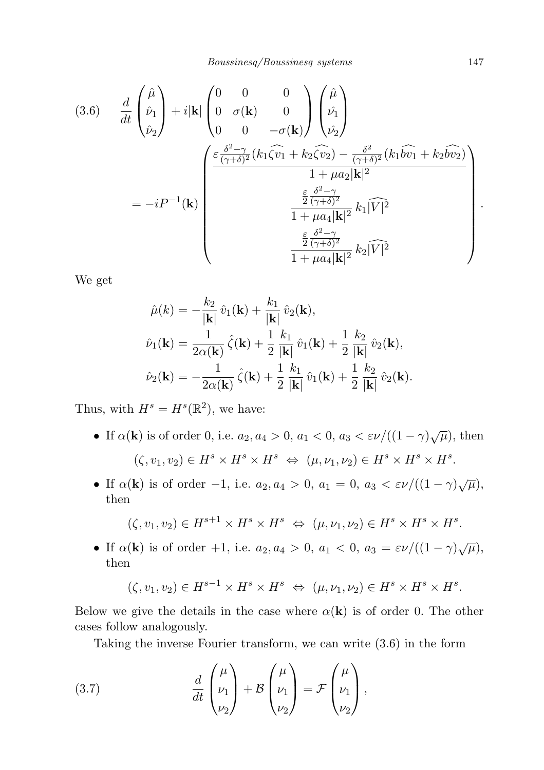$$
\frac{d}{dt}\begin{pmatrix}\hat\mu\\ \hat\nu_1\\ \hat\nu_2\end{pmatrix} + i|\mathbf{k}|\begin{pmatrix}0 & 0 & 0\\ 0 & \sigma(\mathbf{k}) & 0\\ 0 & 0 & -\sigma(\mathbf{k})\end{pmatrix}\begin{pmatrix}\hat\mu\\ \hat\nu_1\\ \hat\nu_2\end{pmatrix}
= -iP^{-1}(\mathbf{k})\begin{pmatrix}\dfrac{\varepsilon\frac{\delta^2-\gamma}{(\gamma+\delta)^2}(k_1\widehat{\zeta v_1}+k_2\widehat{\zeta v_2}) - \frac{\delta^2}{(\gamma+\delta)^2}(k_1\widehat{b v_1}+k_2\widehat{b v_2})}{1+\mu a_2|\mathbf{k}|^2}\\[2ex] \dfrac{\frac{\varepsilon}{2}\frac{\delta^2-\gamma}{(\gamma+\delta)^2}}{1+\mu a_4|\mathbf{k}|^2}\,k_1\widehat{|V|^2}\\[2ex] \dfrac{\frac{\varepsilon}{2}\frac{\delta^2-\gamma}{(\gamma+\delta)^2}}{1+\mu a_4|\mathbf{k}|^2}\,k_2\widehat{|V|^2}\end{pmatrix}. \tag{3.6}
$$

We get

$$
\begin{aligned}
\hat\mu(k) &= -\frac{k_2}{|\mathbf{k}|}\,\hat v_1(\mathbf{k}) + \frac{k_1}{|\mathbf{k}|}\,\hat v_2(\mathbf{k}),\\
\hat{\nu_1}(\mathbf{k}) &= \frac{1}{2\alpha(\mathbf{k})}\,\hat\zeta(\mathbf{k}) + \frac{1}{2}\,\frac{k_1}{|\mathbf{k}|}\,\hat v_1(\mathbf{k}) + \frac{1}{2}\,\frac{k_2}{|\mathbf{k}|}\,\hat v_2(\mathbf{k}),\\
\hat{\nu_2}(\mathbf{k}) &= -\frac{1}{2\alpha(\mathbf{k})}\,\hat\zeta(\mathbf{k}) + \frac{1}{2}\,\frac{k_1}{|\mathbf{k}|}\,\hat v_1(\mathbf{k}) + \frac{1}{2}\,\frac{k_2}{|\mathbf{k}|}\,\hat v_2(\mathbf{k}).
\end{aligned}
$$

Thus, with $H^s = H^s(\mathbb{R}^2)$, we have:

- If $\alpha(\mathbf{k})$ is of order 0, i.e. $a_2, a_4 > 0$, $a_1 < 0$, $a_3 < \varepsilon\nu/((1-\gamma)\sqrt{\mu})$, then
$$(\zeta, v_1, v_2) \in H^s\times H^s\times H^s \ \Leftrightarrow\ (\mu,\nu_1,\nu_2)\in H^s\times H^s\times H^s.$$
- If $\alpha(\mathbf{k})$ is of order $-1$, i.e. $a_2, a_4 > 0$, $a_1 = 0$, $a_3 < \varepsilon\nu/((1-\gamma)\sqrt{\mu})$, then
$$(\zeta, v_1, v_2) \in H^{s+1}\times H^s\times H^s \ \Leftrightarrow\ (\mu,\nu_1,\nu_2)\in H^s\times H^s\times H^s.$$
- If $\alpha(\mathbf{k})$ is of order $+1$, i.e. $a_2, a_4 > 0$, $a_1 < 0$, $a_3 = \varepsilon\nu/((1-\gamma)\sqrt{\mu})$, then
$$(\zeta, v_1, v_2) \in H^{s-1}\times H^s\times H^s \ \Leftrightarrow\ (\mu,\nu_1,\nu_2)\in H^s\times H^s\times H^s.$$

Below we give the details in the case where $\alpha(\mathbf{k})$ is of order 0. The other cases follow analogously.

Taking the inverse Fourier transform, we can write (3.6) in the form

$$
\frac{d}{dt}\begin{pmatrix}\mu\\ \nu_1\\ \nu_2\end{pmatrix} + \mathcal{B}\begin{pmatrix}\mu\\ \nu_1\\ \nu_2\end{pmatrix} = \mathcal{F}\begin{pmatrix}\mu\\ \nu_1\\ \nu_2\end{pmatrix}, \tag{3.7}
$$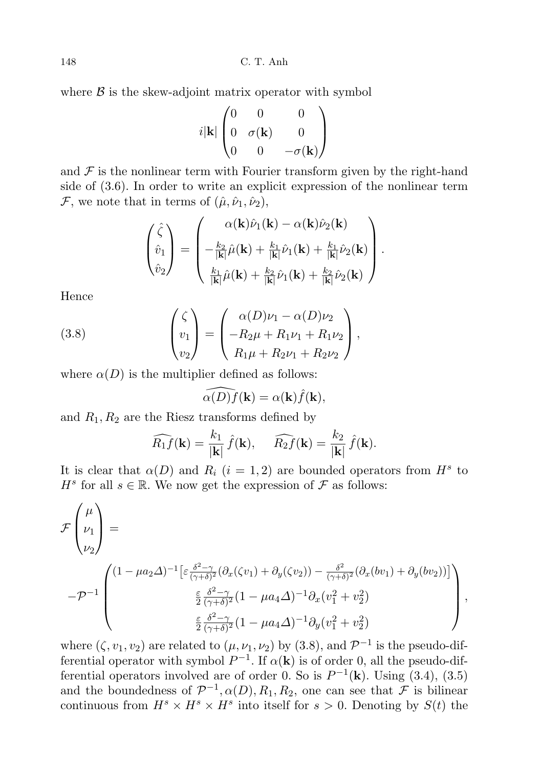where $\mathcal{B}$ is the skew-adjoint matrix operator with symbol

$$i|\mathbf{k}| \begin{pmatrix} 0 & 0 & 0 \\ 0 & \sigma(\mathbf{k}) & 0 \\ 0 & 0 & -\sigma(\mathbf{k}) \end{pmatrix}$$

and $\mathcal{F}$ is the nonlinear term with Fourier transform given by the right-hand side of (3.6). In order to write an explicit expression of the nonlinear term $\mathcal{F}$, we note that in terms of $(\hat{\mu}, \hat{\nu}_1, \hat{\nu}_2)$,

$$\begin{pmatrix} \hat{\zeta} \\ \hat{v}_1 \\ \hat{v}_2 \end{pmatrix} = \begin{pmatrix} \alpha(\mathbf{k})\hat{\nu}_1(\mathbf{k}) - \alpha(\mathbf{k})\hat{\nu}_2(\mathbf{k}) \\ -\frac{k_2}{|\mathbf{k}|}\hat{\mu}(\mathbf{k}) + \frac{k_1}{|\mathbf{k}|}\hat{\nu}_1(\mathbf{k}) + \frac{k_1}{|\mathbf{k}|}\hat{\nu}_2(\mathbf{k}) \\ \frac{k_1}{|\mathbf{k}|}\hat{\mu}(\mathbf{k}) + \frac{k_2}{|\mathbf{k}|}\hat{\nu}_1(\mathbf{k}) + \frac{k_2}{|\mathbf{k}|}\hat{\nu}_2(\mathbf{k}) \end{pmatrix}.$$

Hence

$$\begin{pmatrix} \zeta \\ v_1 \\ v_2 \end{pmatrix} = \begin{pmatrix} \alpha(D)\nu_1 - \alpha(D)\nu_2 \\ -R_2\mu + R_1\nu_1 + R_1\nu_2 \\ R_1\mu + R_2\nu_1 + R_2\nu_2 \end{pmatrix}, \tag{3.8}$$

where $\alpha(D)$ is the multiplier defined as follows:

$$\widehat{\alpha(D)f}(\mathbf{k}) = \alpha(\mathbf{k})\hat{f}(\mathbf{k}),$$

and $R_1, R_2$ are the Riesz transforms defined by

$$\widehat{R_1 f}(\mathbf{k}) = \frac{k_1}{|\mathbf{k}|}\,\hat{f}(\mathbf{k}), \qquad \widehat{R_2 f}(\mathbf{k}) = \frac{k_2}{|\mathbf{k}|}\,\hat{f}(\mathbf{k}).$$

It is clear that $\alpha(D)$ and $R_i$ $(i = 1, 2)$ are bounded operators from $H^s$ to $H^s$ for all $s \in \mathbb{R}$. We now get the expression of $\mathcal{F}$ as follows:

$$\mathcal{F}\begin{pmatrix} \mu \\ \nu_1 \\ \nu_2 \end{pmatrix} = \\ -\mathcal{P}^{-1}\begin{pmatrix} (1 - \mu a_2 \Delta)^{-1}\big[\varepsilon \frac{\delta^2 - \gamma}{(\gamma+\delta)^2}(\partial_x(\zeta v_1) + \partial_y(\zeta v_2)) - \frac{\delta^2}{(\gamma+\delta)^2}(\partial_x(bv_1) + \partial_y(bv_2))\big] \\ \frac{\varepsilon}{2}\frac{\delta^2 - \gamma}{(\gamma+\delta)^2}(1 - \mu a_4 \Delta)^{-1}\partial_x(v_1^2 + v_2^2) \\ \frac{\varepsilon}{2}\frac{\delta^2 - \gamma}{(\gamma+\delta)^2}(1 - \mu a_4 \Delta)^{-1}\partial_y(v_1^2 + v_2^2) \end{pmatrix},$$

where $(\zeta, v_1, v_2)$ are related to $(\mu, \nu_1, \nu_2)$ by (3.8), and $\mathcal{P}^{-1}$ is the pseudo-differential operator with symbol $P^{-1}$. If $\alpha(\mathbf{k})$ is of order 0, all the pseudo-differential operators involved are of order 0. So is $P^{-1}(\mathbf{k})$. Using (3.4), (3.5) and the boundedness of $\mathcal{P}^{-1}, \alpha(D), R_1, R_2$, one can see that $\mathcal{F}$ is bilinear continuous from $H^s \times H^s \times H^s$ into itself for $s > 0$. Denoting by $S(t)$ the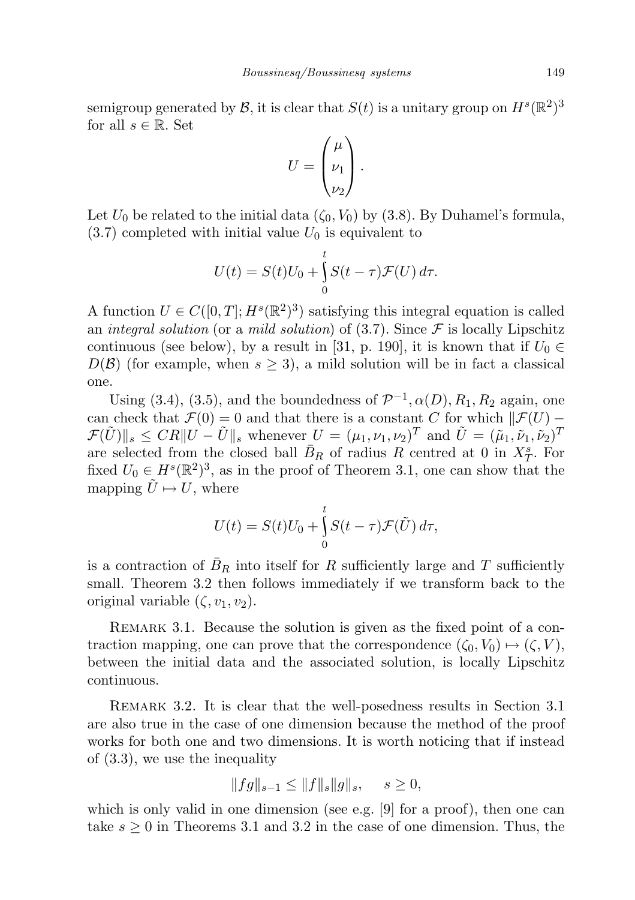semigroup generated by $\mathcal{B}$, it is clear that $S(t)$ is a unitary group on $H^s(\mathbb{R}^2)^3$ for all $s \in \mathbb{R}$. Set

$$U = \begin{pmatrix} \mu \\ \nu_1 \\ \nu_2 \end{pmatrix}.$$

Let $U_0$ be related to the initial data $(\zeta_0, V_0)$ by (3.8). By Duhamel's formula, (3.7) completed with initial value $U_0$ is equivalent to

$$U(t) = S(t)U_0 + \int_0^t S(t-\tau)\mathcal{F}(U)\, d\tau.$$

A function $U \in C([0,T]; H^s(\mathbb{R}^2)^3)$ satisfying this integral equation is called an *integral solution* (or a *mild solution*) of (3.7). Since $\mathcal{F}$ is locally Lipschitz continuous (see below), by a result in [31, p. 190], it is known that if $U_0 \in D(\mathcal{B})$ (for example, when $s \geq 3$), a mild solution will be in fact a classical one.

Using (3.4), (3.5), and the boundedness of $\mathcal{P}^{-1}, \alpha(D), R_1, R_2$ again, one can check that $\mathcal{F}(0) = 0$ and that there is a constant $C$ for which $\|\mathcal{F}(U) - \mathcal{F}(\tilde{U})\|_s \leq CR\|U - \tilde{U}\|_s$ whenever $U = (\mu_1, \nu_1, \nu_2)^T$ and $\tilde{U} = (\tilde{\mu}_1, \tilde{\nu}_1, \tilde{\nu}_2)^T$ are selected from the closed ball $\bar{B}_R$ of radius $R$ centred at 0 in $X_T^s$. For fixed $U_0 \in H^s(\mathbb{R}^2)^3$, as in the proof of Theorem 3.1, one can show that the mapping $\tilde{U} \mapsto U$, where

$$U(t) = S(t)U_0 + \int_0^t S(t-\tau)\mathcal{F}(\tilde{U})\, d\tau,$$

is a contraction of $\bar{B}_R$ into itself for $R$ sufficiently large and $T$ sufficiently small. Theorem 3.2 then follows immediately if we transform back to the original variable $(\zeta, v_1, v_2)$.

Remark 3.1. Because the solution is given as the fixed point of a contraction mapping, one can prove that the correspondence $(\zeta_0, V_0) \mapsto (\zeta, V)$, between the initial data and the associated solution, is locally Lipschitz continuous.

Remark 3.2. It is clear that the well-posedness results in Section 3.1 are also true in the case of one dimension because the method of the proof works for both one and two dimensions. It is worth noticing that if instead of (3.3), we use the inequality

$$\|fg\|_{s-1} \leq \|f\|_s \|g\|_s, \quad s \geq 0,$$

which is only valid in one dimension (see e.g. [9] for a proof), then one can take $s \geq 0$ in Theorems 3.1 and 3.2 in the case of one dimension. Thus, the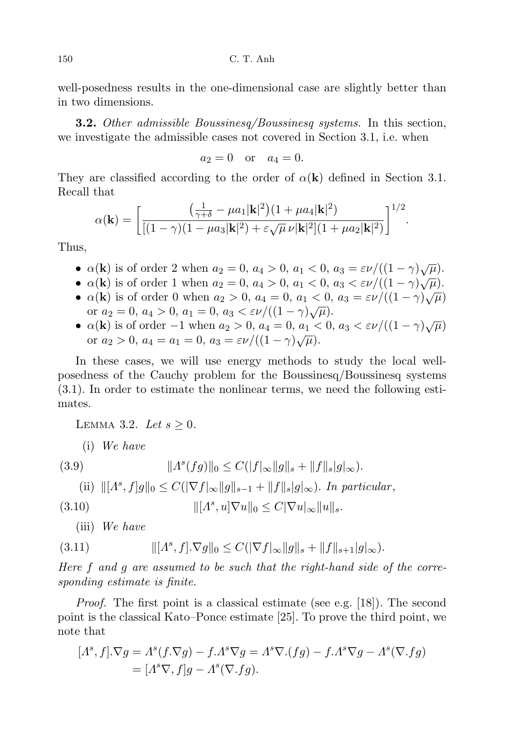well-posedness results in the one-dimensional case are slightly better than in two dimensions.

**3.2.** *Other admissible Boussinesq/Boussinesq systems.* In this section, we investigate the admissible cases not covered in Section 3.1, i.e. when

$$a_2 = 0 \quad \text{or} \quad a_4 = 0.$$

They are classified according to the order of $\alpha(\mathbf{k})$ defined in Section 3.1. Recall that

$$\alpha(\mathbf{k}) = \left[ \frac{\left(\frac{1}{\gamma+\delta} - \mu a_1 |\mathbf{k}|^2\right)(1 + \mu a_4 |\mathbf{k}|^2)}{[(1-\gamma)(1 - \mu a_3 |\mathbf{k}|^2) + \varepsilon\sqrt{\mu}\,\nu |\mathbf{k}|^2](1 + \mu a_2 |\mathbf{k}|^2)} \right]^{1/2}.$$

Thus,

- $\alpha(\mathbf{k})$ is of order 2 when $a_2 = 0$, $a_4 > 0$, $a_1 < 0$, $a_3 = \varepsilon\nu/((1-\gamma)\sqrt{\mu})$.
- $\alpha(\mathbf{k})$ is of order 1 when $a_2 = 0$, $a_4 > 0$, $a_1 < 0$, $a_3 < \varepsilon\nu/((1-\gamma)\sqrt{\mu})$.
- $\alpha(\mathbf{k})$ is of order 0 when $a_2 > 0$, $a_4 = 0$, $a_1 < 0$, $a_3 = \varepsilon\nu/((1-\gamma)\sqrt{\mu})$ or $a_2 = 0$, $a_4 > 0$, $a_1 = 0$, $a_3 < \varepsilon\nu/((1-\gamma)\sqrt{\mu})$.
- $\alpha(\mathbf{k})$ is of order $-1$ when $a_2 > 0$, $a_4 = 0$, $a_1 < 0$, $a_3 < \varepsilon\nu/((1-\gamma)\sqrt{\mu})$ or $a_2 > 0$, $a_4 = a_1 = 0$, $a_3 = \varepsilon\nu/((1-\gamma)\sqrt{\mu})$.

In these cases, we will use energy methods to study the local well-posedness of the Cauchy problem for the Boussinesq/Boussinesq systems (3.1). In order to estimate the nonlinear terms, we need the following estimates.

LEMMA 3.2. *Let $s \geq 0$.*

(i) *We have*

$$\|\Lambda^s(fg)\|_0 \leq C(|f|_\infty \|g\|_s + \|f\|_s |g|_\infty). \tag{3.9}$$

(ii) $\|[\Lambda^s, f]g\|_0 \leq C(|\nabla f|_\infty \|g\|_{s-1} + \|f\|_s |g|_\infty)$. *In particular,*

$$\|[\Lambda^s, u]\nabla u\|_0 \leq C|\nabla u|_\infty \|u\|_s. \tag{3.10}$$

(iii) *We have*

$$\|[\Lambda^s, f].\nabla g\|_0 \leq C(|\nabla f|_\infty \|g\|_s + \|f\|_{s+1}|g|_\infty). \tag{3.11}$$

*Here $f$ and $g$ are assumed to be such that the right-hand side of the corresponding estimate is finite.*

*Proof.* The first point is a classical estimate (see e.g. [18]). The second point is the classical Kato–Ponce estimate [25]. To prove the third point, we note that

$$\begin{aligned}
[\Lambda^s, f].\nabla g &= \Lambda^s(f.\nabla g) - f.\Lambda^s \nabla g = \Lambda^s \nabla.(fg) - f.\Lambda^s \nabla g - \Lambda^s(\nabla.fg) \\
&= [\Lambda^s \nabla, f]g - \Lambda^s(\nabla.fg).
\end{aligned}$$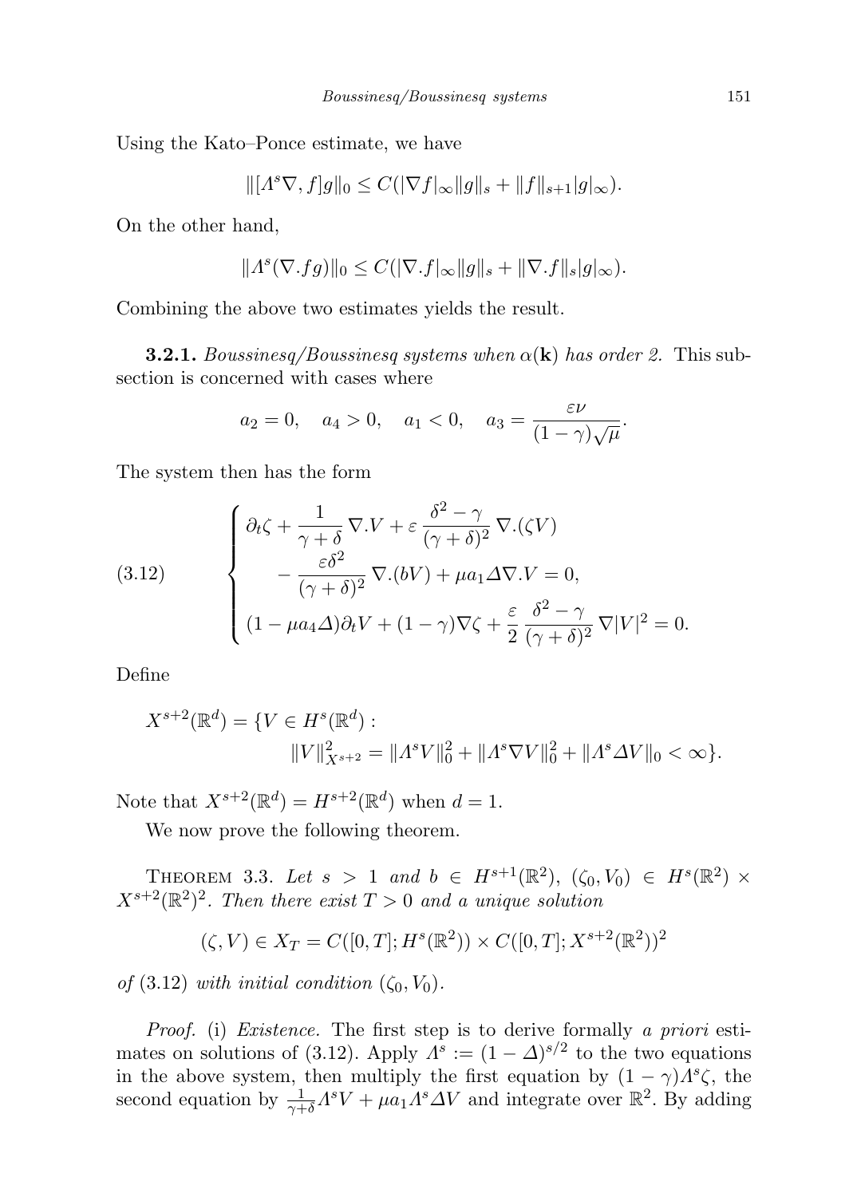Using the Kato–Ponce estimate, we have

$$\|[\Lambda^s\nabla, f]g\|_0 \le C(|\nabla f|_\infty \|g\|_s + \|f\|_{s+1}|g|_\infty).$$

On the other hand,

$$\|\Lambda^s(\nabla.fg)\|_0 \le C(|\nabla.f|_\infty \|g\|_s + \|\nabla.f\|_s |g|_\infty).$$

Combining the above two estimates yields the result.

**3.2.1.** *Boussinesq/Boussinesq systems when $\alpha(\mathbf{k})$ has order 2.* This subsection is concerned with cases where

$$a_2 = 0, \quad a_4 > 0, \quad a_1 < 0, \quad a_3 = \frac{\varepsilon\nu}{(1-\gamma)\sqrt{\mu}}.$$

The system then has the form

$$\text{(3.12)} \qquad \begin{cases} \partial_t \zeta + \dfrac{1}{\gamma+\delta}\,\nabla.V + \varepsilon\,\dfrac{\delta^2-\gamma}{(\gamma+\delta)^2}\,\nabla.(\zeta V) \\ \qquad -\dfrac{\varepsilon\delta^2}{(\gamma+\delta)^2}\,\nabla.(bV) + \mu a_1 \Delta\nabla.V = 0, \\ (1-\mu a_4\Delta)\partial_t V + (1-\gamma)\nabla\zeta + \dfrac{\varepsilon}{2}\,\dfrac{\delta^2-\gamma}{(\gamma+\delta)^2}\,\nabla|V|^2 = 0. \end{cases}$$

Define

$$X^{s+2}(\mathbb{R}^d) = \{V \in H^s(\mathbb{R}^d) : \\ \|V\|^2_{X^{s+2}} = \|\Lambda^s V\|_0^2 + \|\Lambda^s \nabla V\|_0^2 + \|\Lambda^s \Delta V\|_0 < \infty\}.$$

Note that $X^{s+2}(\mathbb{R}^d) = H^{s+2}(\mathbb{R}^d)$ when $d = 1$.

We now prove the following theorem.

THEOREM 3.3. *Let $s > 1$ and $b \in H^{s+1}(\mathbb{R}^2)$, $(\zeta_0, V_0) \in H^s(\mathbb{R}^2) \times X^{s+2}(\mathbb{R}^2)^2$. Then there exist $T > 0$ and a unique solution*

$$(\zeta, V) \in X_T = C([0,T]; H^s(\mathbb{R}^2)) \times C([0,T]; X^{s+2}(\mathbb{R}^2))^2$$

*of* (3.12) *with initial condition $(\zeta_0, V_0)$.*

*Proof.* (i) *Existence.* The first step is to derive formally *a priori* estimates on solutions of (3.12). Apply $\Lambda^s := (1-\Delta)^{s/2}$ to the two equations in the above system, then multiply the first equation by $(1-\gamma)\Lambda^s\zeta$, the second equation by $\frac{1}{\gamma+\delta}\Lambda^s V + \mu a_1 \Lambda^s \Delta V$ and integrate over $\mathbb{R}^2$. By adding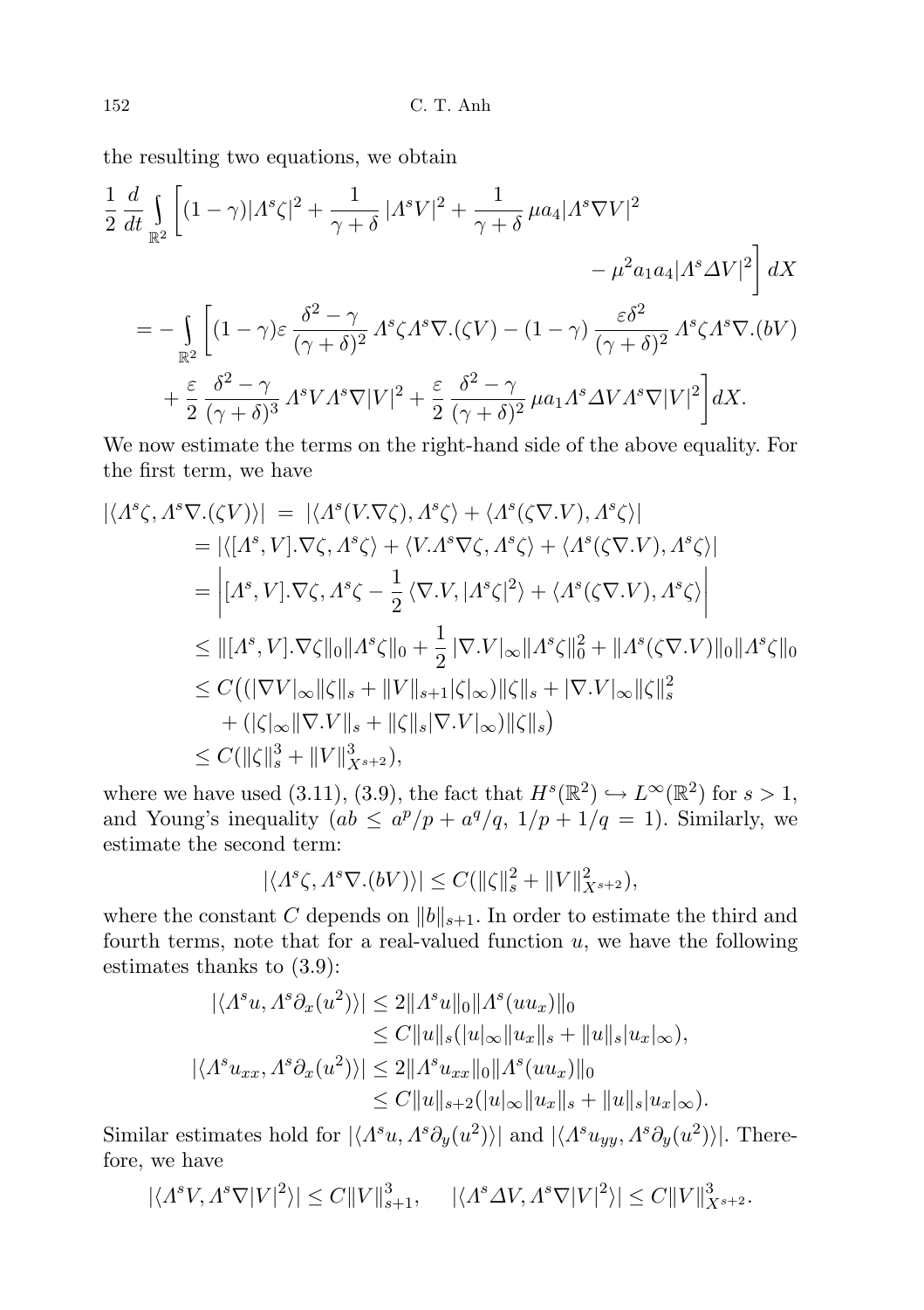the resulting two equations, we obtain

$$
\begin{aligned}
\frac{1}{2}\frac{d}{dt}\int_{\mathbb{R}^2}\bigg[(1-\gamma)|\Lambda^s\zeta|^2 + \frac{1}{\gamma+\delta}\,|\Lambda^s V|^2 + \frac{1}{\gamma+\delta}\,\mu a_4|\Lambda^s\nabla V|^2 \\
- \mu^2 a_1 a_4|\Lambda^s\Delta V|^2\bigg]\,dX \\
= -\int_{\mathbb{R}^2}\bigg[(1-\gamma)\varepsilon\,\frac{\delta^2-\gamma}{(\gamma+\delta)^2}\,\Lambda^s\zeta\Lambda^s\nabla.(\zeta V) - (1-\gamma)\,\frac{\varepsilon\delta^2}{(\gamma+\delta)^2}\,\Lambda^s\zeta\Lambda^s\nabla.(bV) \\
+ \frac{\varepsilon}{2}\,\frac{\delta^2-\gamma}{(\gamma+\delta)^3}\,\Lambda^s V\Lambda^s\nabla|V|^2 + \frac{\varepsilon}{2}\,\frac{\delta^2-\gamma}{(\gamma+\delta)^2}\,\mu a_1\Lambda^s\Delta V\Lambda^s\nabla|V|^2\bigg]dX.
\end{aligned}
$$

We now estimate the terms on the right-hand side of the above equality. For the first term, we have

$$
\begin{aligned}
|\langle\Lambda^s\zeta,\Lambda^s\nabla.(\zeta V)\rangle| &= |\langle\Lambda^s(V.\nabla\zeta),\Lambda^s\zeta\rangle + \langle\Lambda^s(\zeta\nabla.V),\Lambda^s\zeta\rangle| \\
&= |\langle[\Lambda^s,V].\nabla\zeta,\Lambda^s\zeta\rangle + \langle V.\Lambda^s\nabla\zeta,\Lambda^s\zeta\rangle + \langle\Lambda^s(\zeta\nabla.V),\Lambda^s\zeta\rangle| \\
&= \left|[\Lambda^s,V].\nabla\zeta,\Lambda^s\zeta - \frac{1}{2}\,\langle\nabla.V,|\Lambda^s\zeta|^2\rangle + \langle\Lambda^s(\zeta\nabla.V),\Lambda^s\zeta\rangle\right| \\
&\le \|[\Lambda^s,V].\nabla\zeta\|_0\|\Lambda^s\zeta\|_0 + \frac{1}{2}\,|\nabla.V|_\infty\|\Lambda^s\zeta\|_0^2 + \|\Lambda^s(\zeta\nabla.V)\|_0\|\Lambda^s\zeta\|_0 \\
&\le C\big((|\nabla V|_\infty\|\zeta\|_s + \|V\|_{s+1}|\zeta|_\infty)\|\zeta\|_s + |\nabla.V|_\infty\|\zeta\|_s^2 \\
&\quad + (|\zeta|_\infty\|\nabla.V\|_s + \|\zeta\|_s|\nabla.V|_\infty)\|\zeta\|_s\big) \\
&\le C(\|\zeta\|_s^3 + \|V\|_{X^{s+2}}^3),
\end{aligned}
$$

where we have used (3.11), (3.9), the fact that $H^s(\mathbb{R}^2)\hookrightarrow L^\infty(\mathbb{R}^2)$ for $s>1$, and Young's inequality ($ab \le a^p/p + a^q/q$, $1/p+1/q=1$). Similarly, we estimate the second term:

$$
|\langle\Lambda^s\zeta,\Lambda^s\nabla.(bV)\rangle| \le C(\|\zeta\|_s^2 + \|V\|_{X^{s+2}}^2),
$$

where the constant $C$ depends on $\|b\|_{s+1}$. In order to estimate the third and fourth terms, note that for a real-valued function $u$, we have the following estimates thanks to (3.9):

$$
\begin{aligned}
|\langle\Lambda^s u,\Lambda^s\partial_x(u^2)\rangle| &\le 2\|\Lambda^s u\|_0\|\Lambda^s(uu_x)\|_0 \\
&\le C\|u\|_s(|u|_\infty\|u_x\|_s + \|u\|_s|u_x|_\infty), \\
|\langle\Lambda^s u_{xx},\Lambda^s\partial_x(u^2)\rangle| &\le 2\|\Lambda^s u_{xx}\|_0\|\Lambda^s(uu_x)\|_0 \\
&\le C\|u\|_{s+2}(|u|_\infty\|u_x\|_s + \|u\|_s|u_x|_\infty).
\end{aligned}
$$

Similar estimates hold for $|\langle\Lambda^s u,\Lambda^s\partial_y(u^2)\rangle|$ and $|\langle\Lambda^s u_{yy},\Lambda^s\partial_y(u^2)\rangle|$. Therefore, we have

$$
|\langle\Lambda^s V,\Lambda^s\nabla|V|^2\rangle| \le C\|V\|_{s+1}^3, \qquad |\langle\Lambda^s\Delta V,\Lambda^s\nabla|V|^2\rangle| \le C\|V\|_{X^{s+2}}^3.
$$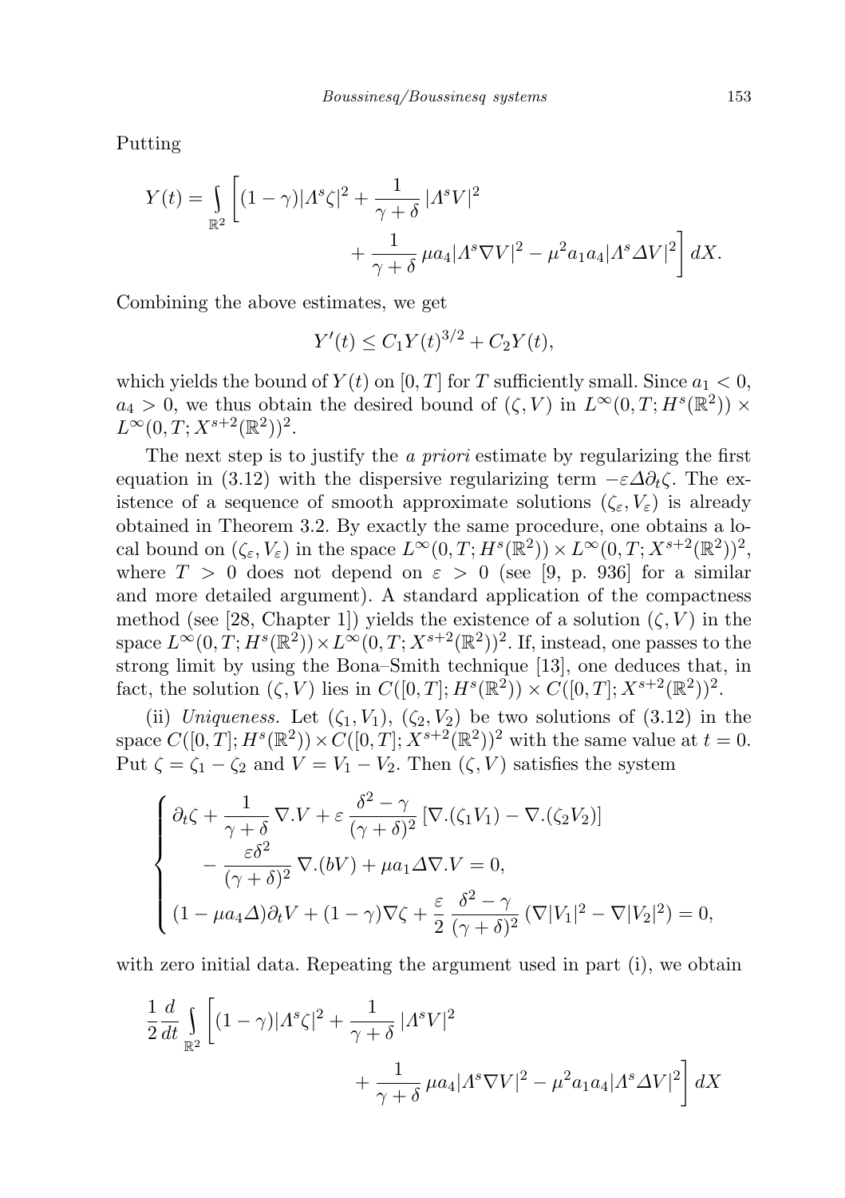Putting

$$Y(t) = \int_{\mathbb{R}^2} \bigg[(1-\gamma)|\Lambda^s\zeta|^2 + \frac{1}{\gamma+\delta}\,|\Lambda^s V|^2 + \frac{1}{\gamma+\delta}\,\mu a_4|\Lambda^s\nabla V|^2 - \mu^2 a_1 a_4|\Lambda^s\Delta V|^2\bigg]\,dX.$$

Combining the above estimates, we get

$$Y'(t) \le C_1 Y(t)^{3/2} + C_2 Y(t),$$

which yields the bound of $Y(t)$ on $[0,T]$ for $T$ sufficiently small. Since $a_1 < 0$, $a_4 > 0$, we thus obtain the desired bound of $(\zeta, V)$ in $L^\infty(0,T;H^s(\mathbb{R}^2)) \times L^\infty(0,T;X^{s+2}(\mathbb{R}^2))^2$.

The next step is to justify the *a priori* estimate by regularizing the first equation in (3.12) with the dispersive regularizing term $-\varepsilon\Delta\partial_t\zeta$. The existence of a sequence of smooth approximate solutions $(\zeta_\varepsilon, V_\varepsilon)$ is already obtained in Theorem 3.2. By exactly the same procedure, one obtains a local bound on $(\zeta_\varepsilon, V_\varepsilon)$ in the space $L^\infty(0,T;H^s(\mathbb{R}^2)) \times L^\infty(0,T;X^{s+2}(\mathbb{R}^2))^2$, where $T > 0$ does not depend on $\varepsilon > 0$ (see [9, p. 936] for a similar and more detailed argument). A standard application of the compactness method (see [28, Chapter 1]) yields the existence of a solution $(\zeta, V)$ in the space $L^\infty(0,T;H^s(\mathbb{R}^2)) \times L^\infty(0,T;X^{s+2}(\mathbb{R}^2))^2$. If, instead, one passes to the strong limit by using the Bona–Smith technique [13], one deduces that, in fact, the solution $(\zeta, V)$ lies in $C([0,T];H^s(\mathbb{R}^2)) \times C([0,T];X^{s+2}(\mathbb{R}^2))^2$.

(ii) *Uniqueness.* Let $(\zeta_1, V_1)$, $(\zeta_2, V_2)$ be two solutions of (3.12) in the space $C([0,T];H^s(\mathbb{R}^2)) \times C([0,T];X^{s+2}(\mathbb{R}^2))^2$ with the same value at $t = 0$. Put $\zeta = \zeta_1 - \zeta_2$ and $V = V_1 - V_2$. Then $(\zeta, V)$ satisfies the system

$$\begin{cases} \partial_t\zeta + \dfrac{1}{\gamma+\delta}\,\nabla.V + \varepsilon\,\dfrac{\delta^2-\gamma}{(\gamma+\delta)^2}\,[\nabla.(\zeta_1 V_1) - \nabla.(\zeta_2 V_2)] \\ \qquad - \dfrac{\varepsilon\delta^2}{(\gamma+\delta)^2}\,\nabla.(bV) + \mu a_1\Delta\nabla.V = 0, \\ (1 - \mu a_4\Delta)\partial_t V + (1-\gamma)\nabla\zeta + \dfrac{\varepsilon}{2}\,\dfrac{\delta^2-\gamma}{(\gamma+\delta)^2}\,(\nabla|V_1|^2 - \nabla|V_2|^2) = 0, \end{cases}$$

with zero initial data. Repeating the argument used in part (i), we obtain

$$\frac{1}{2}\frac{d}{dt}\int_{\mathbb{R}^2} \bigg[(1-\gamma)|\Lambda^s\zeta|^2 + \frac{1}{\gamma+\delta}\,|\Lambda^s V|^2 + \frac{1}{\gamma+\delta}\,\mu a_4|\Lambda^s\nabla V|^2 - \mu^2 a_1 a_4|\Lambda^s\Delta V|^2\bigg]\,dX$$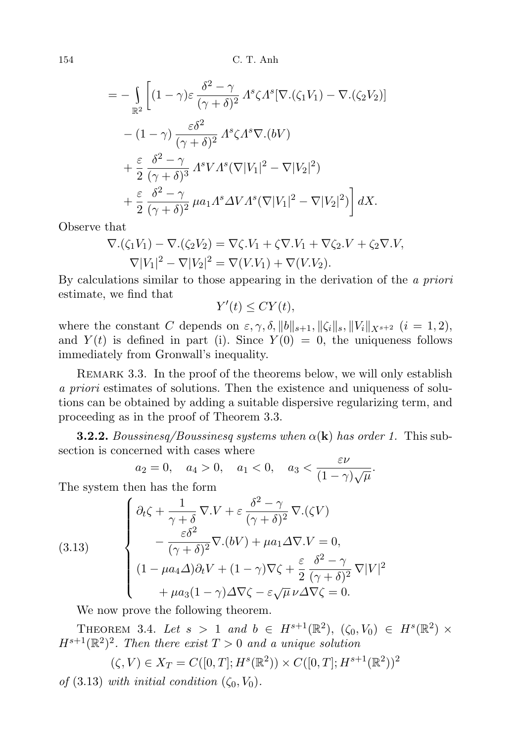$$
\begin{aligned}
= -\int_{\mathbb{R}^2} \bigg[ & (1-\gamma)\varepsilon \frac{\delta^2-\gamma}{(\gamma+\delta)^2} \Lambda^s \zeta \Lambda^s [\nabla.(\zeta_1 V_1) - \nabla.(\zeta_2 V_2)] \\
& - (1-\gamma) \frac{\varepsilon \delta^2}{(\gamma+\delta)^2} \Lambda^s \zeta \Lambda^s \nabla.(bV) \\
& + \frac{\varepsilon}{2} \frac{\delta^2-\gamma}{(\gamma+\delta)^3} \Lambda^s V \Lambda^s (\nabla |V_1|^2 - \nabla |V_2|^2) \\
& + \frac{\varepsilon}{2} \frac{\delta^2-\gamma}{(\gamma+\delta)^2} \mu a_1 \Lambda^s \Delta V \Lambda^s (\nabla |V_1|^2 - \nabla |V_2|^2) \bigg] \, dX.
\end{aligned}
$$

Observe that

$$
\nabla.(\zeta_1 V_1) - \nabla.(\zeta_2 V_2) = \nabla \zeta . V_1 + \zeta \nabla . V_1 + \nabla \zeta_2 . V + \zeta_2 \nabla . V,
$$

$$
\nabla |V_1|^2 - \nabla |V_2|^2 = \nabla (V.V_1) + \nabla (V.V_2).
$$

By calculations similar to those appearing in the derivation of the *a priori* estimate, we find that

$$
Y'(t) \le C Y(t),
$$

where the constant $C$ depends on $\varepsilon, \gamma, \delta, \|b\|_{s+1}, \|\zeta_i\|_s, \|V_i\|_{X^{s+2}}$ $(i = 1, 2)$, and $Y(t)$ is defined in part (i). Since $Y(0) = 0$, the uniqueness follows immediately from Gronwall's inequality.

Remark 3.3. In the proof of the theorems below, we will only establish *a priori* estimates of solutions. Then the existence and uniqueness of solutions can be obtained by adding a suitable dispersive regularizing term, and proceeding as in the proof of Theorem 3.3.

**3.2.2.** *Boussinesq/Boussinesq systems when $\alpha(\mathbf{k})$ has order 1.* This subsection is concerned with cases where

$$
a_2 = 0, \quad a_4 > 0, \quad a_1 < 0, \quad a_3 < \frac{\varepsilon \nu}{(1-\gamma)\sqrt{\mu}}.
$$

The system then has the form

$$
\tag{3.13}
\begin{cases}
\partial_t \zeta + \dfrac{1}{\gamma+\delta} \nabla . V + \varepsilon \dfrac{\delta^2-\gamma}{(\gamma+\delta)^2} \nabla . (\zeta V) \\
\qquad - \dfrac{\varepsilon \delta^2}{(\gamma+\delta)^2} \nabla . (bV) + \mu a_1 \Delta \nabla . V = 0, \\
(1 - \mu a_4 \Delta) \partial_t V + (1-\gamma) \nabla \zeta + \dfrac{\varepsilon}{2} \dfrac{\delta^2-\gamma}{(\gamma+\delta)^2} \nabla |V|^2 \\
\qquad + \mu a_3 (1-\gamma) \Delta \nabla \zeta - \varepsilon \sqrt{\mu}\, \nu \Delta \nabla \zeta = 0.
\end{cases}
$$

We now prove the following theorem.

Theorem 3.4. *Let $s > 1$ and $b \in H^{s+1}(\mathbb{R}^2)$, $(\zeta_0, V_0) \in H^s(\mathbb{R}^2) \times H^{s+1}(\mathbb{R}^2)^2$. Then there exist $T > 0$ and a unique solution*

$$
(\zeta, V) \in X_T = C([0,T]; H^s(\mathbb{R}^2)) \times C([0,T]; H^{s+1}(\mathbb{R}^2))^2
$$

*of* (3.13) *with initial condition $(\zeta_0, V_0)$.*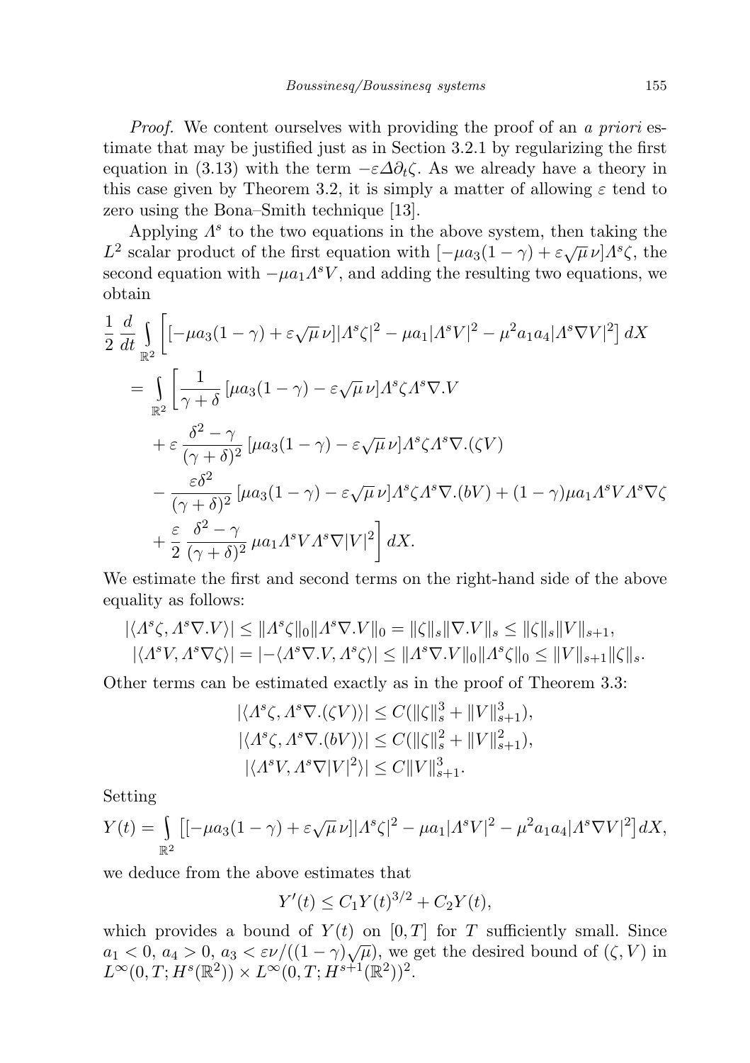*Proof.* We content ourselves with providing the proof of an *a priori* estimate that may be justified just as in Section 3.2.1 by regularizing the first equation in (3.13) with the term $-\varepsilon\Delta\partial_t\zeta$. As we already have a theory in this case given by Theorem 3.2, it is simply a matter of allowing $\varepsilon$ tend to zero using the Bona–Smith technique [13].

Applying $\Lambda^s$ to the two equations in the above system, then taking the $L^2$ scalar product of the first equation with $[-\mu a_3(1-\gamma)+\varepsilon\sqrt{\mu}\,\nu]\Lambda^s\zeta$, the second equation with $-\mu a_1\Lambda^s V$, and adding the resulting two equations, we obtain

$$
\begin{aligned}
\frac{1}{2}\frac{d}{dt}\int_{\mathbb{R}^2}&\Big[[-\mu a_3(1-\gamma)+\varepsilon\sqrt{\mu}\,\nu]|\Lambda^s\zeta|^2-\mu a_1|\Lambda^s V|^2-\mu^2 a_1 a_4|\Lambda^s\nabla V|^2\Big]\,dX\\
&=\int_{\mathbb{R}^2}\bigg[\frac{1}{\gamma+\delta}\,[\mu a_3(1-\gamma)-\varepsilon\sqrt{\mu}\,\nu]\Lambda^s\zeta\Lambda^s\nabla.V\\
&\quad+\varepsilon\,\frac{\delta^2-\gamma}{(\gamma+\delta)^2}\,[\mu a_3(1-\gamma)-\varepsilon\sqrt{\mu}\,\nu]\Lambda^s\zeta\Lambda^s\nabla.(\zeta V)\\
&\quad-\frac{\varepsilon\delta^2}{(\gamma+\delta)^2}\,[\mu a_3(1-\gamma)-\varepsilon\sqrt{\mu}\,\nu]\Lambda^s\zeta\Lambda^s\nabla.(bV)+(1-\gamma)\mu a_1\Lambda^s V\Lambda^s\nabla\zeta\\
&\quad+\frac{\varepsilon}{2}\,\frac{\delta^2-\gamma}{(\gamma+\delta)^2}\,\mu a_1\Lambda^s V\Lambda^s\nabla|V|^2\bigg]\,dX.
\end{aligned}
$$

We estimate the first and second terms on the right-hand side of the above equality as follows:

$$
\begin{aligned}
|\langle\Lambda^s\zeta,\Lambda^s\nabla.V\rangle|&\le\|\Lambda^s\zeta\|_0\|\Lambda^s\nabla.V\|_0=\|\zeta\|_s\|\nabla.V\|_s\le\|\zeta\|_s\|V\|_{s+1},\\
|\langle\Lambda^s V,\Lambda^s\nabla\zeta\rangle|&=|-\langle\Lambda^s\nabla.V,\Lambda^s\zeta\rangle|\le\|\Lambda^s\nabla.V\|_0\|\Lambda^s\zeta\|_0\le\|V\|_{s+1}\|\zeta\|_s.
\end{aligned}
$$

Other terms can be estimated exactly as in the proof of Theorem 3.3:

$$
\begin{aligned}
|\langle\Lambda^s\zeta,\Lambda^s\nabla.(\zeta V)\rangle|&\le C(\|\zeta\|_s^3+\|V\|_{s+1}^3),\\
|\langle\Lambda^s\zeta,\Lambda^s\nabla.(bV)\rangle|&\le C(\|\zeta\|_s^2+\|V\|_{s+1}^2),\\
|\langle\Lambda^s V,\Lambda^s\nabla|V|^2\rangle|&\le C\|V\|_{s+1}^3.
\end{aligned}
$$

Setting

$$
Y(t)=\int_{\mathbb{R}^2}\big[[-\mu a_3(1-\gamma)+\varepsilon\sqrt{\mu}\,\nu]|\Lambda^s\zeta|^2-\mu a_1|\Lambda^s V|^2-\mu^2 a_1 a_4|\Lambda^s\nabla V|^2\big]dX,
$$

we deduce from the above estimates that

$$
Y'(t)\le C_1 Y(t)^{3/2}+C_2 Y(t),
$$

which provides a bound of $Y(t)$ on $[0,T]$ for $T$ sufficiently small. Since $a_1<0$, $a_4>0$, $a_3<\varepsilon\nu/((1-\gamma)\sqrt{\mu})$, we get the desired bound of $(\zeta,V)$ in $L^\infty(0,T;H^s(\mathbb{R}^2))\times L^\infty(0,T;H^{s+1}(\mathbb{R}^2))^2$.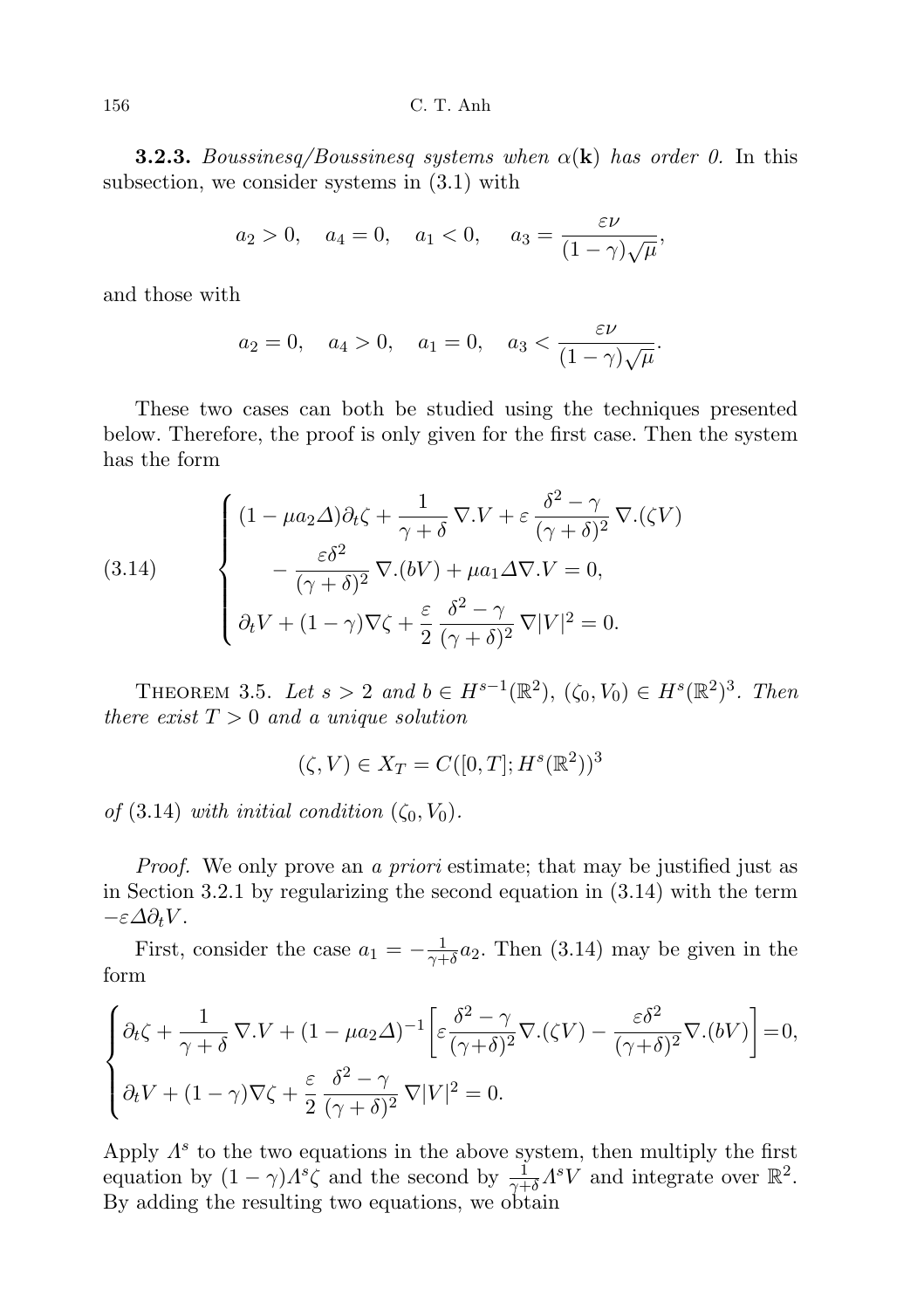**3.2.3.** *Boussinesq/Boussinesq systems when $\alpha(\mathbf{k})$ has order 0.* In this subsection, we consider systems in (3.1) with

$$a_2 > 0, \quad a_4 = 0, \quad a_1 < 0, \quad a_3 = \frac{\varepsilon\nu}{(1-\gamma)\sqrt{\mu}},$$

and those with

$$a_2 = 0, \quad a_4 > 0, \quad a_1 = 0, \quad a_3 < \frac{\varepsilon\nu}{(1-\gamma)\sqrt{\mu}}.$$

These two cases can both be studied using the techniques presented below. Therefore, the proof is only given for the first case. Then the system has the form

$$\tag{3.14} \begin{cases} (1-\mu a_2 \Delta)\partial_t \zeta + \dfrac{1}{\gamma+\delta}\,\nabla.V + \varepsilon\,\dfrac{\delta^2-\gamma}{(\gamma+\delta)^2}\,\nabla.(\zeta V) \\ \qquad - \dfrac{\varepsilon\delta^2}{(\gamma+\delta)^2}\,\nabla.(bV) + \mu a_1 \Delta\nabla.V = 0, \\ \partial_t V + (1-\gamma)\nabla\zeta + \dfrac{\varepsilon}{2}\,\dfrac{\delta^2-\gamma}{(\gamma+\delta)^2}\,\nabla|V|^2 = 0. \end{cases}$$

THEOREM 3.5. *Let $s > 2$ and $b \in H^{s-1}(\mathbb{R}^2)$, $(\zeta_0, V_0) \in H^s(\mathbb{R}^2)^3$. Then there exist $T > 0$ and a unique solution*

$$(\zeta, V) \in X_T = C([0,T]; H^s(\mathbb{R}^2))^3$$

*of* (3.14) *with initial condition $(\zeta_0, V_0)$.*

*Proof.* We only prove an *a priori* estimate; that may be justified just as in Section 3.2.1 by regularizing the second equation in (3.14) with the term $-\varepsilon\Delta\partial_t V$.

First, consider the case $a_1 = -\frac{1}{\gamma+\delta}a_2$. Then (3.14) may be given in the form

$$\begin{cases} \partial_t \zeta + \dfrac{1}{\gamma+\delta}\,\nabla.V + (1-\mu a_2\Delta)^{-1}\left[\varepsilon\dfrac{\delta^2-\gamma}{(\gamma+\delta)^2}\nabla.(\zeta V) - \dfrac{\varepsilon\delta^2}{(\gamma+\delta)^2}\nabla.(bV)\right] = 0, \\ \partial_t V + (1-\gamma)\nabla\zeta + \dfrac{\varepsilon}{2}\,\dfrac{\delta^2-\gamma}{(\gamma+\delta)^2}\,\nabla|V|^2 = 0. \end{cases}$$

Apply $\Lambda^s$ to the two equations in the above system, then multiply the first equation by $(1-\gamma)\Lambda^s\zeta$ and the second by $\frac{1}{\gamma+\delta}\Lambda^s V$ and integrate over $\mathbb{R}^2$. By adding the resulting two equations, we obtain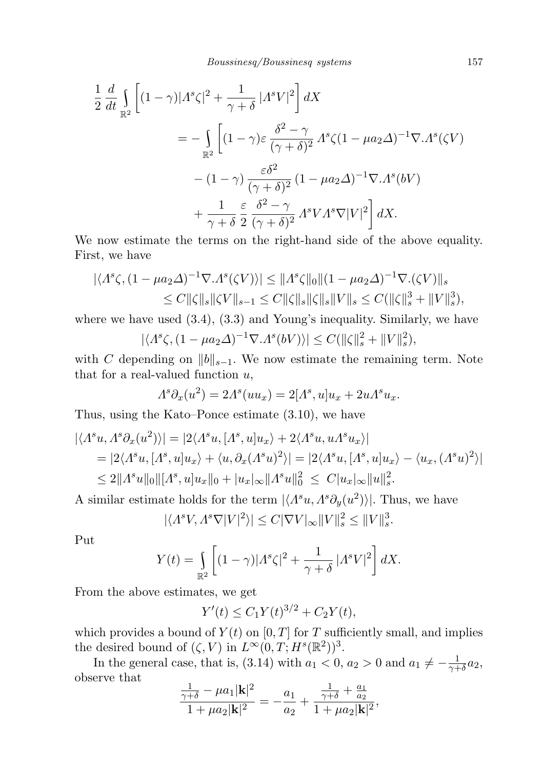$$
\begin{aligned}
\frac{1}{2}\frac{d}{dt}\int\limits_{\mathbb{R}^2}\left[(1-\gamma)|\Lambda^s\zeta|^2+\frac{1}{\gamma+\delta}|\Lambda^s V|^2\right]dX
&= -\int\limits_{\mathbb{R}^2}\bigg[(1-\gamma)\varepsilon\,\frac{\delta^2-\gamma}{(\gamma+\delta)^2}\,\Lambda^s\zeta(1-\mu a_2\Delta)^{-1}\nabla.\Lambda^s(\zeta V)\\
&\quad -(1-\gamma)\,\frac{\varepsilon\delta^2}{(\gamma+\delta)^2}\,(1-\mu a_2\Delta)^{-1}\nabla.\Lambda^s(bV)\\
&\quad +\frac{1}{\gamma+\delta}\,\frac{\varepsilon}{2}\,\frac{\delta^2-\gamma}{(\gamma+\delta)^2}\,\Lambda^s V\Lambda^s\nabla|V|^2\bigg]dX.
\end{aligned}
$$

We now estimate the terms on the right-hand side of the above equality. First, we have

$$
\begin{aligned}
|\langle\Lambda^s\zeta,(1-\mu a_2\Delta)^{-1}\nabla.\Lambda^s(\zeta V)\rangle| &\le \|\Lambda^s\zeta\|_0\|(1-\mu a_2\Delta)^{-1}\nabla.(\zeta V)\|_s\\
&\le C\|\zeta\|_s\|\zeta V\|_{s-1}\le C\|\zeta\|_s\|\zeta\|_s\|V\|_s\le C(\|\zeta\|_s^3+\|V\|_s^3),
\end{aligned}
$$

where we have used (3.4), (3.3) and Young's inequality. Similarly, we have

$$
|\langle\Lambda^s\zeta,(1-\mu a_2\Delta)^{-1}\nabla.\Lambda^s(bV)\rangle|\le C(\|\zeta\|_s^2+\|V\|_s^2),
$$

with $C$ depending on $\|b\|_{s-1}$. We now estimate the remaining term. Note that for a real-valued function $u$,

$$
\Lambda^s\partial_x(u^2)=2\Lambda^s(uu_x)=2[\Lambda^s,u]u_x+2u\Lambda^s u_x.
$$

Thus, using the Kato–Ponce estimate (3.10), we have

$$
\begin{aligned}
|\langle\Lambda^s u,\Lambda^s\partial_x(u^2)\rangle| &= |2\langle\Lambda^s u,[\Lambda^s,u]u_x\rangle+2\langle\Lambda^s u,u\Lambda^s u_x\rangle|\\
&=|2\langle\Lambda^s u,[\Lambda^s,u]u_x\rangle+\langle u,\partial_x(\Lambda^s u)^2\rangle| = |2\langle\Lambda^s u,[\Lambda^s,u]u_x\rangle-\langle u_x,(\Lambda^s u)^2\rangle|\\
&\le 2\|\Lambda^s u\|_0\|[\Lambda^s,u]u_x\|_0+|u_x|_\infty\|\Lambda^s u\|_0^2 \;\le\; C|u_x|_\infty\|u\|_s^2.
\end{aligned}
$$

A similar estimate holds for the term $|\langle\Lambda^s u,\Lambda^s\partial_y(u^2)\rangle|$. Thus, we have

$$
|\langle\Lambda^s V,\Lambda^s\nabla|V|^2\rangle|\le C|\nabla V|_\infty\|V\|_s^2\le\|V\|_s^3.
$$

Put

$$
Y(t)=\int\limits_{\mathbb{R}^2}\left[(1-\gamma)|\Lambda^s\zeta|^2+\frac{1}{\gamma+\delta}|\Lambda^s V|^2\right]dX.
$$

From the above estimates, we get

$$
Y'(t)\le C_1Y(t)^{3/2}+C_2Y(t),
$$

which provides a bound of $Y(t)$ on $[0,T]$ for $T$ sufficiently small, and implies the desired bound of $(\zeta,V)$ in $L^\infty(0,T;H^s(\mathbb{R}^2))^3$.

In the general case, that is, (3.14) with $a_1<0$, $a_2>0$ and $a_1\ne-\frac{1}{\gamma+\delta}a_2$, observe that

$$
\frac{\frac{1}{\gamma+\delta}-\mu a_1|\mathbf{k}|^2}{1+\mu a_2|\mathbf{k}|^2}=-\frac{a_1}{a_2}+\frac{\frac{1}{\gamma+\delta}+\frac{a_1}{a_2}}{1+\mu a_2|\mathbf{k}|^2},
$$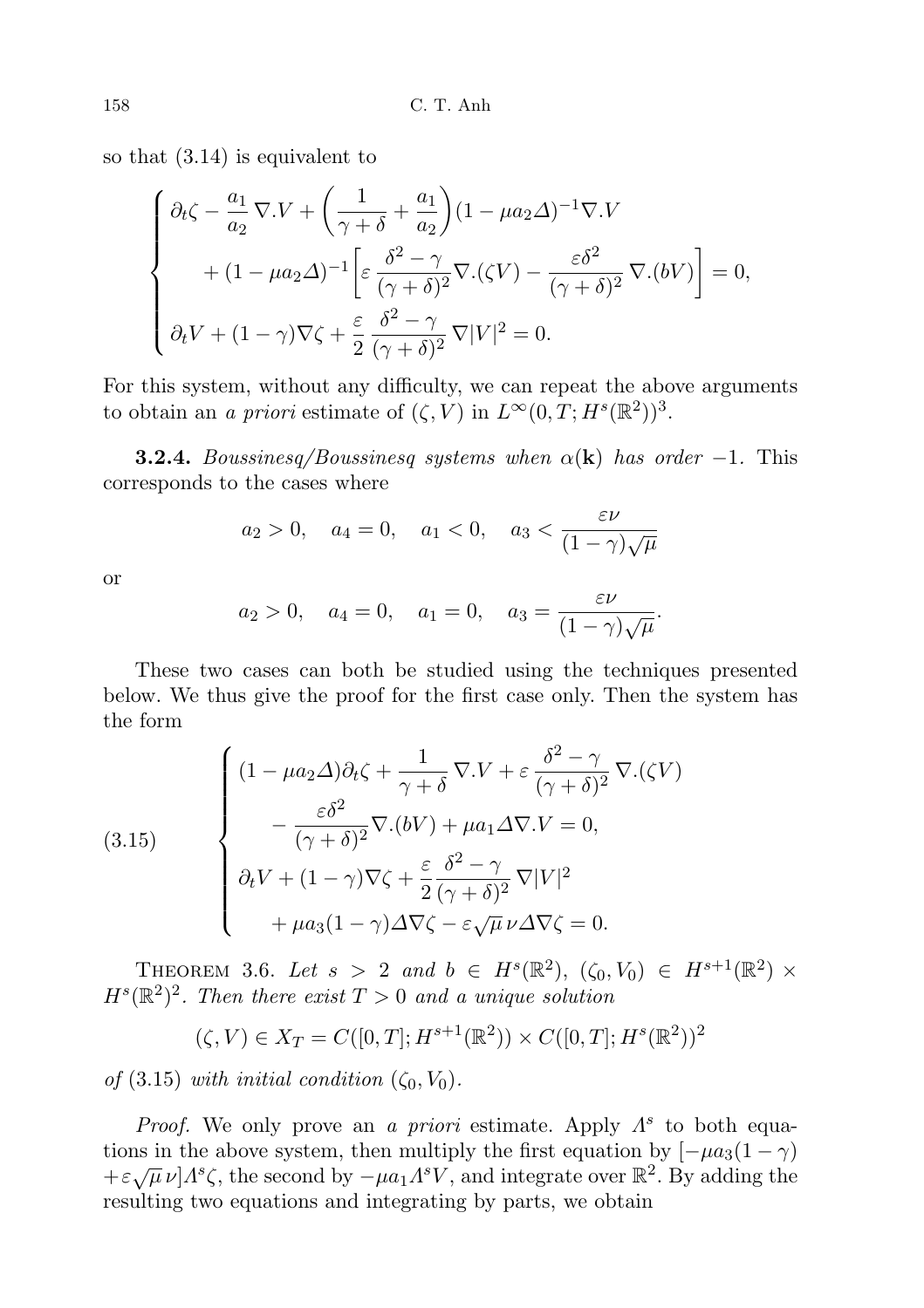so that (3.14) is equivalent to

$$
\begin{cases}
\partial_t \zeta - \dfrac{a_1}{a_2}\,\nabla.V + \left(\dfrac{1}{\gamma+\delta} + \dfrac{a_1}{a_2}\right)(1-\mu a_2 \Delta)^{-1}\nabla.V \\[2mm]
\qquad + (1-\mu a_2\Delta)^{-1}\left[\varepsilon\,\dfrac{\delta^2-\gamma}{(\gamma+\delta)^2}\nabla.(\zeta V) - \dfrac{\varepsilon\delta^2}{(\gamma+\delta)^2}\,\nabla.(bV)\right] = 0, \\[2mm]
\partial_t V + (1-\gamma)\nabla\zeta + \dfrac{\varepsilon}{2}\,\dfrac{\delta^2-\gamma}{(\gamma+\delta)^2}\,\nabla|V|^2 = 0.
\end{cases}
$$

For this system, without any difficulty, we can repeat the above arguments to obtain an *a priori* estimate of $(\zeta, V)$ in $L^\infty(0,T;H^s(\mathbb{R}^2))^3$.

**3.2.4.** *Boussinesq/Boussinesq systems when $\alpha(\mathbf{k})$ has order $-1$.* This corresponds to the cases where

$$
a_2 > 0, \quad a_4 = 0, \quad a_1 < 0, \quad a_3 < \frac{\varepsilon\nu}{(1-\gamma)\sqrt{\mu}}
$$

or

$$
a_2 > 0, \quad a_4 = 0, \quad a_1 = 0, \quad a_3 = \frac{\varepsilon\nu}{(1-\gamma)\sqrt{\mu}}.
$$

These two cases can both be studied using the techniques presented below. We thus give the proof for the first case only. Then the system has the form

$$
\begin{cases}
(1-\mu a_2\Delta)\partial_t\zeta + \dfrac{1}{\gamma+\delta}\,\nabla.V + \varepsilon\,\dfrac{\delta^2-\gamma}{(\gamma+\delta)^2}\,\nabla.(\zeta V) \\[2mm]
\qquad - \dfrac{\varepsilon\delta^2}{(\gamma+\delta)^2}\nabla.(bV) + \mu a_1\Delta\nabla.V = 0, \\[2mm]
\partial_t V + (1-\gamma)\nabla\zeta + \dfrac{\varepsilon}{2}\dfrac{\delta^2-\gamma}{(\gamma+\delta)^2}\,\nabla|V|^2 \\[2mm]
\qquad + \mu a_3(1-\gamma)\Delta\nabla\zeta - \varepsilon\sqrt{\mu}\,\nu\Delta\nabla\zeta = 0.
\end{cases} \tag{3.15}
$$

THEOREM 3.6. *Let $s > 2$ and $b \in H^s(\mathbb{R}^2)$, $(\zeta_0, V_0) \in H^{s+1}(\mathbb{R}^2) \times H^s(\mathbb{R}^2)^2$. Then there exist $T > 0$ and a unique solution*

$$
(\zeta, V) \in X_T = C([0,T]; H^{s+1}(\mathbb{R}^2)) \times C([0,T];H^s(\mathbb{R}^2))^2
$$

*of* (3.15) *with initial condition $(\zeta_0, V_0)$.*

*Proof.* We only prove an *a priori* estimate. Apply $\Lambda^s$ to both equations in the above system, then multiply the first equation by $[-\mu a_3(1-\gamma) + \varepsilon\sqrt{\mu}\,\nu]\Lambda^s\zeta$, the second by $-\mu a_1\Lambda^s V$, and integrate over $\mathbb{R}^2$. By adding the resulting two equations and integrating by parts, we obtain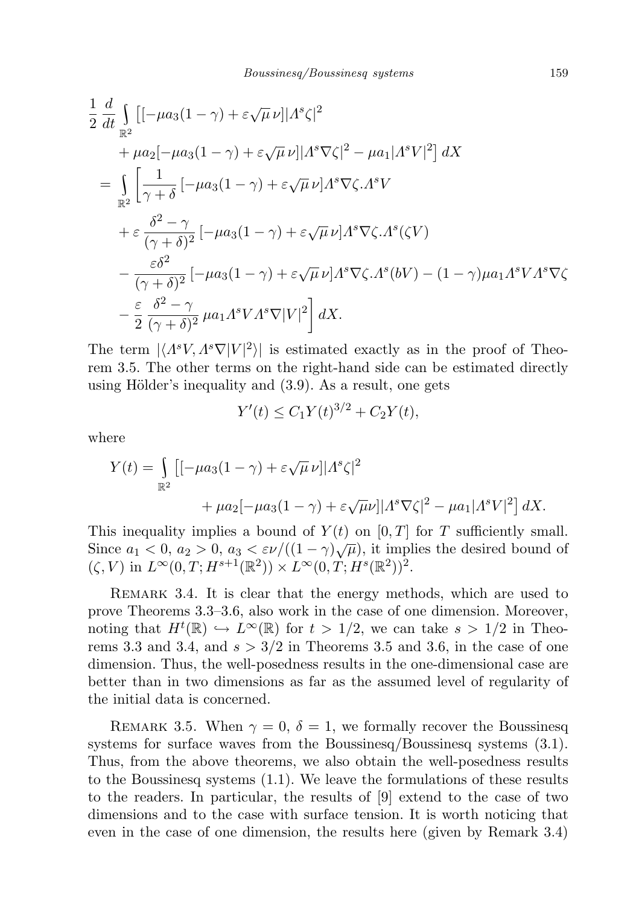$$
\begin{aligned}
&\frac{1}{2}\frac{d}{dt}\int_{\mathbb{R}^2}\big[[-\mu a_3(1-\gamma)+\varepsilon\sqrt{\mu}\,\nu]|\Lambda^s\zeta|^2\\
&\qquad+\mu a_2[-\mu a_3(1-\gamma)+\varepsilon\sqrt{\mu}\,\nu]|\Lambda^s\nabla\zeta|^2-\mu a_1|\Lambda^s V|^2\big]\,dX\\
&=\int_{\mathbb{R}^2}\bigg[\frac{1}{\gamma+\delta}\,[-\mu a_3(1-\gamma)+\varepsilon\sqrt{\mu}\,\nu]\Lambda^s\nabla\zeta.\Lambda^s V\\
&\qquad+\varepsilon\,\frac{\delta^2-\gamma}{(\gamma+\delta)^2}\,[-\mu a_3(1-\gamma)+\varepsilon\sqrt{\mu}\,\nu]\Lambda^s\nabla\zeta.\Lambda^s(\zeta V)\\
&\qquad-\frac{\varepsilon\delta^2}{(\gamma+\delta)^2}\,[-\mu a_3(1-\gamma)+\varepsilon\sqrt{\mu}\,\nu]\Lambda^s\nabla\zeta.\Lambda^s(bV)-(1-\gamma)\mu a_1\Lambda^s V\Lambda^s\nabla\zeta\\
&\qquad-\frac{\varepsilon}{2}\,\frac{\delta^2-\gamma}{(\gamma+\delta)^2}\,\mu a_1\Lambda^s V\Lambda^s\nabla|V|^2\bigg]\,dX.
\end{aligned}
$$

The term $|\langle\Lambda^s V,\Lambda^s\nabla|V|^2\rangle|$ is estimated exactly as in the proof of Theorem 3.5. The other terms on the right-hand side can be estimated directly using Hölder's inequality and (3.9). As a result, one gets

$$
Y'(t)\le C_1Y(t)^{3/2}+C_2Y(t),
$$

where

$$
\begin{aligned}
Y(t)=\int_{\mathbb{R}^2}&\big[[-\mu a_3(1-\gamma)+\varepsilon\sqrt{\mu}\,\nu]|\Lambda^s\zeta|^2\\
&\qquad+\mu a_2[-\mu a_3(1-\gamma)+\varepsilon\sqrt{\mu}\nu]|\Lambda^s\nabla\zeta|^2-\mu a_1|\Lambda^s V|^2\big]\,dX.
\end{aligned}
$$

This inequality implies a bound of $Y(t)$ on $[0,T]$ for $T$ sufficiently small. Since $a_1<0$, $a_2>0$, $a_3<\varepsilon\nu/((1-\gamma)\sqrt{\mu})$, it implies the desired bound of $(\zeta,V)$ in $L^\infty(0,T;H^{s+1}(\mathbb{R}^2))\times L^\infty(0,T;H^s(\mathbb{R}^2))^2$.

Remark 3.4. It is clear that the energy methods, which are used to prove Theorems 3.3–3.6, also work in the case of one dimension. Moreover, noting that $H^t(\mathbb{R})\hookrightarrow L^\infty(\mathbb{R})$ for $t>1/2$, we can take $s>1/2$ in Theorems 3.3 and 3.4, and $s>3/2$ in Theorems 3.5 and 3.6, in the case of one dimension. Thus, the well-posedness results in the one-dimensional case are better than in two dimensions as far as the assumed level of regularity of the initial data is concerned.

Remark 3.5. When $\gamma=0$, $\delta=1$, we formally recover the Boussinesq systems for surface waves from the Boussinesq/Boussinesq systems (3.1). Thus, from the above theorems, we also obtain the well-posedness results to the Boussinesq systems (1.1). We leave the formulations of these results to the readers. In particular, the results of [9] extend to the case of two dimensions and to the case with surface tension. It is worth noticing that even in the case of one dimension, the results here (given by Remark 3.4)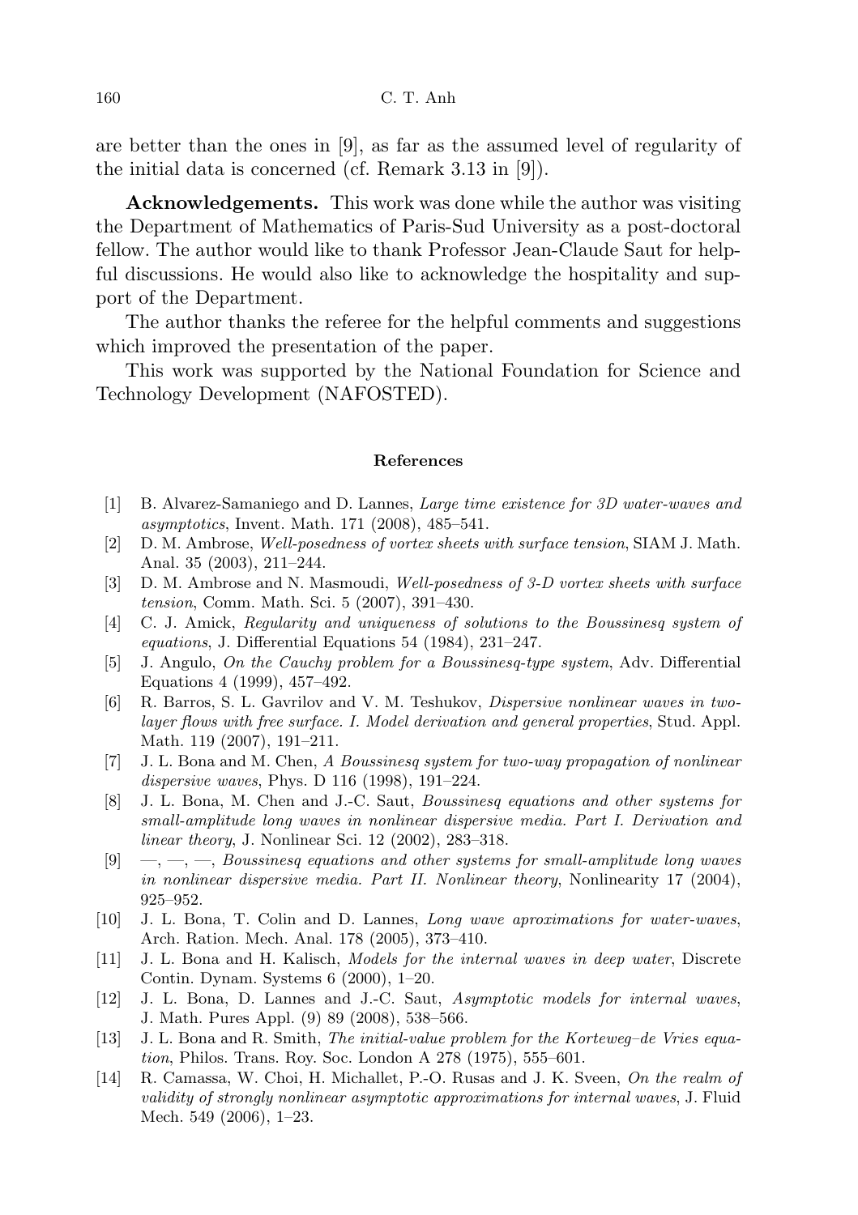are better than the ones in [9], as far as the assumed level of regularity of the initial data is concerned (cf. Remark 3.13 in [9]).

**Acknowledgements.** This work was done while the author was visiting the Department of Mathematics of Paris-Sud University as a post-doctoral fellow. The author would like to thank Professor Jean-Claude Saut for helpful discussions. He would also like to acknowledge the hospitality and support of the Department.

The author thanks the referee for the helpful comments and suggestions which improved the presentation of the paper.

This work was supported by the National Foundation for Science and Technology Development (NAFOSTED).

#### References

[1] B. Alvarez-Samaniego and D. Lannes, *Large time existence for 3D water-waves and asymptotics*, Invent. Math. 171 (2008), 485–541.

[2] D. M. Ambrose, *Well-posedness of vortex sheets with surface tension*, SIAM J. Math. Anal. 35 (2003), 211–244.

[3] D. M. Ambrose and N. Masmoudi, *Well-posedness of 3-D vortex sheets with surface tension*, Comm. Math. Sci. 5 (2007), 391–430.

[4] C. J. Amick, *Regularity and uniqueness of solutions to the Boussinesq system of equations*, J. Differential Equations 54 (1984), 231–247.

[5] J. Angulo, *On the Cauchy problem for a Boussinesq-type system*, Adv. Differential Equations 4 (1999), 457–492.

[6] R. Barros, S. L. Gavrilov and V. M. Teshukov, *Dispersive nonlinear waves in two-layer flows with free surface. I. Model derivation and general properties*, Stud. Appl. Math. 119 (2007), 191–211.

[7] J. L. Bona and M. Chen, *A Boussinesq system for two-way propagation of nonlinear dispersive waves*, Phys. D 116 (1998), 191–224.

[8] J. L. Bona, M. Chen and J.-C. Saut, *Boussinesq equations and other systems for small-amplitude long waves in nonlinear dispersive media. Part I. Derivation and linear theory*, J. Nonlinear Sci. 12 (2002), 283–318.

[9] —, —, —, *Boussinesq equations and other systems for small-amplitude long waves in nonlinear dispersive media. Part II. Nonlinear theory*, Nonlinearity 17 (2004), 925–952.

[10] J. L. Bona, T. Colin and D. Lannes, *Long wave aproximations for water-waves*, Arch. Ration. Mech. Anal. 178 (2005), 373–410.

[11] J. L. Bona and H. Kalisch, *Models for the internal waves in deep water*, Discrete Contin. Dynam. Systems 6 (2000), 1–20.

[12] J. L. Bona, D. Lannes and J.-C. Saut, *Asymptotic models for internal waves*, J. Math. Pures Appl. (9) 89 (2008), 538–566.

[13] J. L. Bona and R. Smith, *The initial-value problem for the Korteweg–de Vries equation*, Philos. Trans. Roy. Soc. London A 278 (1975), 555–601.

[14] R. Camassa, W. Choi, H. Michallet, P.-O. Rusas and J. K. Sveen, *On the realm of validity of strongly nonlinear asymptotic approximations for internal waves*, J. Fluid Mech. 549 (2006), 1–23.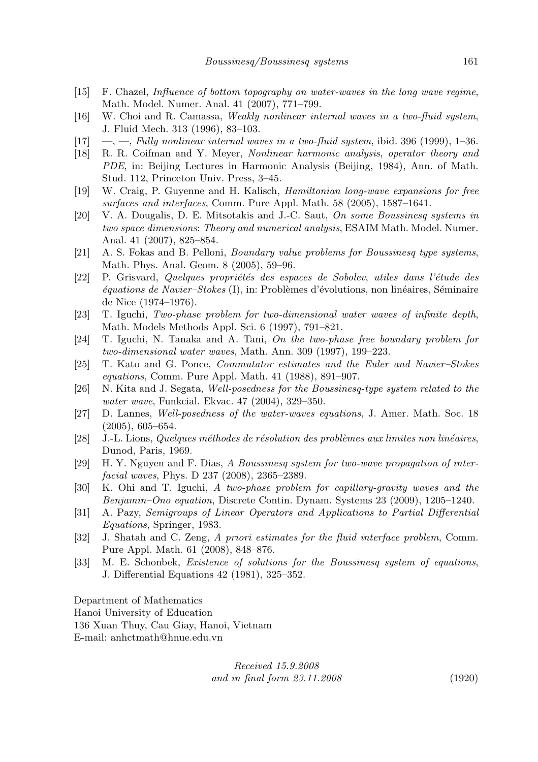[15] F. Chazel, *Influence of bottom topography on water-waves in the long wave regime*, Math. Model. Numer. Anal. 41 (2007), 771–799.

[16] W. Choi and R. Camassa, *Weakly nonlinear internal waves in a two-fluid system*, J. Fluid Mech. 313 (1996), 83–103.

[17] —, —, *Fully nonlinear internal waves in a two-fluid system*, ibid. 396 (1999), 1–36.

[18] R. R. Coifman and Y. Meyer, *Nonlinear harmonic analysis, operator theory and PDE*, in: Beijing Lectures in Harmonic Analysis (Beijing, 1984), Ann. of Math. Stud. 112, Princeton Univ. Press, 3–45.

[19] W. Craig, P. Guyenne and H. Kalisch, *Hamiltonian long-wave expansions for free surfaces and interfaces*, Comm. Pure Appl. Math. 58 (2005), 1587–1641.

[20] V. A. Dougalis, D. E. Mitsotakis and J.-C. Saut, *On some Boussinesq systems in two space dimensions: Theory and numerical analysis*, ESAIM Math. Model. Numer. Anal. 41 (2007), 825–854.

[21] A. S. Fokas and B. Pelloni, *Boundary value problems for Boussinesq type systems*, Math. Phys. Anal. Geom. 8 (2005), 59–96.

[22] P. Grisvard, *Quelques propriétés des espaces de Sobolev, utiles dans l'étude des équations de Navier–Stokes* (I), in: Problèmes d'évolutions, non linéaires, Séminaire de Nice (1974–1976).

[23] T. Iguchi, *Two-phase problem for two-dimensional water waves of infinite depth*, Math. Models Methods Appl. Sci. 6 (1997), 791–821.

[24] T. Iguchi, N. Tanaka and A. Tani, *On the two-phase free boundary problem for two-dimensional water waves*, Math. Ann. 309 (1997), 199–223.

[25] T. Kato and G. Ponce, *Commutator estimates and the Euler and Navier–Stokes equations*, Comm. Pure Appl. Math. 41 (1988), 891–907.

[26] N. Kita and J. Segata, *Well-posedness for the Boussinesq-type system related to the water wave*, Funkcial. Ekvac. 47 (2004), 329–350.

[27] D. Lannes, *Well-posedness of the water-waves equations*, J. Amer. Math. Soc. 18 (2005), 605–654.

[28] J.-L. Lions, *Quelques méthodes de résolution des problèmes aux limites non linéaires*, Dunod, Paris, 1969.

[29] H. Y. Nguyen and F. Dias, *A Boussinesq system for two-wave propagation of interfacial waves*, Phys. D 237 (2008), 2365–2389.

[30] K. Ohi and T. Iguchi, *A two-phase problem for capillary-gravity waves and the Benjamin–Ono equation*, Discrete Contin. Dynam. Systems 23 (2009), 1205–1240.

[31] A. Pazy, *Semigroups of Linear Operators and Applications to Partial Differential Equations*, Springer, 1983.

[32] J. Shatah and C. Zeng, *A priori estimates for the fluid interface problem*, Comm. Pure Appl. Math. 61 (2008), 848–876.

[33] M. E. Schonbek, *Existence of solutions for the Boussinesq system of equations*, J. Differential Equations 42 (1981), 325–352.

Department of Mathematics
Hanoi University of Education
136 Xuan Thuy, Cau Giay, Hanoi, Vietnam
E-mail: anhctmath@hnue.edu.vn

*Received 15.9.2008*
*and in final form 23.11.2008* (1920)